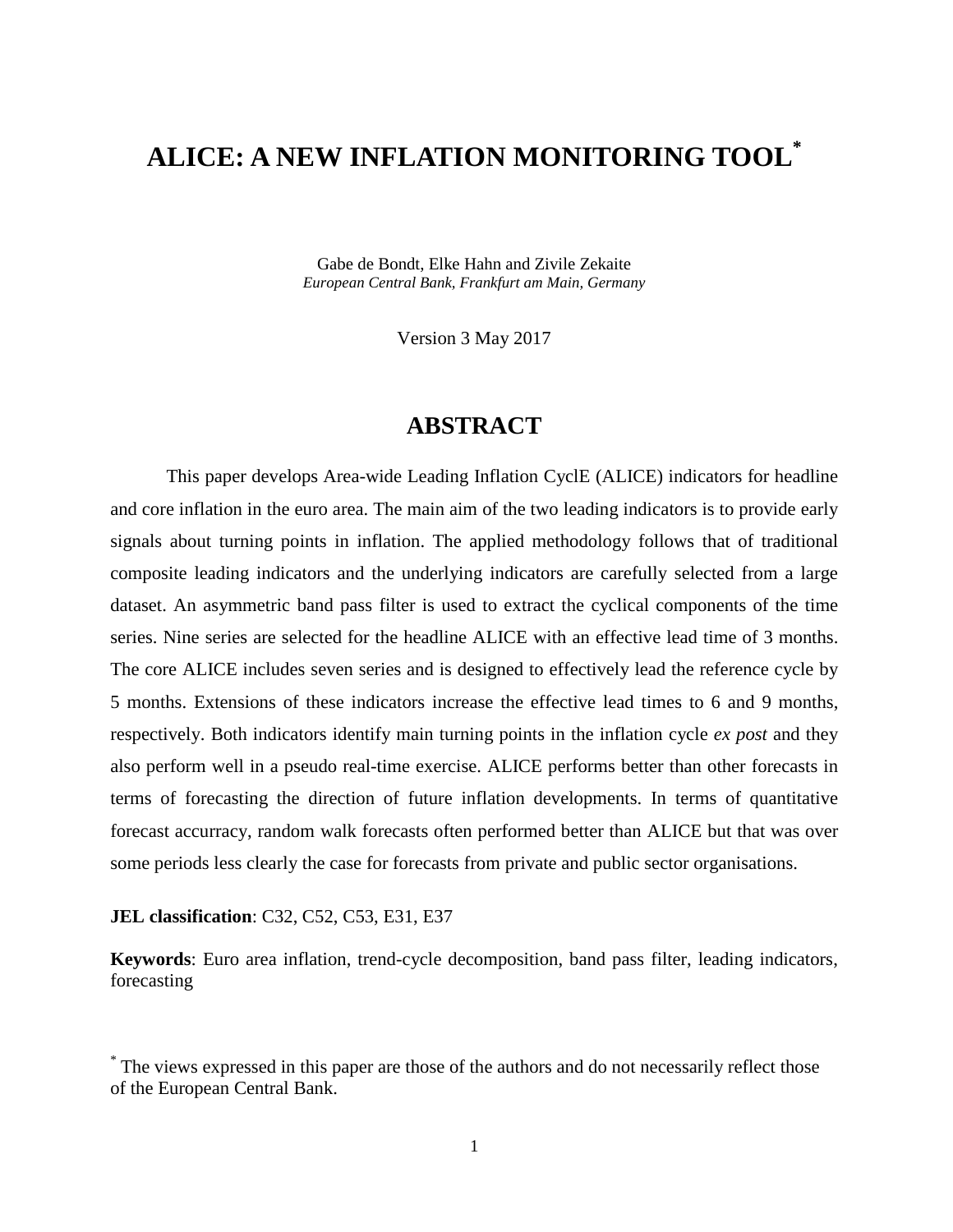# ALICE: A NEW INFLATION MONITORING TOOL*

Gabe de Bondt, Elke Hahn and Zivile Zekaite
*European Central Bank, Frankfurt am Main, Germany*

Version 3 May 2017

## ABSTRACT

This paper develops Area-wide Leading Inflation CyclE (ALICE) indicators for headline and core inflation in the euro area. The main aim of the two leading indicators is to provide early signals about turning points in inflation. The applied methodology follows that of traditional composite leading indicators and the underlying indicators are carefully selected from a large dataset. An asymmetric band pass filter is used to extract the cyclical components of the time series. Nine series are selected for the headline ALICE with an effective lead time of 3 months. The core ALICE includes seven series and is designed to effectively lead the reference cycle by 5 months. Extensions of these indicators increase the effective lead times to 6 and 9 months, respectively. Both indicators identify main turning points in the inflation cycle *ex post* and they also perform well in a pseudo real-time exercise. ALICE performs better than other forecasts in terms of forecasting the direction of future inflation developments. In terms of quantitative forecast accurracy, random walk forecasts often performed better than ALICE but that was over some periods less clearly the case for forecasts from private and public sector organisations.

**JEL classification**: C32, C52, C53, E31, E37

**Keywords**: Euro area inflation, trend-cycle decomposition, band pass filter, leading indicators, forecasting

* The views expressed in this paper are those of the authors and do not necessarily reflect those of the European Central Bank.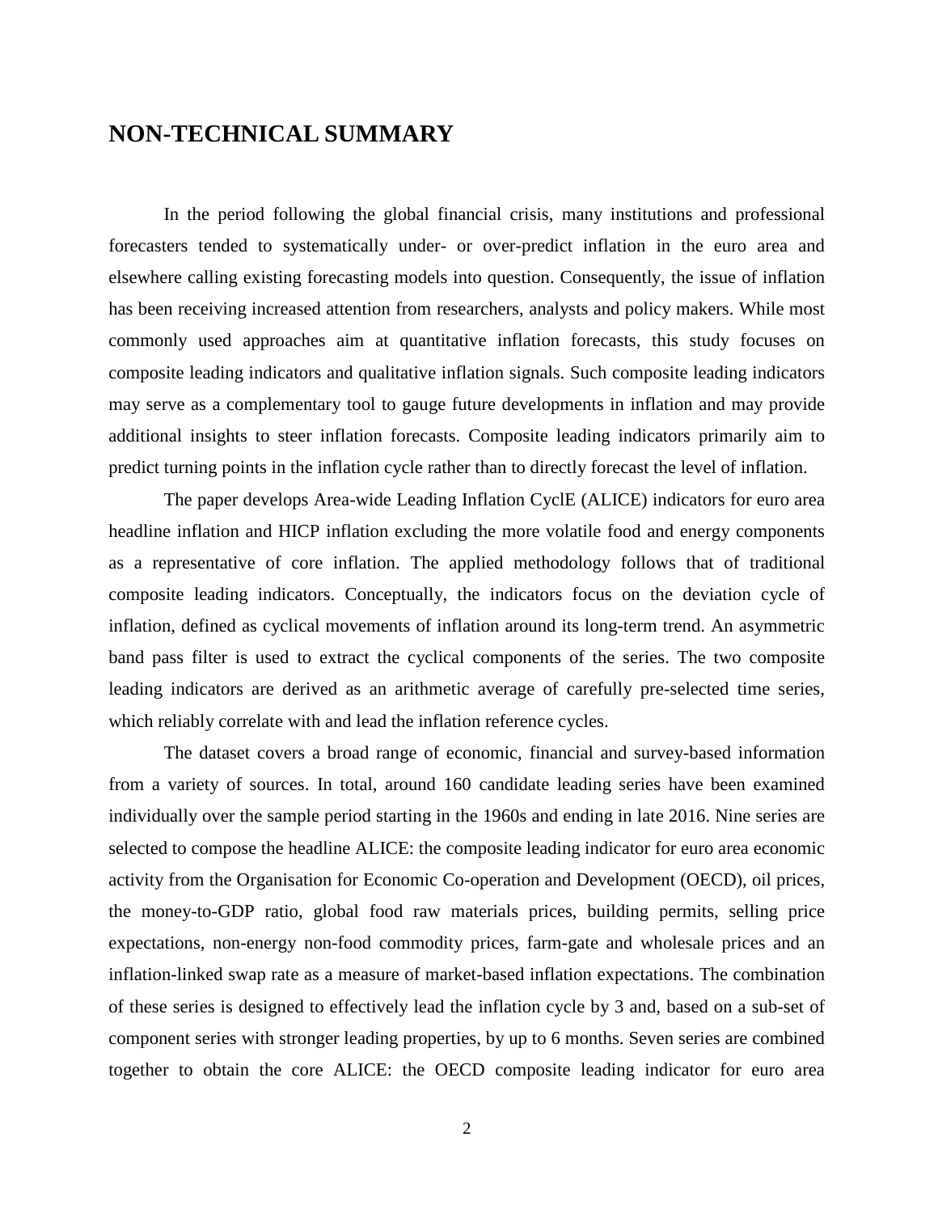## NON-TECHNICAL SUMMARY

In the period following the global financial crisis, many institutions and professional forecasters tended to systematically under- or over-predict inflation in the euro area and elsewhere calling existing forecasting models into question. Consequently, the issue of inflation has been receiving increased attention from researchers, analysts and policy makers. While most commonly used approaches aim at quantitative inflation forecasts, this study focuses on composite leading indicators and qualitative inflation signals. Such composite leading indicators may serve as a complementary tool to gauge future developments in inflation and may provide additional insights to steer inflation forecasts. Composite leading indicators primarily aim to predict turning points in the inflation cycle rather than to directly forecast the level of inflation.

The paper develops Area-wide Leading Inflation CyclE (ALICE) indicators for euro area headline inflation and HICP inflation excluding the more volatile food and energy components as a representative of core inflation. The applied methodology follows that of traditional composite leading indicators. Conceptually, the indicators focus on the deviation cycle of inflation, defined as cyclical movements of inflation around its long-term trend. An asymmetric band pass filter is used to extract the cyclical components of the series. The two composite leading indicators are derived as an arithmetic average of carefully pre-selected time series, which reliably correlate with and lead the inflation reference cycles.

The dataset covers a broad range of economic, financial and survey-based information from a variety of sources. In total, around 160 candidate leading series have been examined individually over the sample period starting in the 1960s and ending in late 2016. Nine series are selected to compose the headline ALICE: the composite leading indicator for euro area economic activity from the Organisation for Economic Co-operation and Development (OECD), oil prices, the money-to-GDP ratio, global food raw materials prices, building permits, selling price expectations, non-energy non-food commodity prices, farm-gate and wholesale prices and an inflation-linked swap rate as a measure of market-based inflation expectations. The combination of these series is designed to effectively lead the inflation cycle by 3 and, based on a sub-set of component series with stronger leading properties, by up to 6 months. Seven series are combined together to obtain the core ALICE: the OECD composite leading indicator for euro area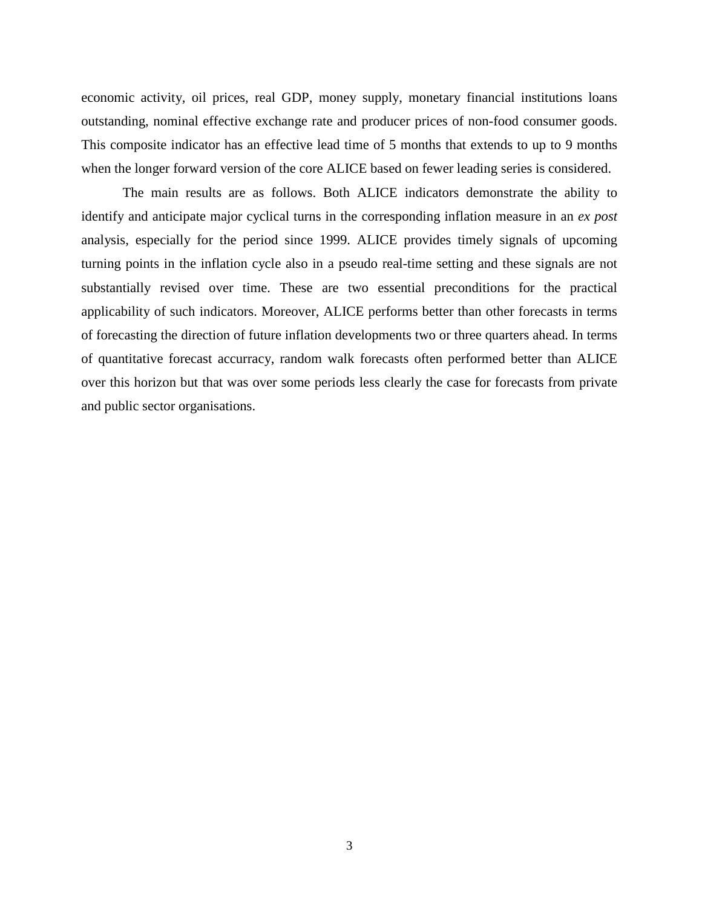economic activity, oil prices, real GDP, money supply, monetary financial institutions loans outstanding, nominal effective exchange rate and producer prices of non-food consumer goods. This composite indicator has an effective lead time of 5 months that extends to up to 9 months when the longer forward version of the core ALICE based on fewer leading series is considered.

The main results are as follows. Both ALICE indicators demonstrate the ability to identify and anticipate major cyclical turns in the corresponding inflation measure in an *ex post* analysis, especially for the period since 1999. ALICE provides timely signals of upcoming turning points in the inflation cycle also in a pseudo real-time setting and these signals are not substantially revised over time. These are two essential preconditions for the practical applicability of such indicators. Moreover, ALICE performs better than other forecasts in terms of forecasting the direction of future inflation developments two or three quarters ahead. In terms of quantitative forecast accurracy, random walk forecasts often performed better than ALICE over this horizon but that was over some periods less clearly the case for forecasts from private and public sector organisations.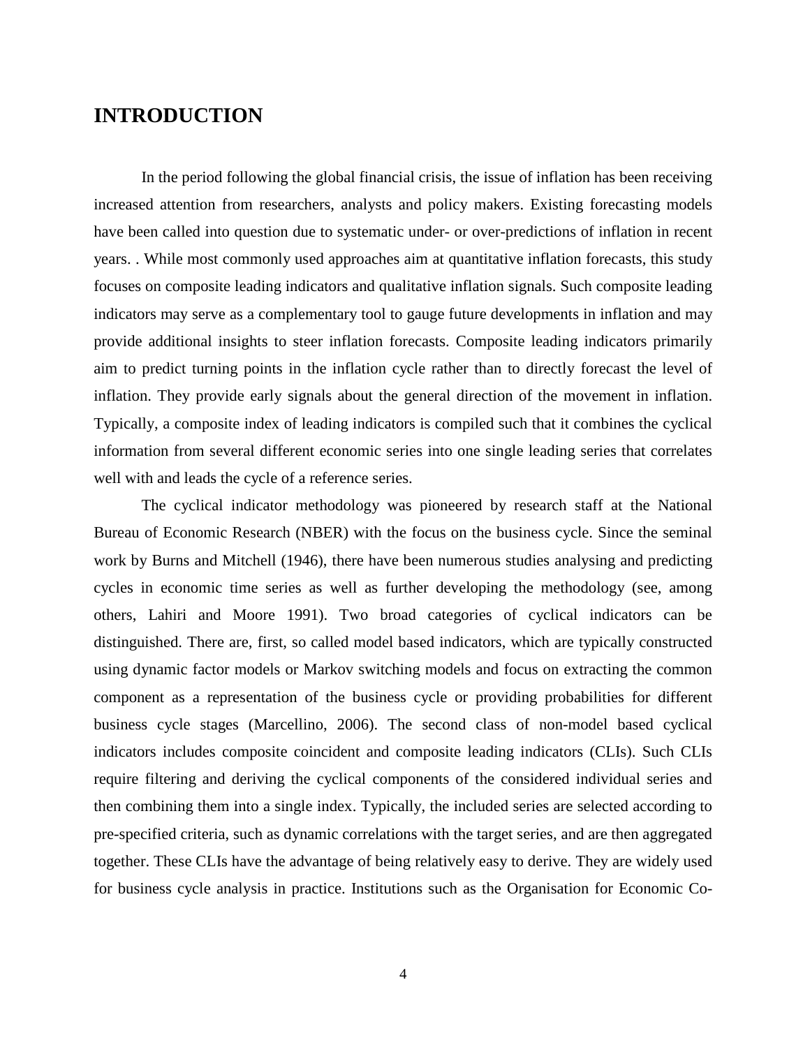# INTRODUCTION

In the period following the global financial crisis, the issue of inflation has been receiving increased attention from researchers, analysts and policy makers. Existing forecasting models have been called into question due to systematic under- or over-predictions of inflation in recent years. . While most commonly used approaches aim at quantitative inflation forecasts, this study focuses on composite leading indicators and qualitative inflation signals. Such composite leading indicators may serve as a complementary tool to gauge future developments in inflation and may provide additional insights to steer inflation forecasts. Composite leading indicators primarily aim to predict turning points in the inflation cycle rather than to directly forecast the level of inflation. They provide early signals about the general direction of the movement in inflation. Typically, a composite index of leading indicators is compiled such that it combines the cyclical information from several different economic series into one single leading series that correlates well with and leads the cycle of a reference series.

The cyclical indicator methodology was pioneered by research staff at the National Bureau of Economic Research (NBER) with the focus on the business cycle. Since the seminal work by Burns and Mitchell (1946), there have been numerous studies analysing and predicting cycles in economic time series as well as further developing the methodology (see, among others, Lahiri and Moore 1991). Two broad categories of cyclical indicators can be distinguished. There are, first, so called model based indicators, which are typically constructed using dynamic factor models or Markov switching models and focus on extracting the common component as a representation of the business cycle or providing probabilities for different business cycle stages (Marcellino, 2006). The second class of non-model based cyclical indicators includes composite coincident and composite leading indicators (CLIs). Such CLIs require filtering and deriving the cyclical components of the considered individual series and then combining them into a single index. Typically, the included series are selected according to pre-specified criteria, such as dynamic correlations with the target series, and are then aggregated together. These CLIs have the advantage of being relatively easy to derive. They are widely used for business cycle analysis in practice. Institutions such as the Organisation for Economic Co-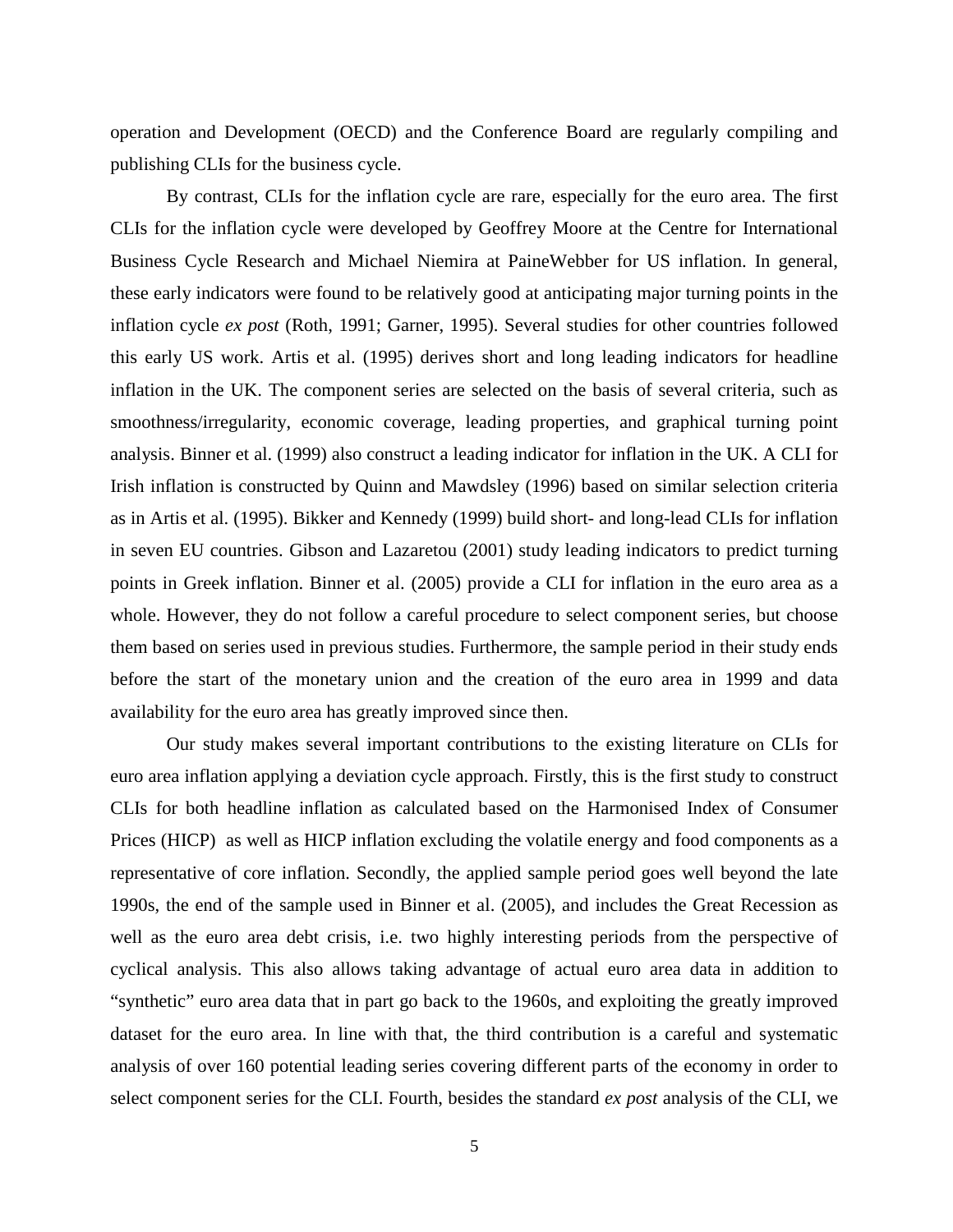operation and Development (OECD) and the Conference Board are regularly compiling and publishing CLIs for the business cycle.

By contrast, CLIs for the inflation cycle are rare, especially for the euro area. The first CLIs for the inflation cycle were developed by Geoffrey Moore at the Centre for International Business Cycle Research and Michael Niemira at PaineWebber for US inflation. In general, these early indicators were found to be relatively good at anticipating major turning points in the inflation cycle *ex post* (Roth, 1991; Garner, 1995). Several studies for other countries followed this early US work. Artis et al. (1995) derives short and long leading indicators for headline inflation in the UK. The component series are selected on the basis of several criteria, such as smoothness/irregularity, economic coverage, leading properties, and graphical turning point analysis. Binner et al. (1999) also construct a leading indicator for inflation in the UK. A CLI for Irish inflation is constructed by Quinn and Mawdsley (1996) based on similar selection criteria as in Artis et al. (1995). Bikker and Kennedy (1999) build short- and long-lead CLIs for inflation in seven EU countries. Gibson and Lazaretou (2001) study leading indicators to predict turning points in Greek inflation. Binner et al. (2005) provide a CLI for inflation in the euro area as a whole. However, they do not follow a careful procedure to select component series, but choose them based on series used in previous studies. Furthermore, the sample period in their study ends before the start of the monetary union and the creation of the euro area in 1999 and data availability for the euro area has greatly improved since then.

Our study makes several important contributions to the existing literature on CLIs for euro area inflation applying a deviation cycle approach. Firstly, this is the first study to construct CLIs for both headline inflation as calculated based on the Harmonised Index of Consumer Prices (HICP) as well as HICP inflation excluding the volatile energy and food components as a representative of core inflation. Secondly, the applied sample period goes well beyond the late 1990s, the end of the sample used in Binner et al. (2005), and includes the Great Recession as well as the euro area debt crisis, i.e. two highly interesting periods from the perspective of cyclical analysis. This also allows taking advantage of actual euro area data in addition to "synthetic" euro area data that in part go back to the 1960s, and exploiting the greatly improved dataset for the euro area. In line with that, the third contribution is a careful and systematic analysis of over 160 potential leading series covering different parts of the economy in order to select component series for the CLI. Fourth, besides the standard *ex post* analysis of the CLI, we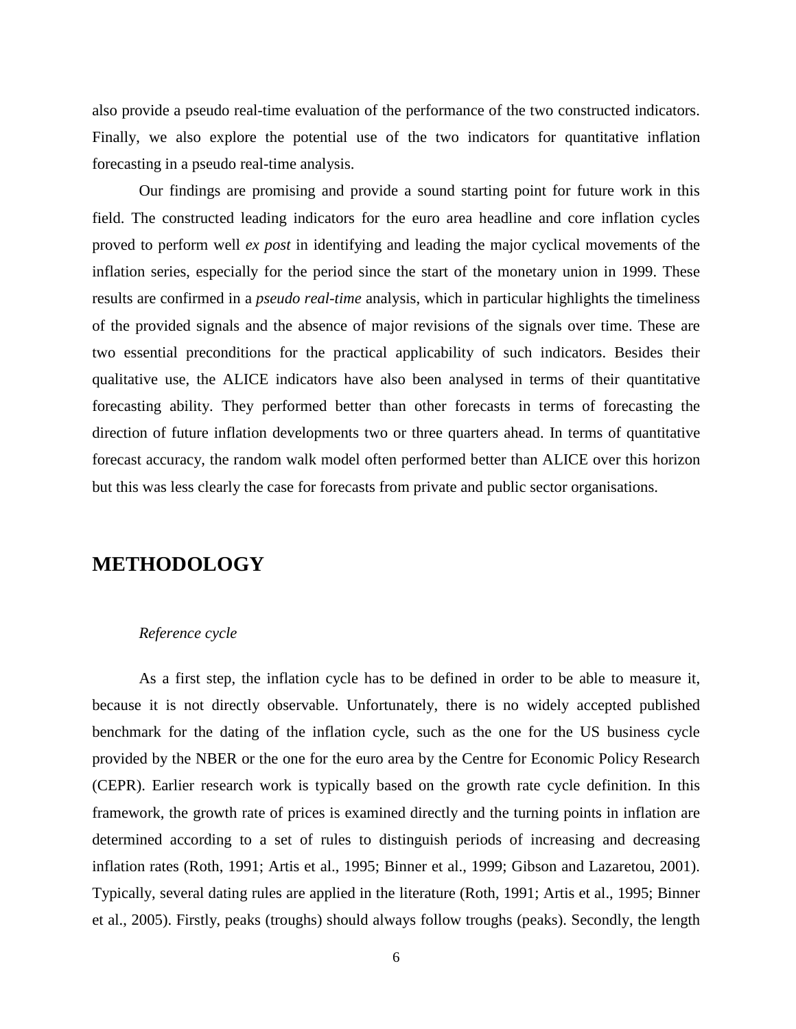also provide a pseudo real-time evaluation of the performance of the two constructed indicators. Finally, we also explore the potential use of the two indicators for quantitative inflation forecasting in a pseudo real-time analysis.

Our findings are promising and provide a sound starting point for future work in this field. The constructed leading indicators for the euro area headline and core inflation cycles proved to perform well *ex post* in identifying and leading the major cyclical movements of the inflation series, especially for the period since the start of the monetary union in 1999. These results are confirmed in a *pseudo real-time* analysis, which in particular highlights the timeliness of the provided signals and the absence of major revisions of the signals over time. These are two essential preconditions for the practical applicability of such indicators. Besides their qualitative use, the ALICE indicators have also been analysed in terms of their quantitative forecasting ability. They performed better than other forecasts in terms of forecasting the direction of future inflation developments two or three quarters ahead. In terms of quantitative forecast accuracy, the random walk model often performed better than ALICE over this horizon but this was less clearly the case for forecasts from private and public sector organisations.

## METHODOLOGY

*Reference cycle*

As a first step, the inflation cycle has to be defined in order to be able to measure it, because it is not directly observable. Unfortunately, there is no widely accepted published benchmark for the dating of the inflation cycle, such as the one for the US business cycle provided by the NBER or the one for the euro area by the Centre for Economic Policy Research (CEPR). Earlier research work is typically based on the growth rate cycle definition. In this framework, the growth rate of prices is examined directly and the turning points in inflation are determined according to a set of rules to distinguish periods of increasing and decreasing inflation rates (Roth, 1991; Artis et al., 1995; Binner et al., 1999; Gibson and Lazaretou, 2001). Typically, several dating rules are applied in the literature (Roth, 1991; Artis et al., 1995; Binner et al., 2005). Firstly, peaks (troughs) should always follow troughs (peaks). Secondly, the length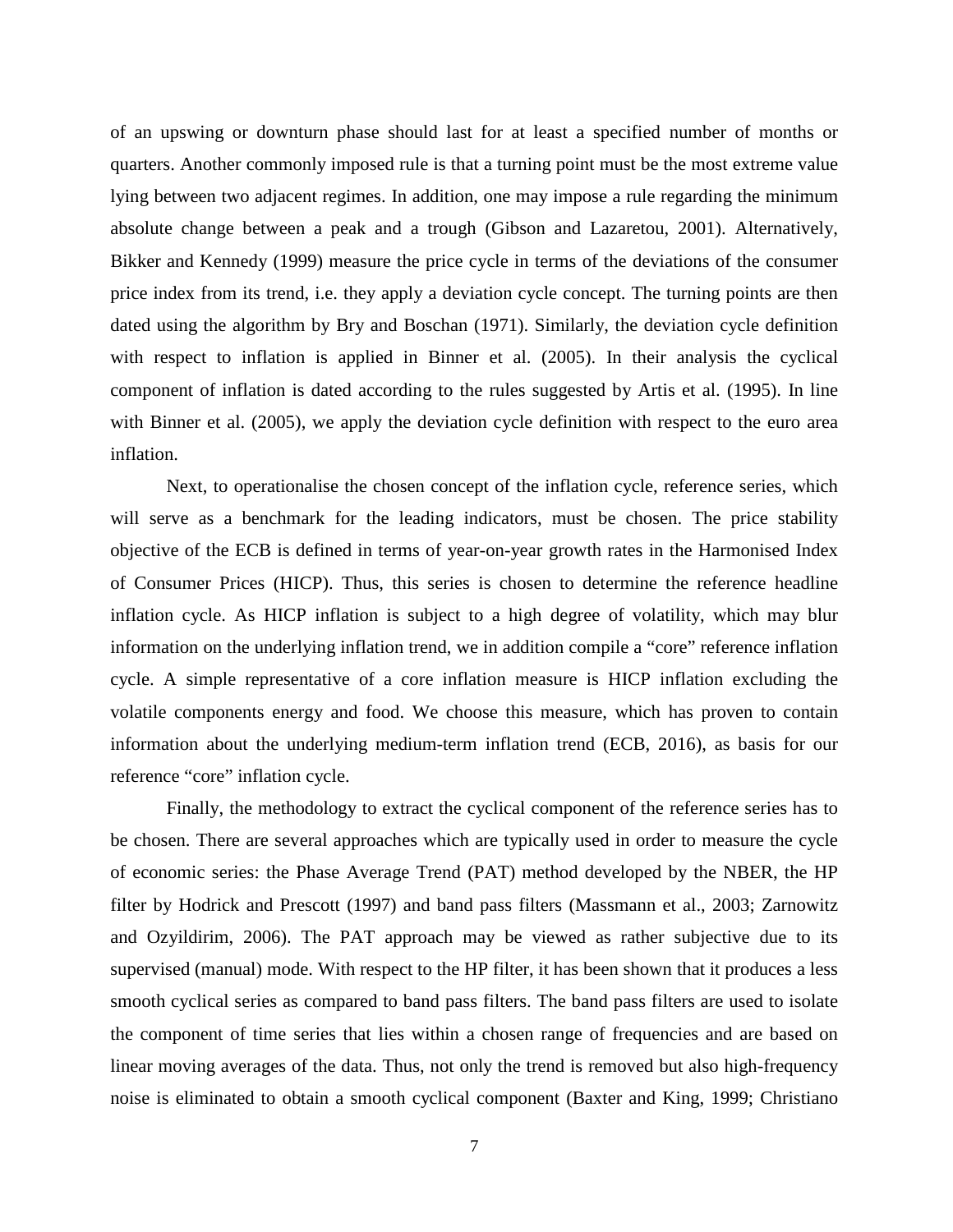of an upswing or downturn phase should last for at least a specified number of months or quarters. Another commonly imposed rule is that a turning point must be the most extreme value lying between two adjacent regimes. In addition, one may impose a rule regarding the minimum absolute change between a peak and a trough (Gibson and Lazaretou, 2001). Alternatively, Bikker and Kennedy (1999) measure the price cycle in terms of the deviations of the consumer price index from its trend, i.e. they apply a deviation cycle concept. The turning points are then dated using the algorithm by Bry and Boschan (1971). Similarly, the deviation cycle definition with respect to inflation is applied in Binner et al. (2005). In their analysis the cyclical component of inflation is dated according to the rules suggested by Artis et al. (1995). In line with Binner et al. (2005), we apply the deviation cycle definition with respect to the euro area inflation.

Next, to operationalise the chosen concept of the inflation cycle, reference series, which will serve as a benchmark for the leading indicators, must be chosen. The price stability objective of the ECB is defined in terms of year-on-year growth rates in the Harmonised Index of Consumer Prices (HICP). Thus, this series is chosen to determine the reference headline inflation cycle. As HICP inflation is subject to a high degree of volatility, which may blur information on the underlying inflation trend, we in addition compile a "core" reference inflation cycle. A simple representative of a core inflation measure is HICP inflation excluding the volatile components energy and food. We choose this measure, which has proven to contain information about the underlying medium-term inflation trend (ECB, 2016), as basis for our reference "core" inflation cycle.

Finally, the methodology to extract the cyclical component of the reference series has to be chosen. There are several approaches which are typically used in order to measure the cycle of economic series: the Phase Average Trend (PAT) method developed by the NBER, the HP filter by Hodrick and Prescott (1997) and band pass filters (Massmann et al., 2003; Zarnowitz and Ozyildirim, 2006). The PAT approach may be viewed as rather subjective due to its supervised (manual) mode. With respect to the HP filter, it has been shown that it produces a less smooth cyclical series as compared to band pass filters. The band pass filters are used to isolate the component of time series that lies within a chosen range of frequencies and are based on linear moving averages of the data. Thus, not only the trend is removed but also high-frequency noise is eliminated to obtain a smooth cyclical component (Baxter and King, 1999; Christiano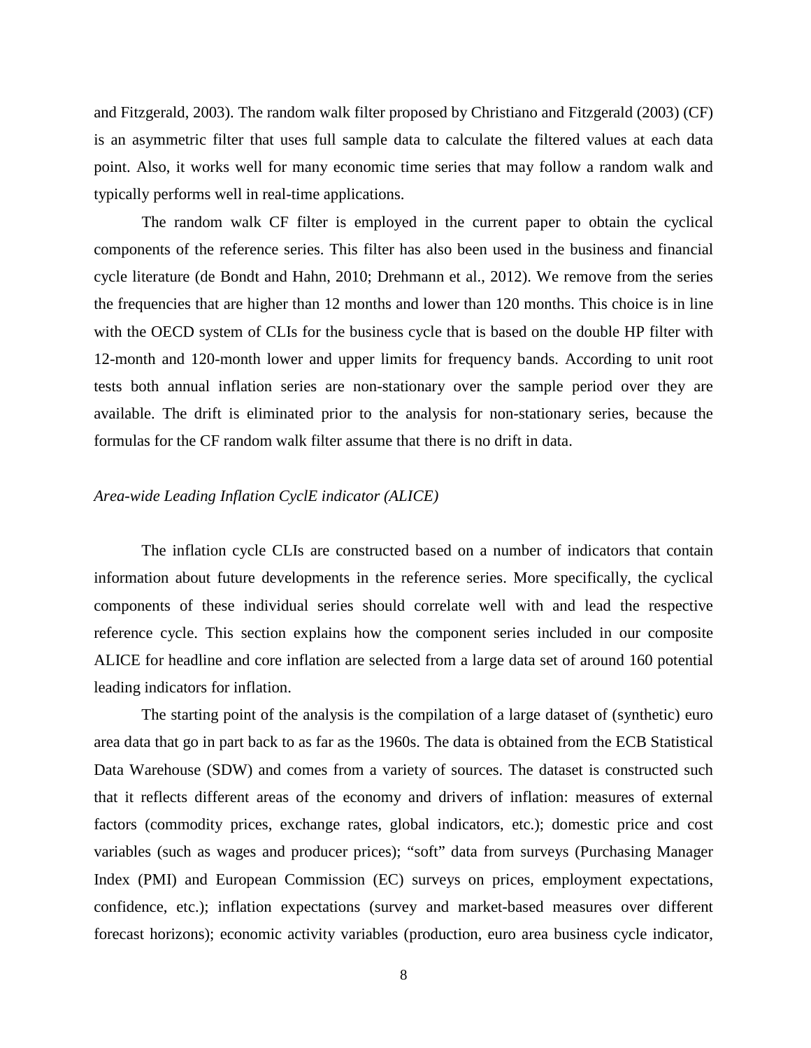and Fitzgerald, 2003). The random walk filter proposed by Christiano and Fitzgerald (2003) (CF) is an asymmetric filter that uses full sample data to calculate the filtered values at each data point. Also, it works well for many economic time series that may follow a random walk and typically performs well in real-time applications.

The random walk CF filter is employed in the current paper to obtain the cyclical components of the reference series. This filter has also been used in the business and financial cycle literature (de Bondt and Hahn, 2010; Drehmann et al., 2012). We remove from the series the frequencies that are higher than 12 months and lower than 120 months. This choice is in line with the OECD system of CLIs for the business cycle that is based on the double HP filter with 12-month and 120-month lower and upper limits for frequency bands. According to unit root tests both annual inflation series are non-stationary over the sample period over they are available. The drift is eliminated prior to the analysis for non-stationary series, because the formulas for the CF random walk filter assume that there is no drift in data.

*Area-wide Leading Inflation CyclE indicator (ALICE)*

The inflation cycle CLIs are constructed based on a number of indicators that contain information about future developments in the reference series. More specifically, the cyclical components of these individual series should correlate well with and lead the respective reference cycle. This section explains how the component series included in our composite ALICE for headline and core inflation are selected from a large data set of around 160 potential leading indicators for inflation.

The starting point of the analysis is the compilation of a large dataset of (synthetic) euro area data that go in part back to as far as the 1960s. The data is obtained from the ECB Statistical Data Warehouse (SDW) and comes from a variety of sources. The dataset is constructed such that it reflects different areas of the economy and drivers of inflation: measures of external factors (commodity prices, exchange rates, global indicators, etc.); domestic price and cost variables (such as wages and producer prices); "soft" data from surveys (Purchasing Manager Index (PMI) and European Commission (EC) surveys on prices, employment expectations, confidence, etc.); inflation expectations (survey and market-based measures over different forecast horizons); economic activity variables (production, euro area business cycle indicator,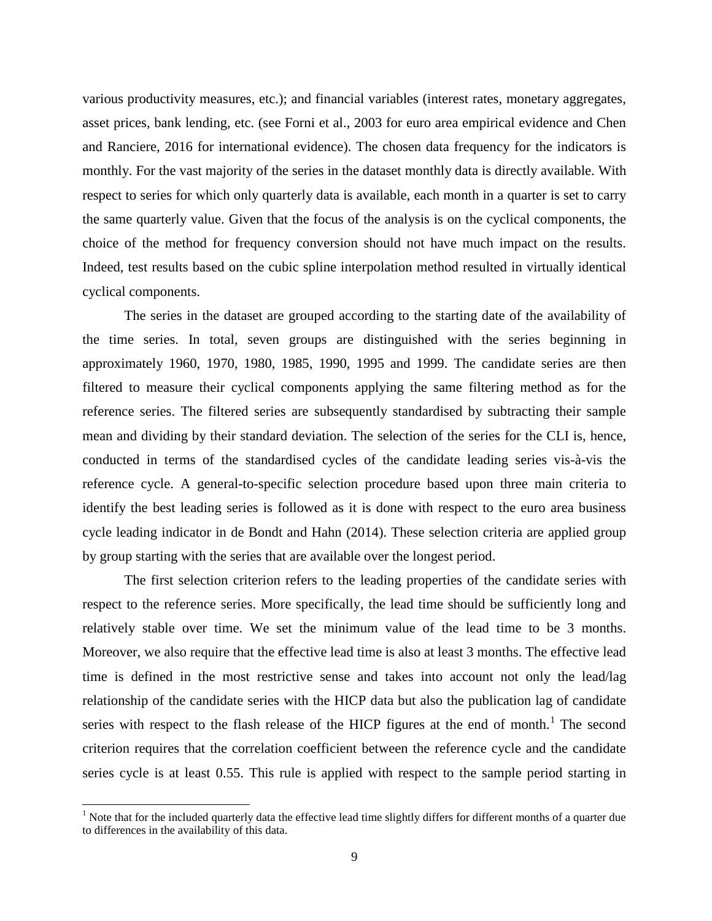various productivity measures, etc.); and financial variables (interest rates, monetary aggregates, asset prices, bank lending, etc. (see Forni et al., 2003 for euro area empirical evidence and Chen and Ranciere, 2016 for international evidence). The chosen data frequency for the indicators is monthly. For the vast majority of the series in the dataset monthly data is directly available. With respect to series for which only quarterly data is available, each month in a quarter is set to carry the same quarterly value. Given that the focus of the analysis is on the cyclical components, the choice of the method for frequency conversion should not have much impact on the results. Indeed, test results based on the cubic spline interpolation method resulted in virtually identical cyclical components.

The series in the dataset are grouped according to the starting date of the availability of the time series. In total, seven groups are distinguished with the series beginning in approximately 1960, 1970, 1980, 1985, 1990, 1995 and 1999. The candidate series are then filtered to measure their cyclical components applying the same filtering method as for the reference series. The filtered series are subsequently standardised by subtracting their sample mean and dividing by their standard deviation. The selection of the series for the CLI is, hence, conducted in terms of the standardised cycles of the candidate leading series vis-à-vis the reference cycle. A general-to-specific selection procedure based upon three main criteria to identify the best leading series is followed as it is done with respect to the euro area business cycle leading indicator in de Bondt and Hahn (2014). These selection criteria are applied group by group starting with the series that are available over the longest period.

The first selection criterion refers to the leading properties of the candidate series with respect to the reference series. More specifically, the lead time should be sufficiently long and relatively stable over time. We set the minimum value of the lead time to be 3 months. Moreover, we also require that the effective lead time is also at least 3 months. The effective lead time is defined in the most restrictive sense and takes into account not only the lead/lag relationship of the candidate series with the HICP data but also the publication lag of candidate series with respect to the flash release of the HICP figures at the end of month.[1] The second criterion requires that the correlation coefficient between the reference cycle and the candidate series cycle is at least 0.55. This rule is applied with respect to the sample period starting in

[1] Note that for the included quarterly data the effective lead time slightly differs for different months of a quarter due to differences in the availability of this data.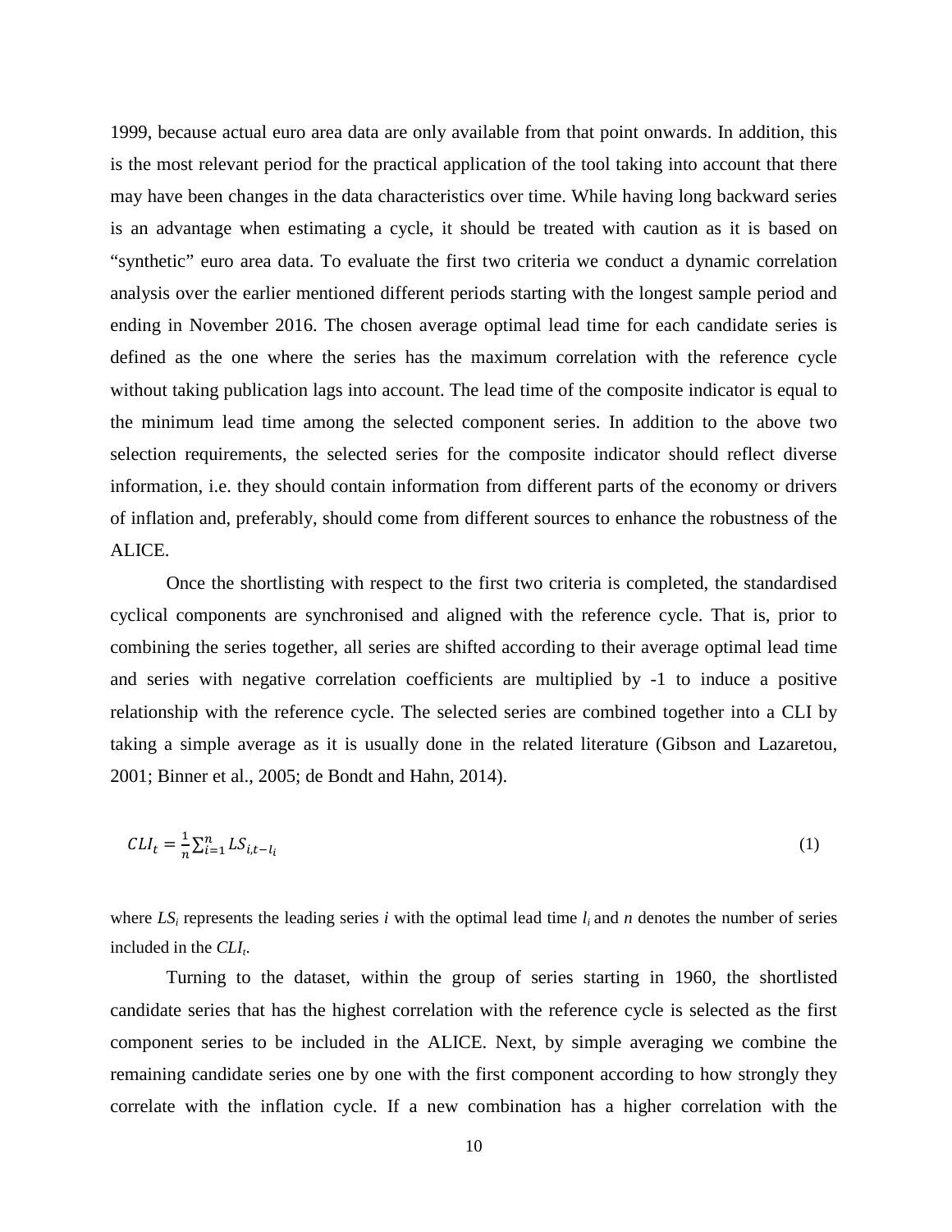1999, because actual euro area data are only available from that point onwards. In addition, this is the most relevant period for the practical application of the tool taking into account that there may have been changes in the data characteristics over time. While having long backward series is an advantage when estimating a cycle, it should be treated with caution as it is based on "synthetic" euro area data. To evaluate the first two criteria we conduct a dynamic correlation analysis over the earlier mentioned different periods starting with the longest sample period and ending in November 2016. The chosen average optimal lead time for each candidate series is defined as the one where the series has the maximum correlation with the reference cycle without taking publication lags into account. The lead time of the composite indicator is equal to the minimum lead time among the selected component series. In addition to the above two selection requirements, the selected series for the composite indicator should reflect diverse information, i.e. they should contain information from different parts of the economy or drivers of inflation and, preferably, should come from different sources to enhance the robustness of the ALICE.

Once the shortlisting with respect to the first two criteria is completed, the standardised cyclical components are synchronised and aligned with the reference cycle. That is, prior to combining the series together, all series are shifted according to their average optimal lead time and series with negative correlation coefficients are multiplied by -1 to induce a positive relationship with the reference cycle. The selected series are combined together into a CLI by taking a simple average as it is usually done in the related literature (Gibson and Lazaretou, 2001; Binner et al., 2005; de Bondt and Hahn, 2014).

$$CLI_t = \frac{1}{n}\sum_{i=1}^{n} LS_{i,t-l_i} \tag{1}$$

where $LS_i$ represents the leading series $i$ with the optimal lead time $l_i$ and $n$ denotes the number of series included in the $CLI_t$.

Turning to the dataset, within the group of series starting in 1960, the shortlisted candidate series that has the highest correlation with the reference cycle is selected as the first component series to be included in the ALICE. Next, by simple averaging we combine the remaining candidate series one by one with the first component according to how strongly they correlate with the inflation cycle. If a new combination has a higher correlation with the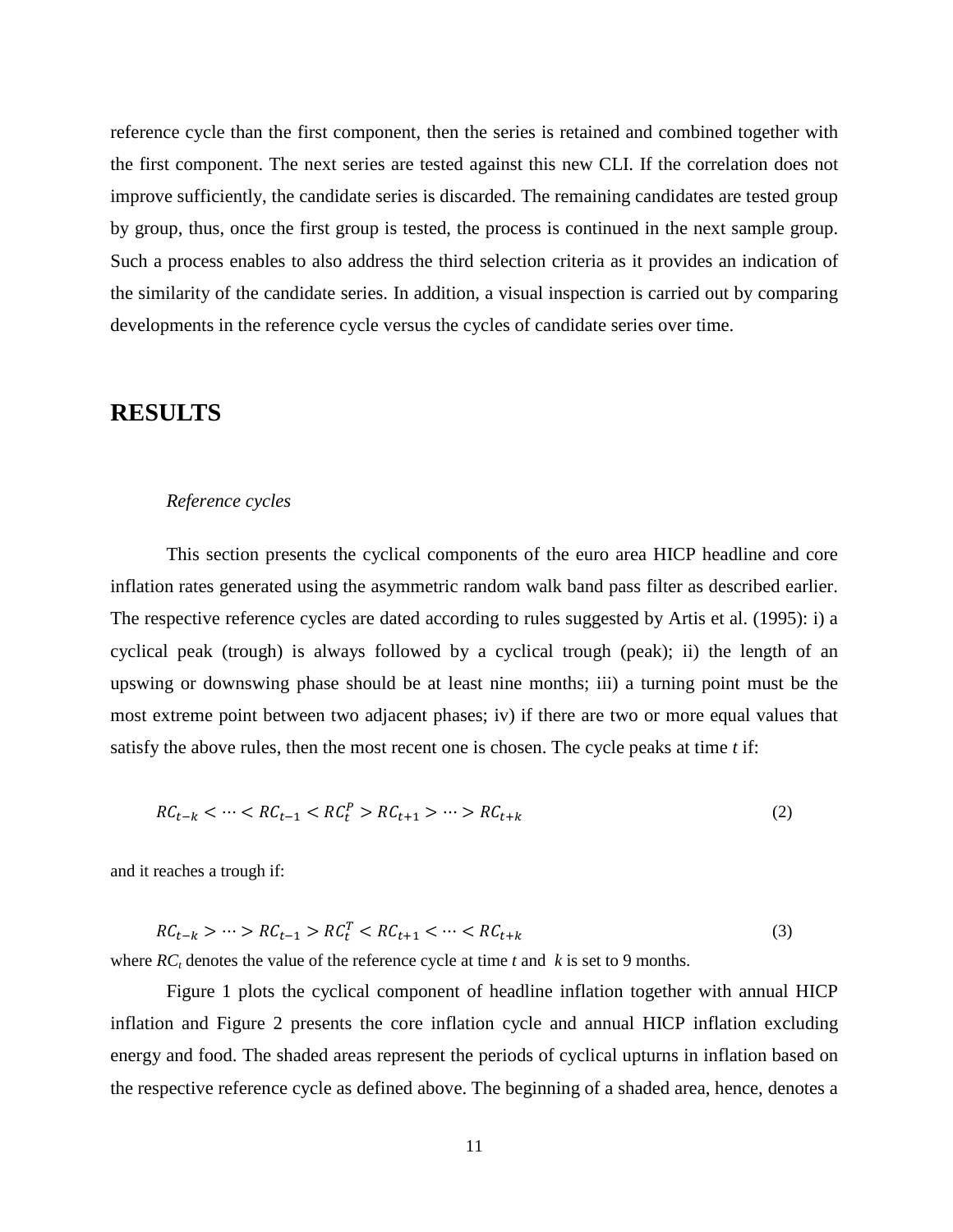reference cycle than the first component, then the series is retained and combined together with the first component. The next series are tested against this new CLI. If the correlation does not improve sufficiently, the candidate series is discarded. The remaining candidates are tested group by group, thus, once the first group is tested, the process is continued in the next sample group. Such a process enables to also address the third selection criteria as it provides an indication of the similarity of the candidate series. In addition, a visual inspection is carried out by comparing developments in the reference cycle versus the cycles of candidate series over time.

# RESULTS

### *Reference cycles*

This section presents the cyclical components of the euro area HICP headline and core inflation rates generated using the asymmetric random walk band pass filter as described earlier. The respective reference cycles are dated according to rules suggested by Artis et al. (1995): i) a cyclical peak (trough) is always followed by a cyclical trough (peak); ii) the length of an upswing or downswing phase should be at least nine months; iii) a turning point must be the most extreme point between two adjacent phases; iv) if there are two or more equal values that satisfy the above rules, then the most recent one is chosen. The cycle peaks at time *t* if:

$$RC_{t-k} < \cdots < RC_{t-1} < RC_t^P > RC_{t+1} > \cdots > RC_{t+k} \tag{2}$$

and it reaches a trough if:

$$RC_{t-k} > \cdots > RC_{t-1} > RC_t^T < RC_{t+1} < \cdots < RC_{t+k} \tag{3}$$

where $RC_t$ denotes the value of the reference cycle at time *t* and *k* is set to 9 months.

Figure 1 plots the cyclical component of headline inflation together with annual HICP inflation and Figure 2 presents the core inflation cycle and annual HICP inflation excluding energy and food. The shaded areas represent the periods of cyclical upturns in inflation based on the respective reference cycle as defined above. The beginning of a shaded area, hence, denotes a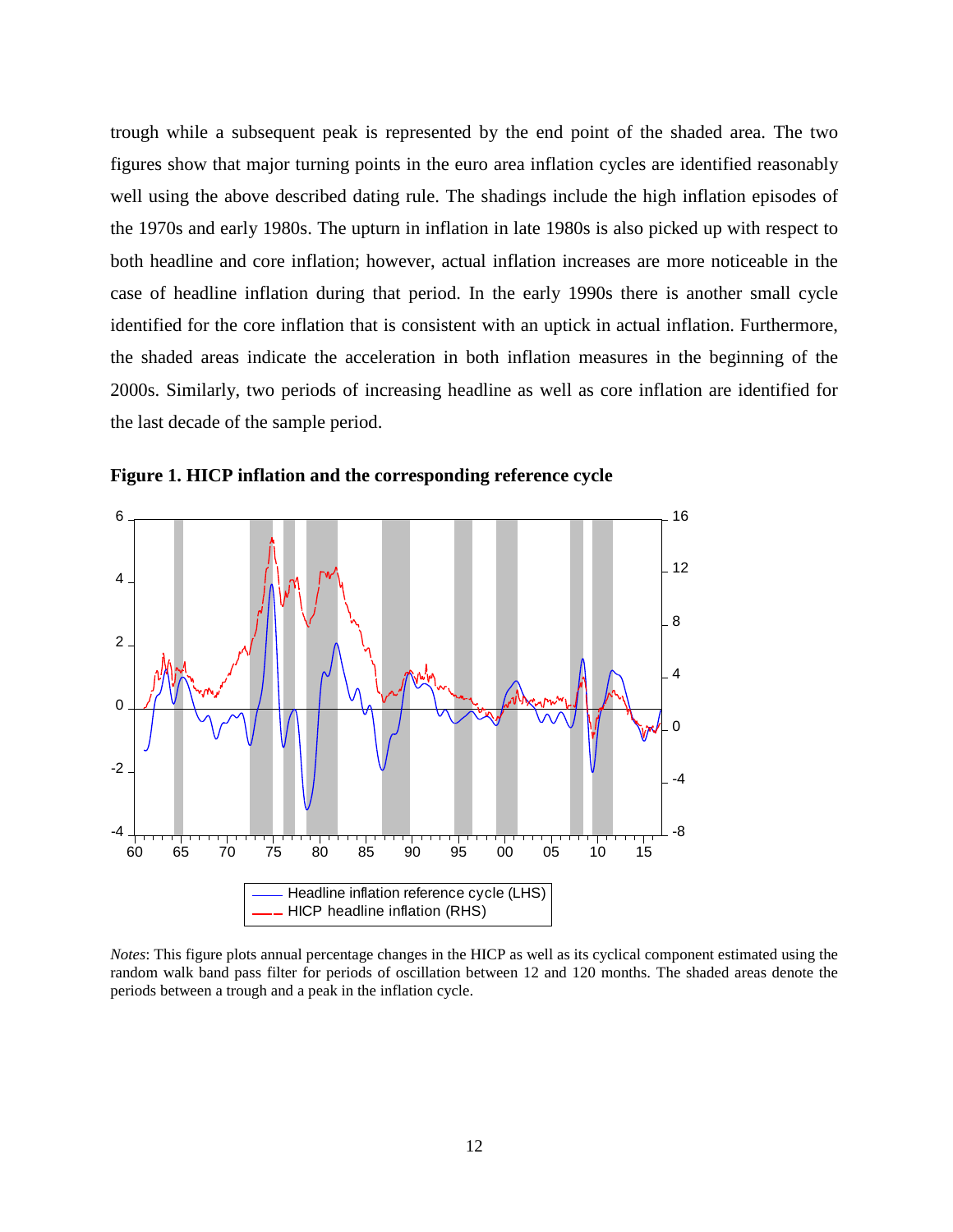trough while a subsequent peak is represented by the end point of the shaded area. The two figures show that major turning points in the euro area inflation cycles are identified reasonably well using the above described dating rule. The shadings include the high inflation episodes of the 1970s and early 1980s. The upturn in inflation in late 1980s is also picked up with respect to both headline and core inflation; however, actual inflation increases are more noticeable in the case of headline inflation during that period. In the early 1990s there is another small cycle identified for the core inflation that is consistent with an uptick in actual inflation. Furthermore, the shaded areas indicate the acceleration in both inflation measures in the beginning of the 2000s. Similarly, two periods of increasing headline as well as core inflation are identified for the last decade of the sample period.

**Figure 1. HICP inflation and the corresponding reference cycle**

*Notes*: This figure plots annual percentage changes in the HICP as well as its cyclical component estimated using the random walk band pass filter for periods of oscillation between 12 and 120 months. The shaded areas denote the periods between a trough and a peak in the inflation cycle.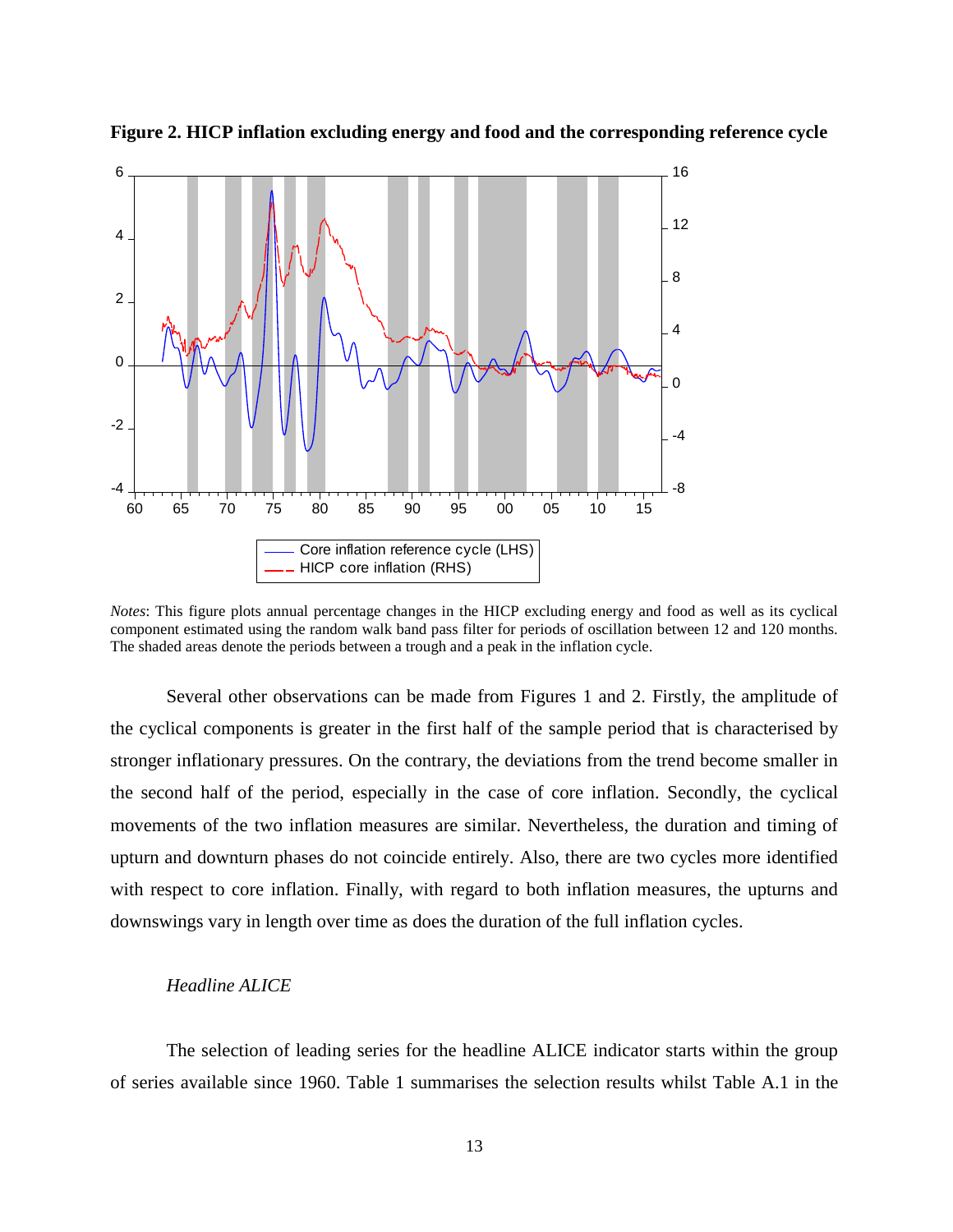**Figure 2. HICP inflation excluding energy and food and the corresponding reference cycle**

*Notes*: This figure plots annual percentage changes in the HICP excluding energy and food as well as its cyclical component estimated using the random walk band pass filter for periods of oscillation between 12 and 120 months. The shaded areas denote the periods between a trough and a peak in the inflation cycle.

Several other observations can be made from Figures 1 and 2. Firstly, the amplitude of the cyclical components is greater in the first half of the sample period that is characterised by stronger inflationary pressures. On the contrary, the deviations from the trend become smaller in the second half of the period, especially in the case of core inflation. Secondly, the cyclical movements of the two inflation measures are similar. Nevertheless, the duration and timing of upturn and downturn phases do not coincide entirely. Also, there are two cycles more identified with respect to core inflation. Finally, with regard to both inflation measures, the upturns and downswings vary in length over time as does the duration of the full inflation cycles.

*Headline ALICE*

The selection of leading series for the headline ALICE indicator starts within the group of series available since 1960. Table 1 summarises the selection results whilst Table A.1 in the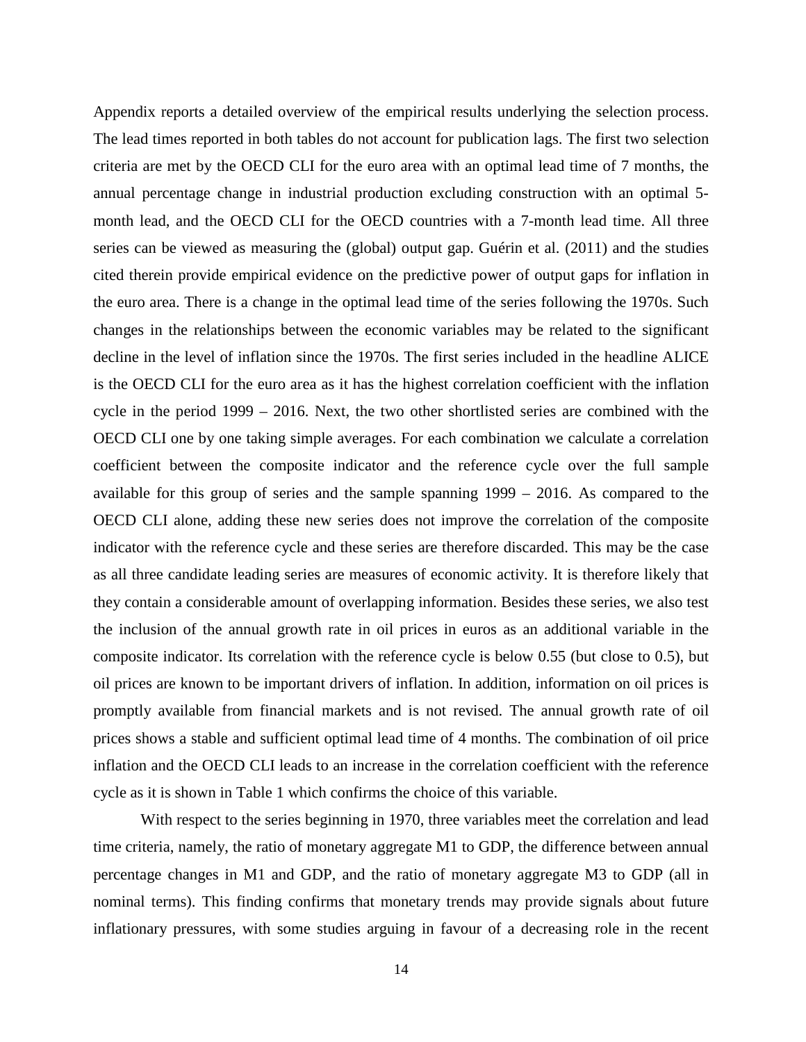Appendix reports a detailed overview of the empirical results underlying the selection process. The lead times reported in both tables do not account for publication lags. The first two selection criteria are met by the OECD CLI for the euro area with an optimal lead time of 7 months, the annual percentage change in industrial production excluding construction with an optimal 5-month lead, and the OECD CLI for the OECD countries with a 7-month lead time. All three series can be viewed as measuring the (global) output gap. Guérin et al. (2011) and the studies cited therein provide empirical evidence on the predictive power of output gaps for inflation in the euro area. There is a change in the optimal lead time of the series following the 1970s. Such changes in the relationships between the economic variables may be related to the significant decline in the level of inflation since the 1970s. The first series included in the headline ALICE is the OECD CLI for the euro area as it has the highest correlation coefficient with the inflation cycle in the period 1999 – 2016. Next, the two other shortlisted series are combined with the OECD CLI one by one taking simple averages. For each combination we calculate a correlation coefficient between the composite indicator and the reference cycle over the full sample available for this group of series and the sample spanning 1999 – 2016. As compared to the OECD CLI alone, adding these new series does not improve the correlation of the composite indicator with the reference cycle and these series are therefore discarded. This may be the case as all three candidate leading series are measures of economic activity. It is therefore likely that they contain a considerable amount of overlapping information. Besides these series, we also test the inclusion of the annual growth rate in oil prices in euros as an additional variable in the composite indicator. Its correlation with the reference cycle is below 0.55 (but close to 0.5), but oil prices are known to be important drivers of inflation. In addition, information on oil prices is promptly available from financial markets and is not revised. The annual growth rate of oil prices shows a stable and sufficient optimal lead time of 4 months. The combination of oil price inflation and the OECD CLI leads to an increase in the correlation coefficient with the reference cycle as it is shown in Table 1 which confirms the choice of this variable.

With respect to the series beginning in 1970, three variables meet the correlation and lead time criteria, namely, the ratio of monetary aggregate M1 to GDP, the difference between annual percentage changes in M1 and GDP, and the ratio of monetary aggregate M3 to GDP (all in nominal terms). This finding confirms that monetary trends may provide signals about future inflationary pressures, with some studies arguing in favour of a decreasing role in the recent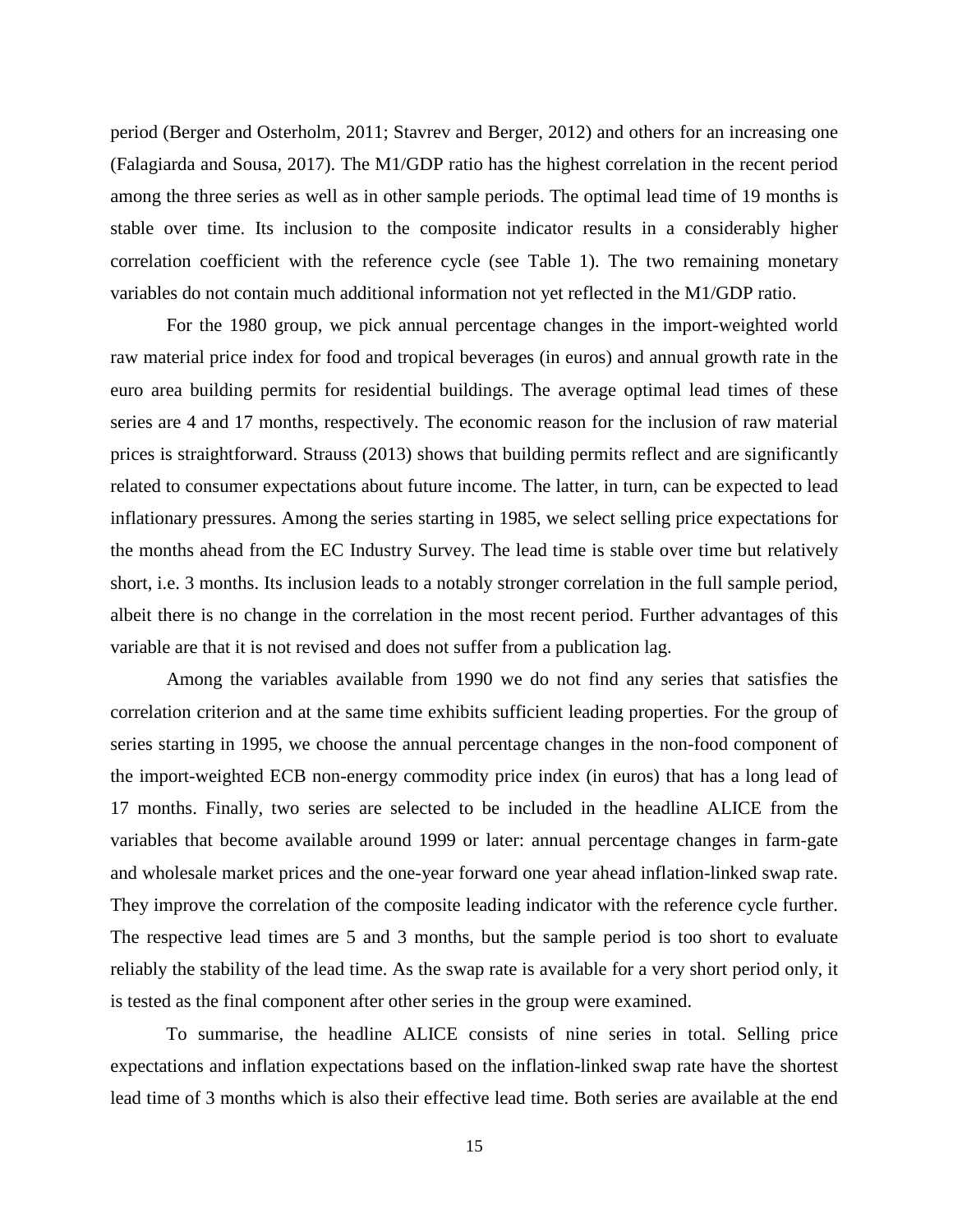period (Berger and Osterholm, 2011; Stavrev and Berger, 2012) and others for an increasing one (Falagiarda and Sousa, 2017). The M1/GDP ratio has the highest correlation in the recent period among the three series as well as in other sample periods. The optimal lead time of 19 months is stable over time. Its inclusion to the composite indicator results in a considerably higher correlation coefficient with the reference cycle (see Table 1). The two remaining monetary variables do not contain much additional information not yet reflected in the M1/GDP ratio.

For the 1980 group, we pick annual percentage changes in the import-weighted world raw material price index for food and tropical beverages (in euros) and annual growth rate in the euro area building permits for residential buildings. The average optimal lead times of these series are 4 and 17 months, respectively. The economic reason for the inclusion of raw material prices is straightforward. Strauss (2013) shows that building permits reflect and are significantly related to consumer expectations about future income. The latter, in turn, can be expected to lead inflationary pressures. Among the series starting in 1985, we select selling price expectations for the months ahead from the EC Industry Survey. The lead time is stable over time but relatively short, i.e. 3 months. Its inclusion leads to a notably stronger correlation in the full sample period, albeit there is no change in the correlation in the most recent period. Further advantages of this variable are that it is not revised and does not suffer from a publication lag.

Among the variables available from 1990 we do not find any series that satisfies the correlation criterion and at the same time exhibits sufficient leading properties. For the group of series starting in 1995, we choose the annual percentage changes in the non-food component of the import-weighted ECB non-energy commodity price index (in euros) that has a long lead of 17 months. Finally, two series are selected to be included in the headline ALICE from the variables that become available around 1999 or later: annual percentage changes in farm-gate and wholesale market prices and the one-year forward one year ahead inflation-linked swap rate. They improve the correlation of the composite leading indicator with the reference cycle further. The respective lead times are 5 and 3 months, but the sample period is too short to evaluate reliably the stability of the lead time. As the swap rate is available for a very short period only, it is tested as the final component after other series in the group were examined.

To summarise, the headline ALICE consists of nine series in total. Selling price expectations and inflation expectations based on the inflation-linked swap rate have the shortest lead time of 3 months which is also their effective lead time. Both series are available at the end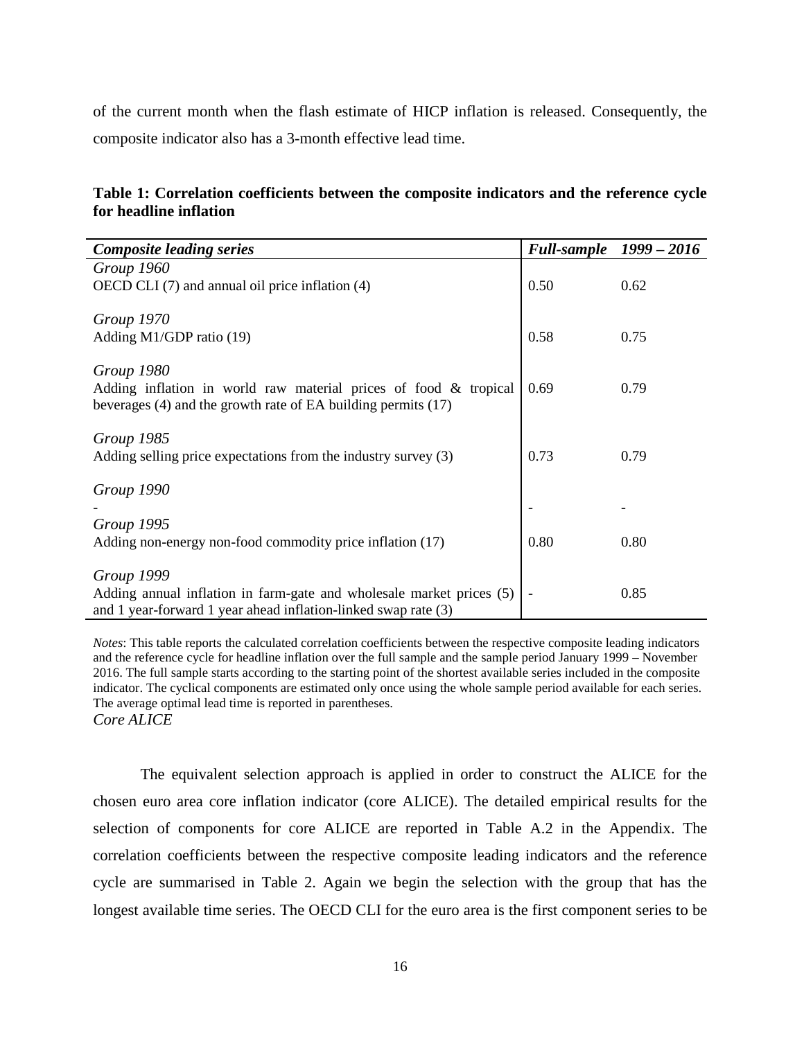of the current month when the flash estimate of HICP inflation is released. Consequently, the composite indicator also has a 3-month effective lead time.

**Table 1: Correlation coefficients between the composite indicators and the reference cycle for headline inflation**

| ***Composite leading series*** | ***Full-sample*** | ***1999 – 2016*** |
|---|---|---|
| *Group 1960* | | |
| OECD CLI (7) and annual oil price inflation (4) | 0.50 | 0.62 |
| *Group 1970* | | |
| Adding M1/GDP ratio (19) | 0.58 | 0.75 |
| *Group 1980* | | |
| Adding inflation in world raw material prices of food & tropical beverages (4) and the growth rate of EA building permits (17) | 0.69 | 0.79 |
| *Group 1985* | | |
| Adding selling price expectations from the industry survey (3) | 0.73 | 0.79 |
| *Group 1990* | | |
| - | - | - |
| *Group 1995* | | |
| Adding non-energy non-food commodity price inflation (17) | 0.80 | 0.80 |
| *Group 1999* | | |
| Adding annual inflation in farm-gate and wholesale market prices (5) and 1 year-forward 1 year ahead inflation-linked swap rate (3) | - | 0.85 |

*Notes*: This table reports the calculated correlation coefficients between the respective composite leading indicators and the reference cycle for headline inflation over the full sample and the sample period January 1999 – November 2016. The full sample starts according to the starting point of the shortest available series included in the composite indicator. The cyclical components are estimated only once using the whole sample period available for each series. The average optimal lead time is reported in parentheses.

*Core ALICE*

The equivalent selection approach is applied in order to construct the ALICE for the chosen euro area core inflation indicator (core ALICE). The detailed empirical results for the selection of components for core ALICE are reported in Table A.2 in the Appendix. The correlation coefficients between the respective composite leading indicators and the reference cycle are summarised in Table 2. Again we begin the selection with the group that has the longest available time series. The OECD CLI for the euro area is the first component series to be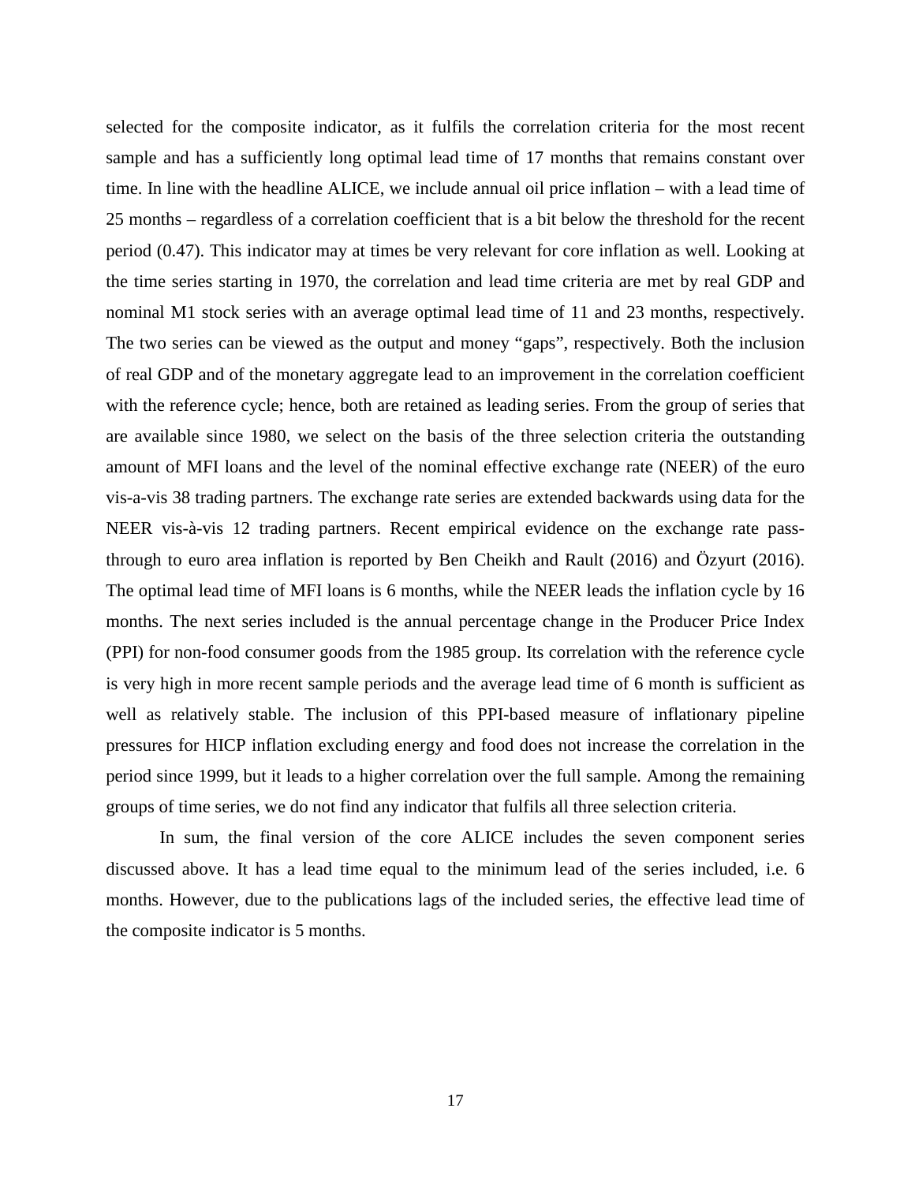selected for the composite indicator, as it fulfils the correlation criteria for the most recent sample and has a sufficiently long optimal lead time of 17 months that remains constant over time. In line with the headline ALICE, we include annual oil price inflation – with a lead time of 25 months – regardless of a correlation coefficient that is a bit below the threshold for the recent period (0.47). This indicator may at times be very relevant for core inflation as well. Looking at the time series starting in 1970, the correlation and lead time criteria are met by real GDP and nominal M1 stock series with an average optimal lead time of 11 and 23 months, respectively. The two series can be viewed as the output and money "gaps", respectively. Both the inclusion of real GDP and of the monetary aggregate lead to an improvement in the correlation coefficient with the reference cycle; hence, both are retained as leading series. From the group of series that are available since 1980, we select on the basis of the three selection criteria the outstanding amount of MFI loans and the level of the nominal effective exchange rate (NEER) of the euro vis-a-vis 38 trading partners. The exchange rate series are extended backwards using data for the NEER vis-à-vis 12 trading partners. Recent empirical evidence on the exchange rate pass-through to euro area inflation is reported by Ben Cheikh and Rault (2016) and Özyurt (2016). The optimal lead time of MFI loans is 6 months, while the NEER leads the inflation cycle by 16 months. The next series included is the annual percentage change in the Producer Price Index (PPI) for non-food consumer goods from the 1985 group. Its correlation with the reference cycle is very high in more recent sample periods and the average lead time of 6 month is sufficient as well as relatively stable. The inclusion of this PPI-based measure of inflationary pipeline pressures for HICP inflation excluding energy and food does not increase the correlation in the period since 1999, but it leads to a higher correlation over the full sample. Among the remaining groups of time series, we do not find any indicator that fulfils all three selection criteria.

In sum, the final version of the core ALICE includes the seven component series discussed above. It has a lead time equal to the minimum lead of the series included, i.e. 6 months. However, due to the publications lags of the included series, the effective lead time of the composite indicator is 5 months.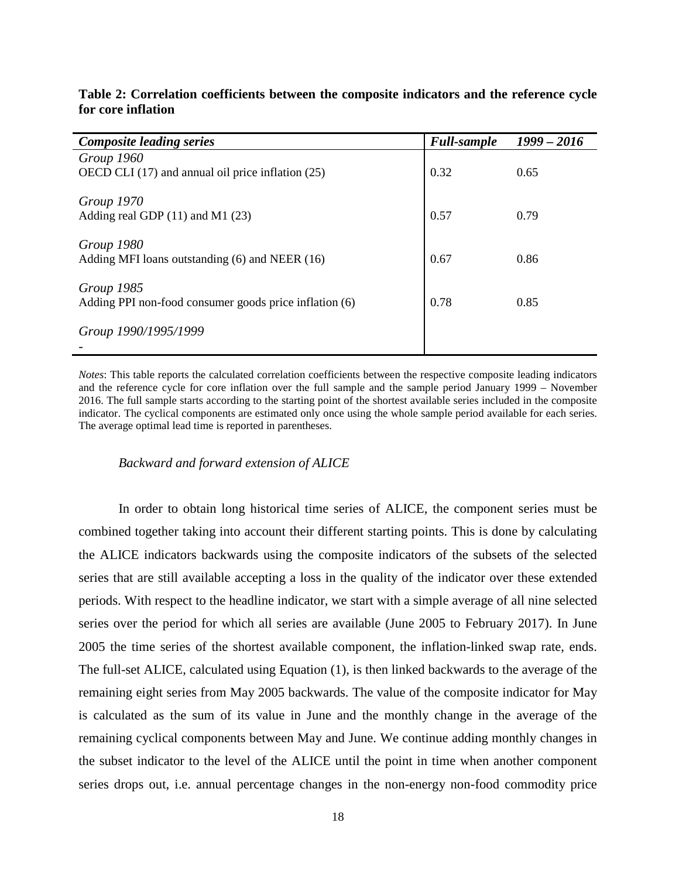**Table 2: Correlation coefficients between the composite indicators and the reference cycle for core inflation**

| *Composite leading series* | *Full-sample* | *1999 – 2016* |
|---|---|---|
| *Group 1960*<br>OECD CLI (17) and annual oil price inflation (25) | 0.32 | 0.65 |
| *Group 1970*<br>Adding real GDP (11) and M1 (23) | 0.57 | 0.79 |
| *Group 1980*<br>Adding MFI loans outstanding (6) and NEER (16) | 0.67 | 0.86 |
| *Group 1985*<br>Adding PPI non-food consumer goods price inflation (6) | 0.78 | 0.85 |
| *Group 1990/1995/1999*<br>- | | |

*Notes*: This table reports the calculated correlation coefficients between the respective composite leading indicators and the reference cycle for core inflation over the full sample and the sample period January 1999 – November 2016. The full sample starts according to the starting point of the shortest available series included in the composite indicator. The cyclical components are estimated only once using the whole sample period available for each series. The average optimal lead time is reported in parentheses.

*Backward and forward extension of ALICE*

In order to obtain long historical time series of ALICE, the component series must be combined together taking into account their different starting points. This is done by calculating the ALICE indicators backwards using the composite indicators of the subsets of the selected series that are still available accepting a loss in the quality of the indicator over these extended periods. With respect to the headline indicator, we start with a simple average of all nine selected series over the period for which all series are available (June 2005 to February 2017). In June 2005 the time series of the shortest available component, the inflation-linked swap rate, ends. The full-set ALICE, calculated using Equation (1), is then linked backwards to the average of the remaining eight series from May 2005 backwards. The value of the composite indicator for May is calculated as the sum of its value in June and the monthly change in the average of the remaining cyclical components between May and June. We continue adding monthly changes in the subset indicator to the level of the ALICE until the point in time when another component series drops out, i.e. annual percentage changes in the non-energy non-food commodity price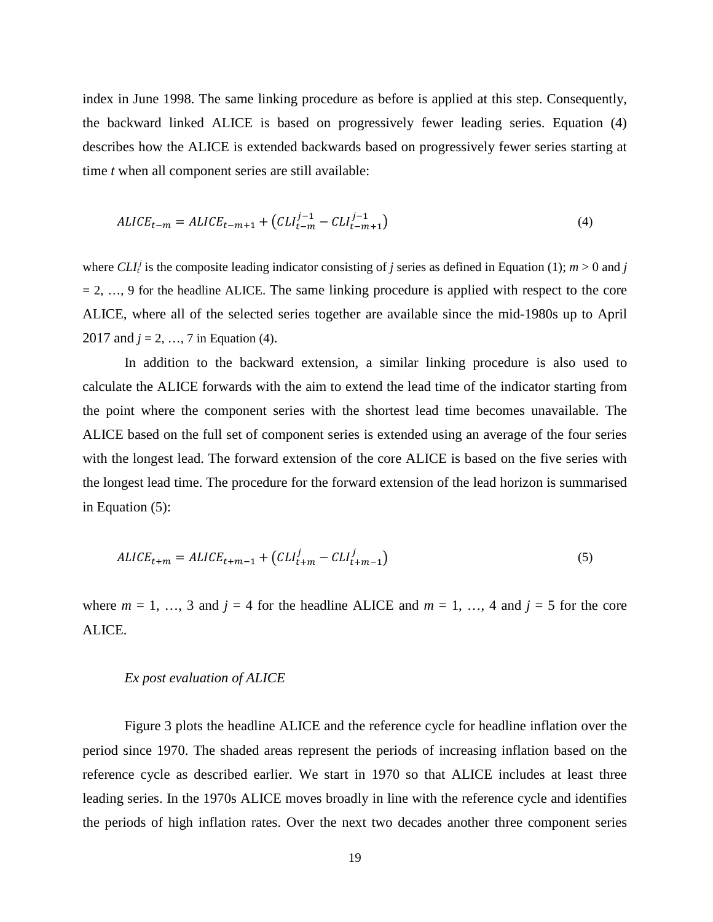index in June 1998. The same linking procedure as before is applied at this step. Consequently, the backward linked ALICE is based on progressively fewer leading series. Equation (4) describes how the ALICE is extended backwards based on progressively fewer series starting at time *t* when all component series are still available:

$$ALICE_{t-m} = ALICE_{t-m+1} + \left(CLI_{t-m}^{j-1} - CLI_{t-m+1}^{j-1}\right) \tag{4}$$

where $CLI_t^j$ is the composite leading indicator consisting of *j* series as defined in Equation (1); $m > 0$ and $j = 2, \ldots, 9$ for the headline ALICE. The same linking procedure is applied with respect to the core ALICE, where all of the selected series together are available since the mid-1980s up to April 2017 and $j = 2, \ldots, 7$ in Equation (4).

In addition to the backward extension, a similar linking procedure is also used to calculate the ALICE forwards with the aim to extend the lead time of the indicator starting from the point where the component series with the shortest lead time becomes unavailable. The ALICE based on the full set of component series is extended using an average of the four series with the longest lead. The forward extension of the core ALICE is based on the five series with the longest lead time. The procedure for the forward extension of the lead horizon is summarised in Equation (5):

$$ALICE_{t+m} = ALICE_{t+m-1} + \left(CLI_{t+m}^{j} - CLI_{t+m-1}^{j}\right) \tag{5}$$

where $m = 1, \ldots, 3$ and $j = 4$ for the headline ALICE and $m = 1, \ldots, 4$ and $j = 5$ for the core ALICE.

*Ex post evaluation of ALICE*

Figure 3 plots the headline ALICE and the reference cycle for headline inflation over the period since 1970. The shaded areas represent the periods of increasing inflation based on the reference cycle as described earlier. We start in 1970 so that ALICE includes at least three leading series. In the 1970s ALICE moves broadly in line with the reference cycle and identifies the periods of high inflation rates. Over the next two decades another three component series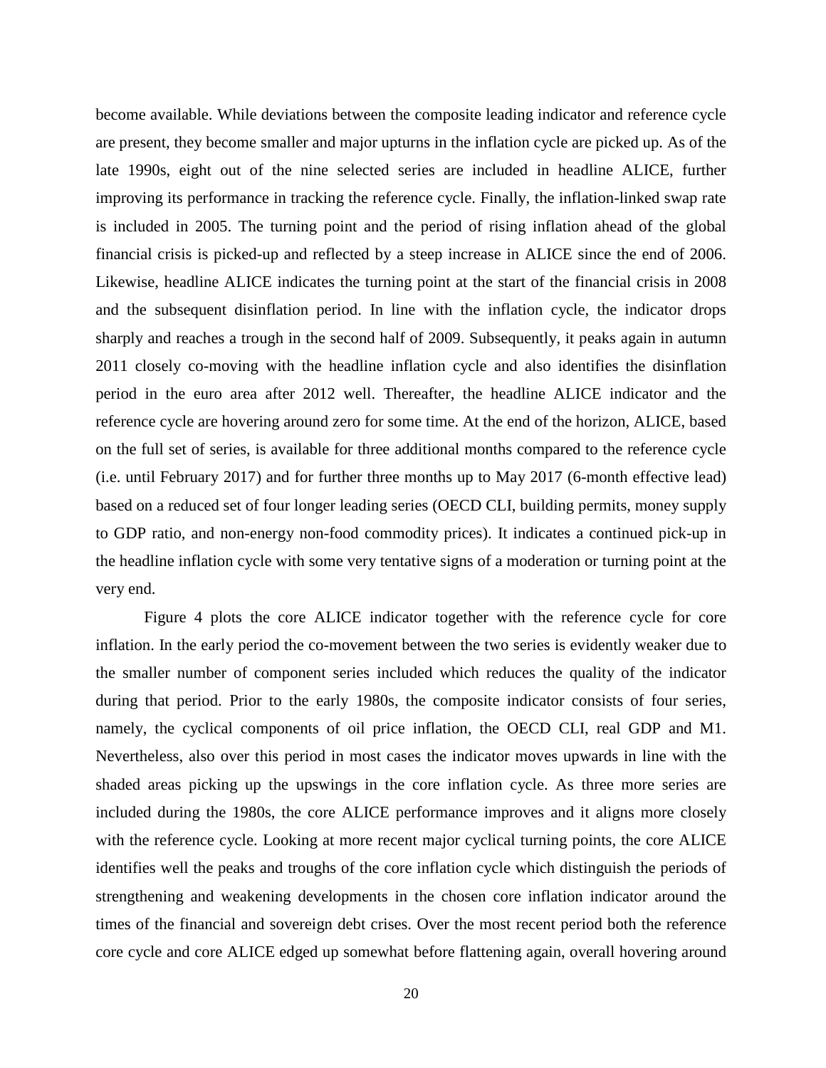become available. While deviations between the composite leading indicator and reference cycle are present, they become smaller and major upturns in the inflation cycle are picked up. As of the late 1990s, eight out of the nine selected series are included in headline ALICE, further improving its performance in tracking the reference cycle. Finally, the inflation-linked swap rate is included in 2005. The turning point and the period of rising inflation ahead of the global financial crisis is picked-up and reflected by a steep increase in ALICE since the end of 2006. Likewise, headline ALICE indicates the turning point at the start of the financial crisis in 2008 and the subsequent disinflation period. In line with the inflation cycle, the indicator drops sharply and reaches a trough in the second half of 2009. Subsequently, it peaks again in autumn 2011 closely co-moving with the headline inflation cycle and also identifies the disinflation period in the euro area after 2012 well. Thereafter, the headline ALICE indicator and the reference cycle are hovering around zero for some time. At the end of the horizon, ALICE, based on the full set of series, is available for three additional months compared to the reference cycle (i.e. until February 2017) and for further three months up to May 2017 (6-month effective lead) based on a reduced set of four longer leading series (OECD CLI, building permits, money supply to GDP ratio, and non-energy non-food commodity prices). It indicates a continued pick-up in the headline inflation cycle with some very tentative signs of a moderation or turning point at the very end.

Figure 4 plots the core ALICE indicator together with the reference cycle for core inflation. In the early period the co-movement between the two series is evidently weaker due to the smaller number of component series included which reduces the quality of the indicator during that period. Prior to the early 1980s, the composite indicator consists of four series, namely, the cyclical components of oil price inflation, the OECD CLI, real GDP and M1. Nevertheless, also over this period in most cases the indicator moves upwards in line with the shaded areas picking up the upswings in the core inflation cycle. As three more series are included during the 1980s, the core ALICE performance improves and it aligns more closely with the reference cycle. Looking at more recent major cyclical turning points, the core ALICE identifies well the peaks and troughs of the core inflation cycle which distinguish the periods of strengthening and weakening developments in the chosen core inflation indicator around the times of the financial and sovereign debt crises. Over the most recent period both the reference core cycle and core ALICE edged up somewhat before flattening again, overall hovering around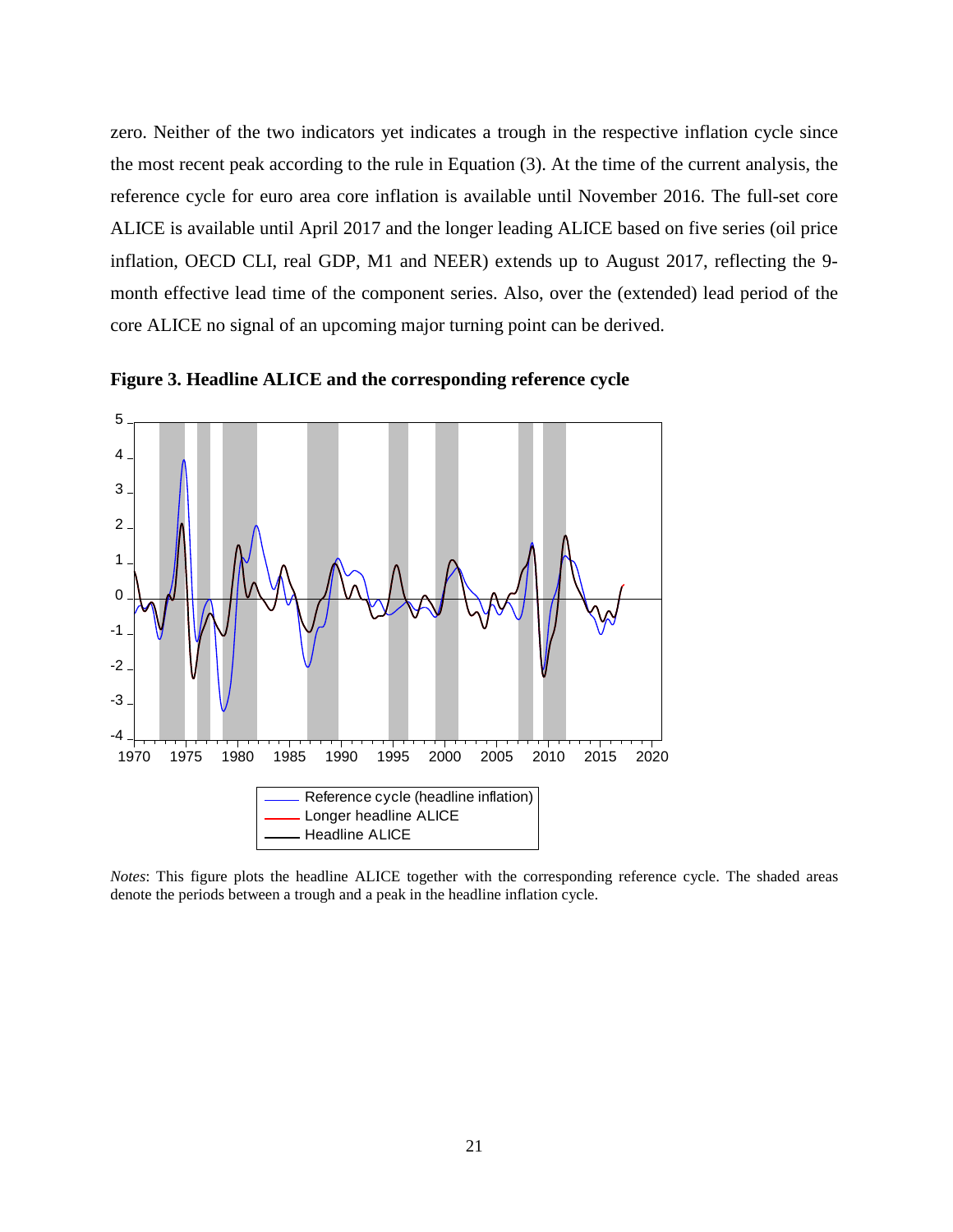zero. Neither of the two indicators yet indicates a trough in the respective inflation cycle since the most recent peak according to the rule in Equation (3). At the time of the current analysis, the reference cycle for euro area core inflation is available until November 2016. The full-set core ALICE is available until April 2017 and the longer leading ALICE based on five series (oil price inflation, OECD CLI, real GDP, M1 and NEER) extends up to August 2017, reflecting the 9-month effective lead time of the component series. Also, over the (extended) lead period of the core ALICE no signal of an upcoming major turning point can be derived.

**Figure 3. Headline ALICE and the corresponding reference cycle**

*Notes*: This figure plots the headline ALICE together with the corresponding reference cycle. The shaded areas denote the periods between a trough and a peak in the headline inflation cycle.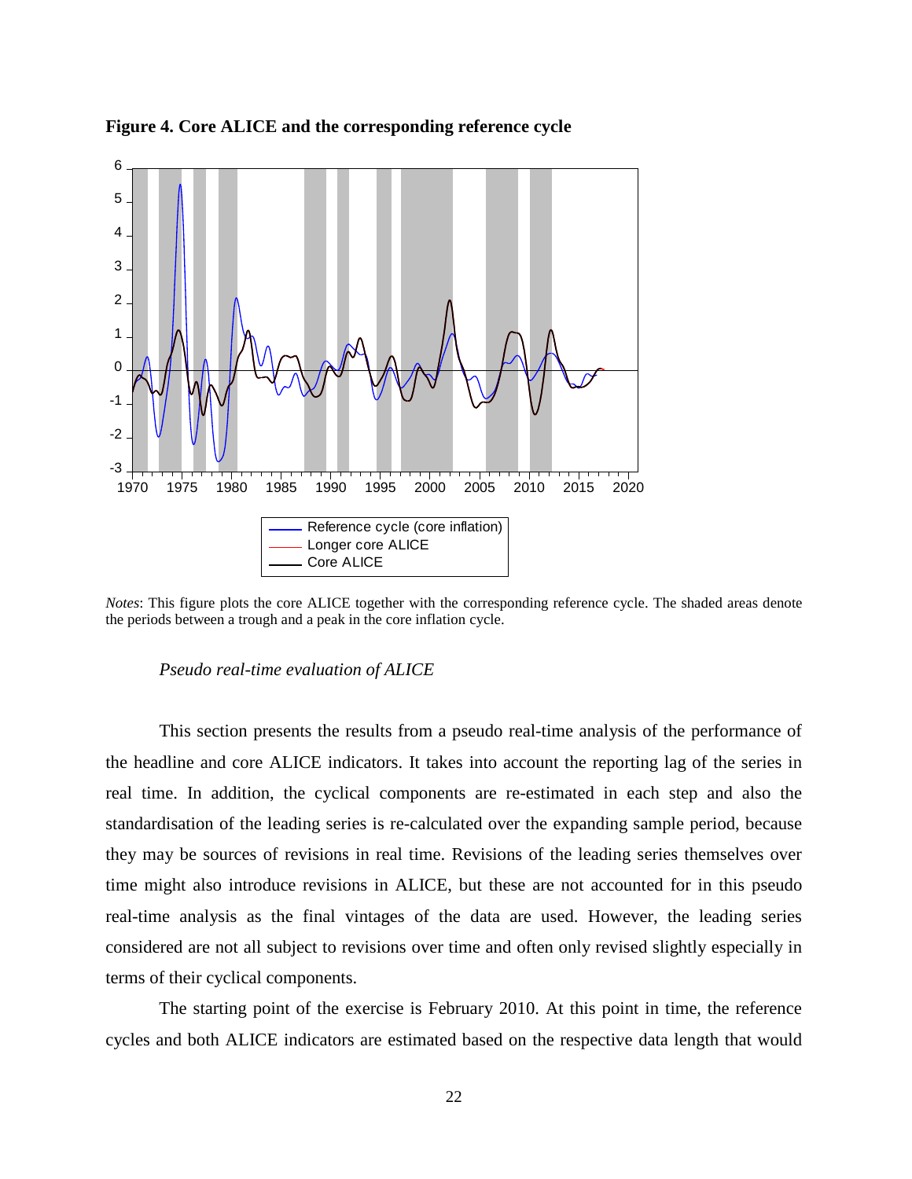**Figure 4. Core ALICE and the corresponding reference cycle**

*Notes*: This figure plots the core ALICE together with the corresponding reference cycle. The shaded areas denote the periods between a trough and a peak in the core inflation cycle.

*Pseudo real-time evaluation of ALICE*

This section presents the results from a pseudo real-time analysis of the performance of the headline and core ALICE indicators. It takes into account the reporting lag of the series in real time. In addition, the cyclical components are re-estimated in each step and also the standardisation of the leading series is re-calculated over the expanding sample period, because they may be sources of revisions in real time. Revisions of the leading series themselves over time might also introduce revisions in ALICE, but these are not accounted for in this pseudo real-time analysis as the final vintages of the data are used. However, the leading series considered are not all subject to revisions over time and often only revised slightly especially in terms of their cyclical components.

The starting point of the exercise is February 2010. At this point in time, the reference cycles and both ALICE indicators are estimated based on the respective data length that would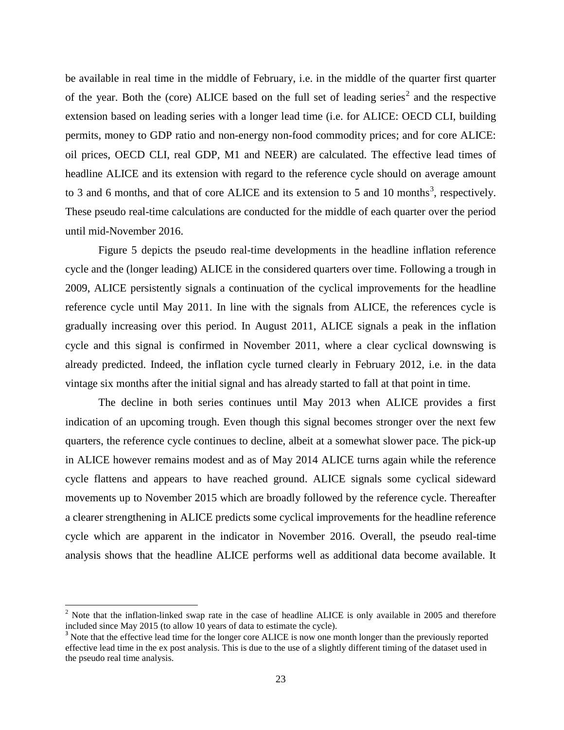be available in real time in the middle of February, i.e. in the middle of the quarter first quarter of the year. Both the (core) ALICE based on the full set of leading series[2] and the respective extension based on leading series with a longer lead time (i.e. for ALICE: OECD CLI, building permits, money to GDP ratio and non-energy non-food commodity prices; and for core ALICE: oil prices, OECD CLI, real GDP, M1 and NEER) are calculated. The effective lead times of headline ALICE and its extension with regard to the reference cycle should on average amount to 3 and 6 months, and that of core ALICE and its extension to 5 and 10 months[3], respectively. These pseudo real-time calculations are conducted for the middle of each quarter over the period until mid-November 2016.

Figure 5 depicts the pseudo real-time developments in the headline inflation reference cycle and the (longer leading) ALICE in the considered quarters over time. Following a trough in 2009, ALICE persistently signals a continuation of the cyclical improvements for the headline reference cycle until May 2011. In line with the signals from ALICE, the references cycle is gradually increasing over this period. In August 2011, ALICE signals a peak in the inflation cycle and this signal is confirmed in November 2011, where a clear cyclical downswing is already predicted. Indeed, the inflation cycle turned clearly in February 2012, i.e. in the data vintage six months after the initial signal and has already started to fall at that point in time.

The decline in both series continues until May 2013 when ALICE provides a first indication of an upcoming trough. Even though this signal becomes stronger over the next few quarters, the reference cycle continues to decline, albeit at a somewhat slower pace. The pick-up in ALICE however remains modest and as of May 2014 ALICE turns again while the reference cycle flattens and appears to have reached ground. ALICE signals some cyclical sideward movements up to November 2015 which are broadly followed by the reference cycle. Thereafter a clearer strengthening in ALICE predicts some cyclical improvements for the headline reference cycle which are apparent in the indicator in November 2016. Overall, the pseudo real-time analysis shows that the headline ALICE performs well as additional data become available. It

[2] Note that the inflation-linked swap rate in the case of headline ALICE is only available in 2005 and therefore included since May 2015 (to allow 10 years of data to estimate the cycle).

[3] Note that the effective lead time for the longer core ALICE is now one month longer than the previously reported effective lead time in the ex post analysis. This is due to the use of a slightly different timing of the dataset used in the pseudo real time analysis.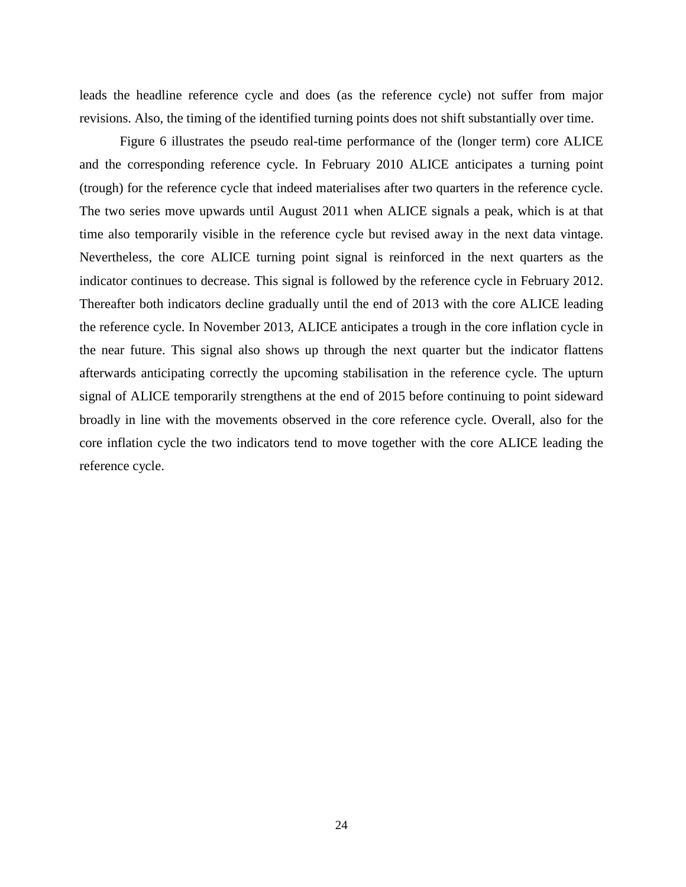leads the headline reference cycle and does (as the reference cycle) not suffer from major revisions. Also, the timing of the identified turning points does not shift substantially over time.

Figure 6 illustrates the pseudo real-time performance of the (longer term) core ALICE and the corresponding reference cycle. In February 2010 ALICE anticipates a turning point (trough) for the reference cycle that indeed materialises after two quarters in the reference cycle. The two series move upwards until August 2011 when ALICE signals a peak, which is at that time also temporarily visible in the reference cycle but revised away in the next data vintage. Nevertheless, the core ALICE turning point signal is reinforced in the next quarters as the indicator continues to decrease. This signal is followed by the reference cycle in February 2012. Thereafter both indicators decline gradually until the end of 2013 with the core ALICE leading the reference cycle. In November 2013, ALICE anticipates a trough in the core inflation cycle in the near future. This signal also shows up through the next quarter but the indicator flattens afterwards anticipating correctly the upcoming stabilisation in the reference cycle. The upturn signal of ALICE temporarily strengthens at the end of 2015 before continuing to point sideward broadly in line with the movements observed in the core reference cycle. Overall, also for the core inflation cycle the two indicators tend to move together with the core ALICE leading the reference cycle.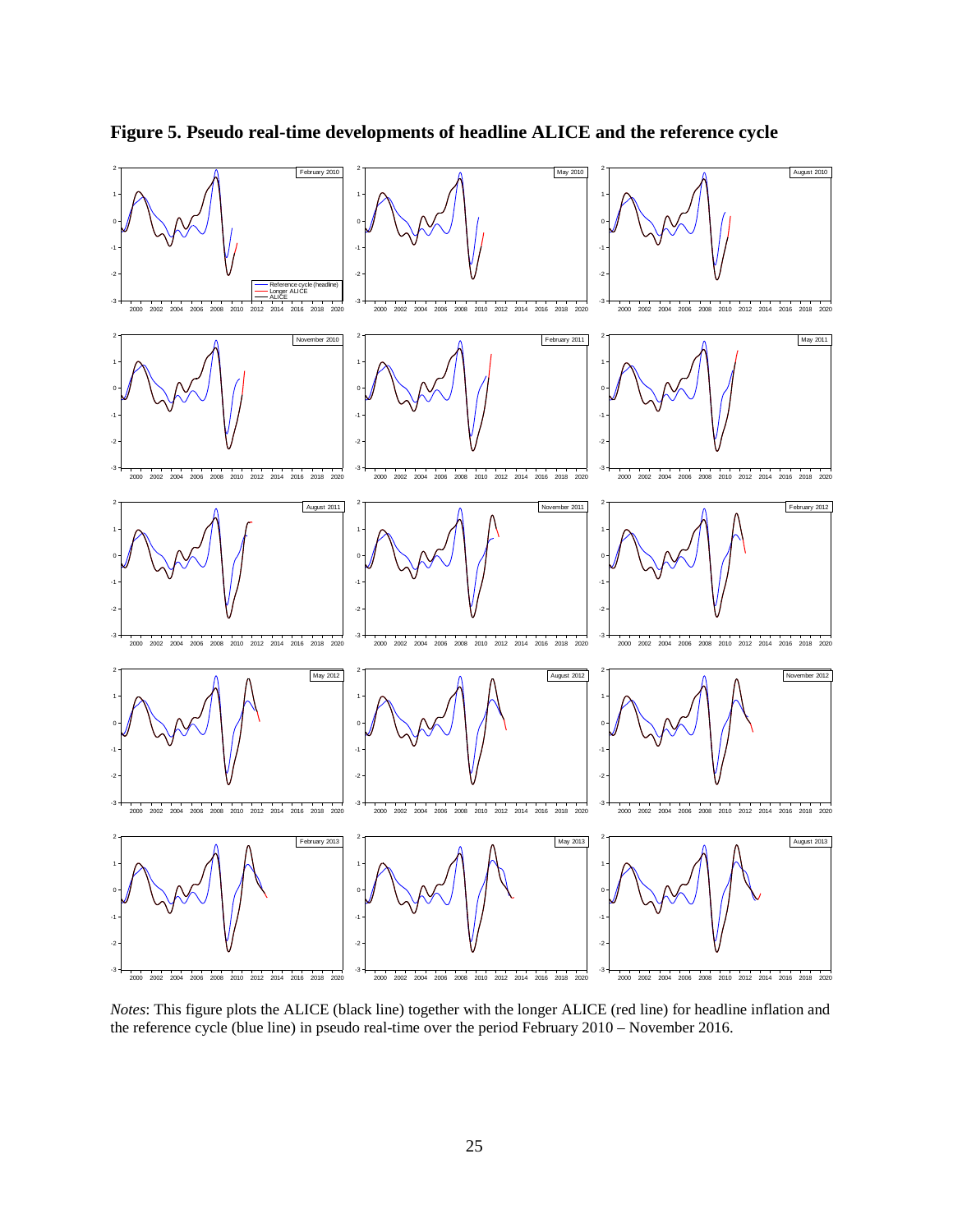# Figure 5. Pseudo real-time developments of headline ALICE and the reference cycle

*Notes*: This figure plots the ALICE (black line) together with the longer ALICE (red line) for headline inflation and the reference cycle (blue line) in pseudo real-time over the period February 2010 – November 2016.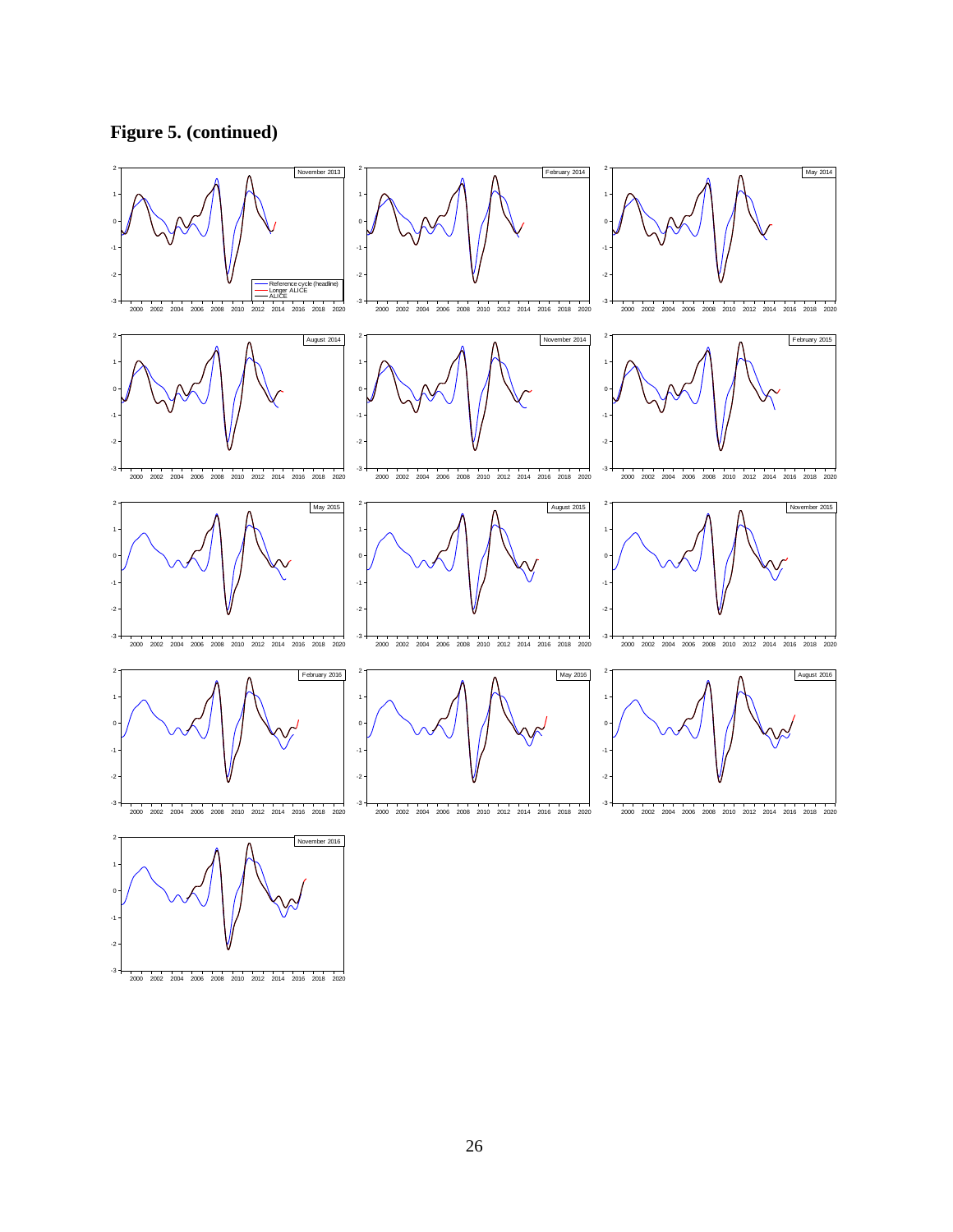**Figure 5. (continued)**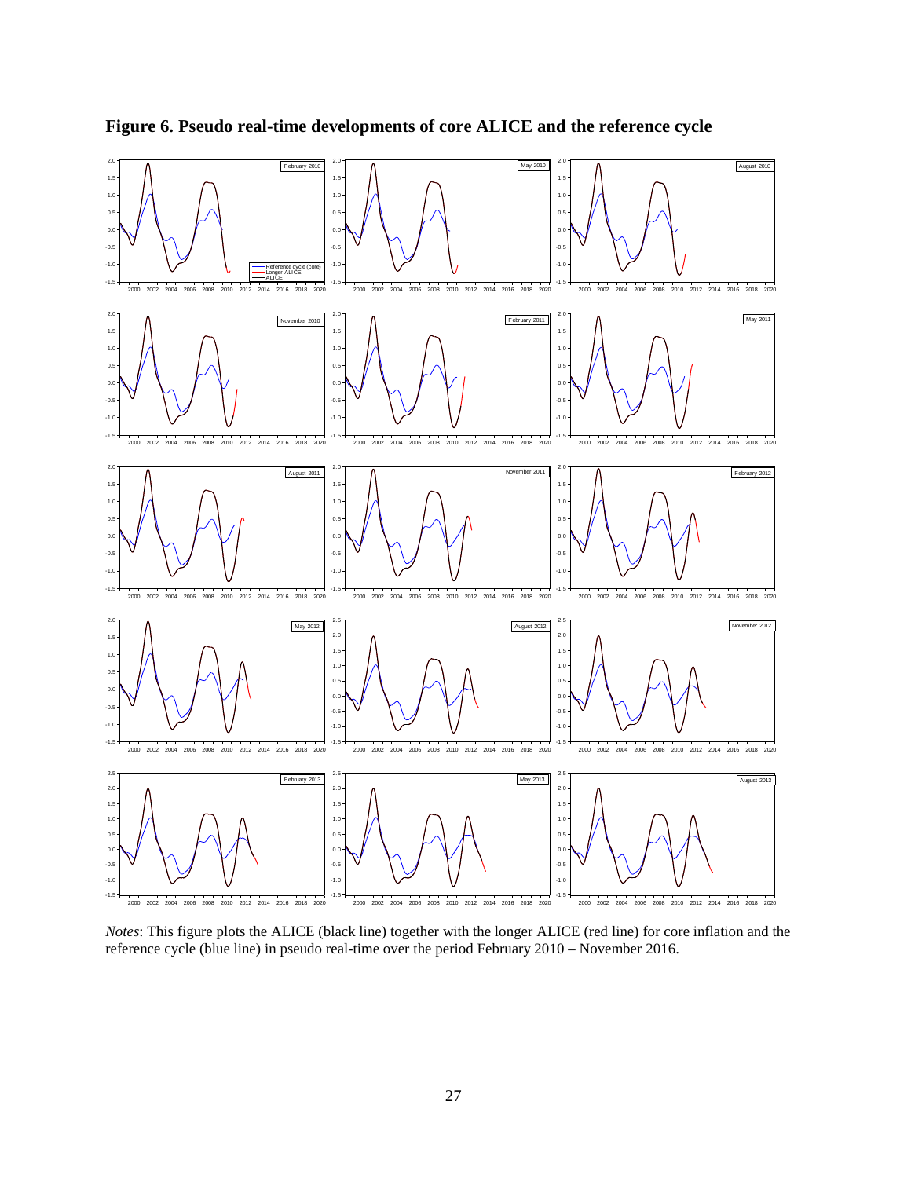**Figure 6. Pseudo real-time developments of core ALICE and the reference cycle**

*Notes*: This figure plots the ALICE (black line) together with the longer ALICE (red line) for core inflation and the reference cycle (blue line) in pseudo real-time over the period February 2010 – November 2016.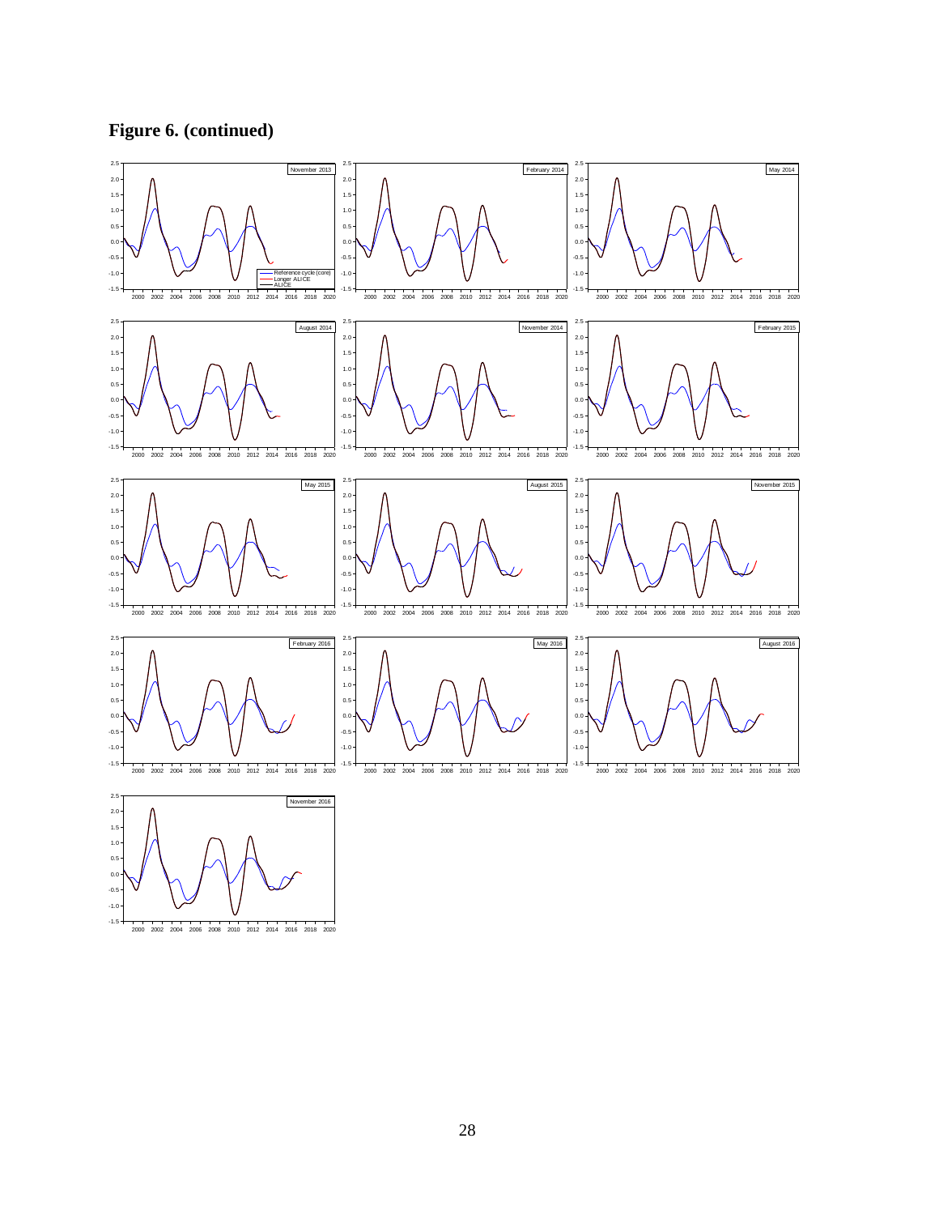**Figure 6. (continued)**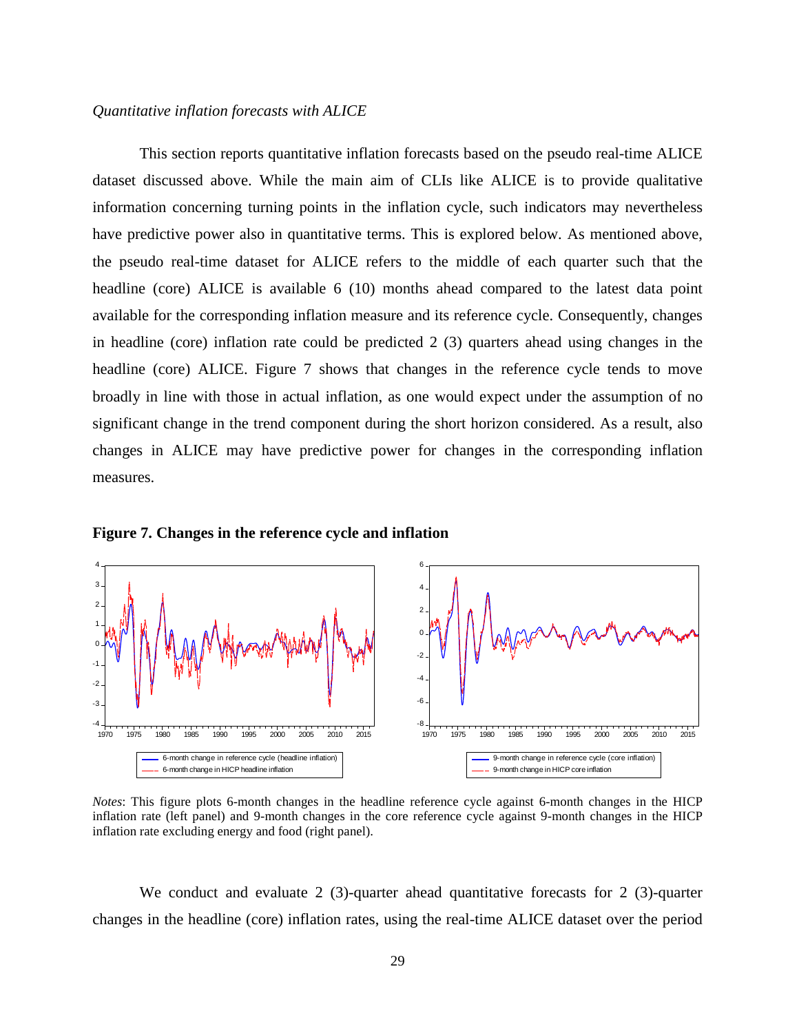*Quantitative inflation forecasts with ALICE*

This section reports quantitative inflation forecasts based on the pseudo real-time ALICE dataset discussed above. While the main aim of CLIs like ALICE is to provide qualitative information concerning turning points in the inflation cycle, such indicators may nevertheless have predictive power also in quantitative terms. This is explored below. As mentioned above, the pseudo real-time dataset for ALICE refers to the middle of each quarter such that the headline (core) ALICE is available 6 (10) months ahead compared to the latest data point available for the corresponding inflation measure and its reference cycle. Consequently, changes in headline (core) inflation rate could be predicted 2 (3) quarters ahead using changes in the headline (core) ALICE. Figure 7 shows that changes in the reference cycle tends to move broadly in line with those in actual inflation, as one would expect under the assumption of no significant change in the trend component during the short horizon considered. As a result, also changes in ALICE may have predictive power for changes in the corresponding inflation measures.

**Figure 7. Changes in the reference cycle and inflation**

*Notes*: This figure plots 6-month changes in the headline reference cycle against 6-month changes in the HICP inflation rate (left panel) and 9-month changes in the core reference cycle against 9-month changes in the HICP inflation rate excluding energy and food (right panel).

We conduct and evaluate 2 (3)-quarter ahead quantitative forecasts for 2 (3)-quarter changes in the headline (core) inflation rates, using the real-time ALICE dataset over the period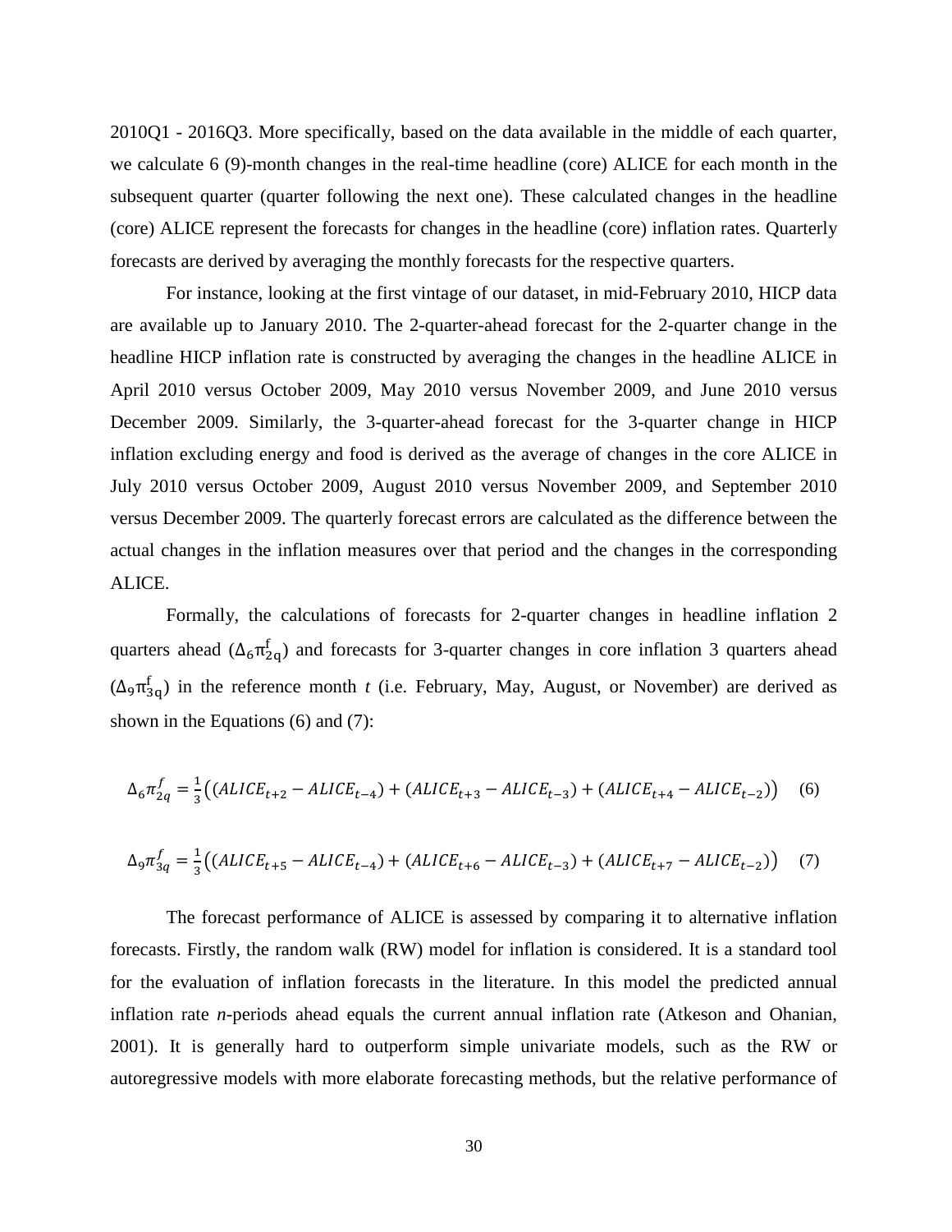2010Q1 - 2016Q3. More specifically, based on the data available in the middle of each quarter, we calculate 6 (9)-month changes in the real-time headline (core) ALICE for each month in the subsequent quarter (quarter following the next one). These calculated changes in the headline (core) ALICE represent the forecasts for changes in the headline (core) inflation rates. Quarterly forecasts are derived by averaging the monthly forecasts for the respective quarters.

For instance, looking at the first vintage of our dataset, in mid-February 2010, HICP data are available up to January 2010. The 2-quarter-ahead forecast for the 2-quarter change in the headline HICP inflation rate is constructed by averaging the changes in the headline ALICE in April 2010 versus October 2009, May 2010 versus November 2009, and June 2010 versus December 2009. Similarly, the 3-quarter-ahead forecast for the 3-quarter change in HICP inflation excluding energy and food is derived as the average of changes in the core ALICE in July 2010 versus October 2009, August 2010 versus November 2009, and September 2010 versus December 2009. The quarterly forecast errors are calculated as the difference between the actual changes in the inflation measures over that period and the changes in the corresponding ALICE.

Formally, the calculations of forecasts for 2-quarter changes in headline inflation 2 quarters ahead ($\Delta_6\pi^f_{2q}$) and forecasts for 3-quarter changes in core inflation 3 quarters ahead ($\Delta_9\pi^f_{3q}$) in the reference month *t* (i.e. February, May, August, or November) are derived as shown in the Equations (6) and (7):

$$\Delta_6\pi^f_{2q} = \frac{1}{3}\big((ALICE_{t+2} - ALICE_{t-4}) + (ALICE_{t+3} - ALICE_{t-3}) + (ALICE_{t+4} - ALICE_{t-2})\big) \quad (6)$$

$$\Delta_9\pi^f_{3q} = \frac{1}{3}\big((ALICE_{t+5} - ALICE_{t-4}) + (ALICE_{t+6} - ALICE_{t-3}) + (ALICE_{t+7} - ALICE_{t-2})\big) \quad (7)$$

The forecast performance of ALICE is assessed by comparing it to alternative inflation forecasts. Firstly, the random walk (RW) model for inflation is considered. It is a standard tool for the evaluation of inflation forecasts in the literature. In this model the predicted annual inflation rate *n*-periods ahead equals the current annual inflation rate (Atkeson and Ohanian, 2001). It is generally hard to outperform simple univariate models, such as the RW or autoregressive models with more elaborate forecasting methods, but the relative performance of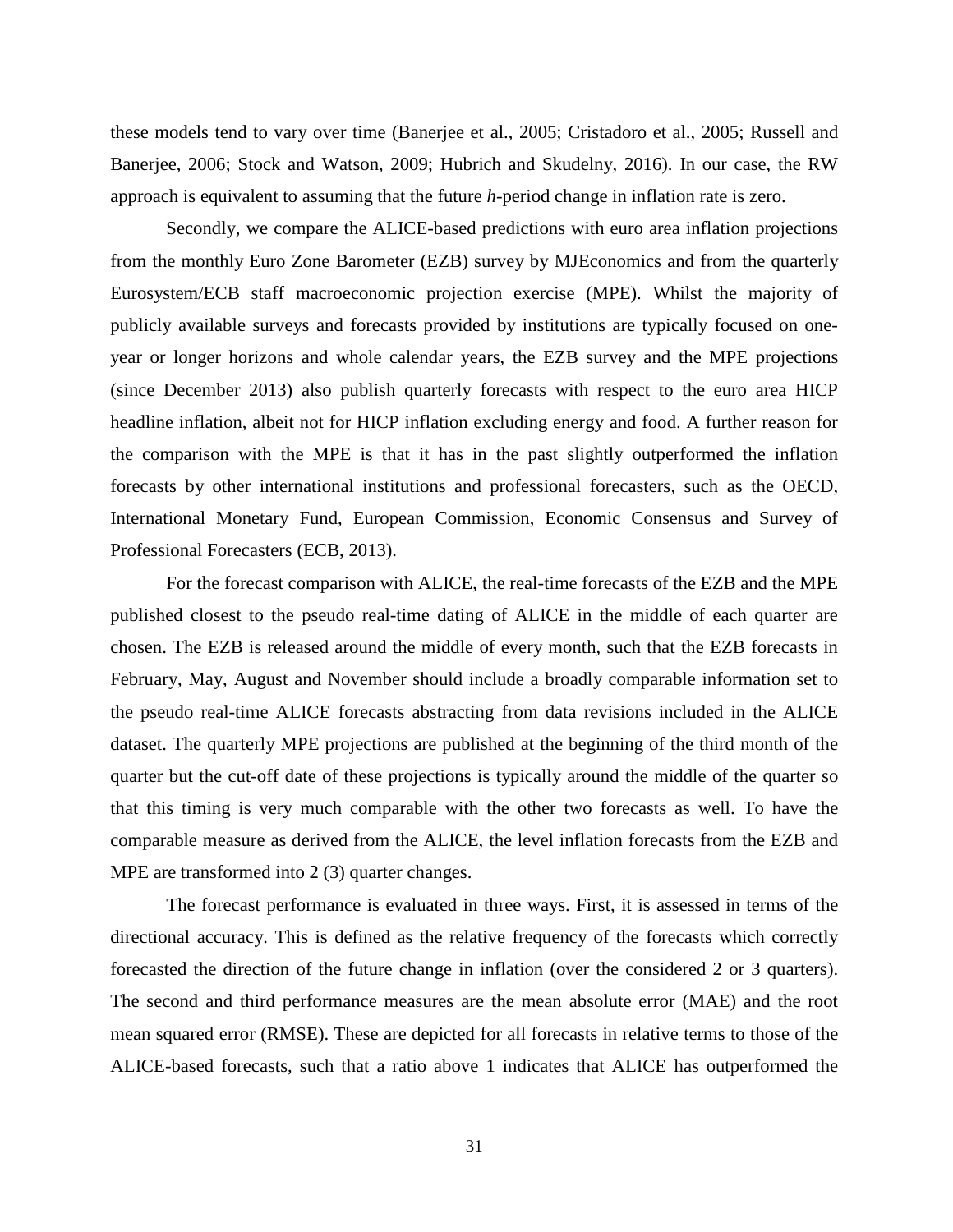these models tend to vary over time (Banerjee et al., 2005; Cristadoro et al., 2005; Russell and Banerjee, 2006; Stock and Watson, 2009; Hubrich and Skudelny, 2016). In our case, the RW approach is equivalent to assuming that the future *h*-period change in inflation rate is zero.

Secondly, we compare the ALICE-based predictions with euro area inflation projections from the monthly Euro Zone Barometer (EZB) survey by MJEconomics and from the quarterly Eurosystem/ECB staff macroeconomic projection exercise (MPE). Whilst the majority of publicly available surveys and forecasts provided by institutions are typically focused on one-year or longer horizons and whole calendar years, the EZB survey and the MPE projections (since December 2013) also publish quarterly forecasts with respect to the euro area HICP headline inflation, albeit not for HICP inflation excluding energy and food. A further reason for the comparison with the MPE is that it has in the past slightly outperformed the inflation forecasts by other international institutions and professional forecasters, such as the OECD, International Monetary Fund, European Commission, Economic Consensus and Survey of Professional Forecasters (ECB, 2013).

For the forecast comparison with ALICE, the real-time forecasts of the EZB and the MPE published closest to the pseudo real-time dating of ALICE in the middle of each quarter are chosen. The EZB is released around the middle of every month, such that the EZB forecasts in February, May, August and November should include a broadly comparable information set to the pseudo real-time ALICE forecasts abstracting from data revisions included in the ALICE dataset. The quarterly MPE projections are published at the beginning of the third month of the quarter but the cut-off date of these projections is typically around the middle of the quarter so that this timing is very much comparable with the other two forecasts as well. To have the comparable measure as derived from the ALICE, the level inflation forecasts from the EZB and MPE are transformed into 2 (3) quarter changes.

The forecast performance is evaluated in three ways. First, it is assessed in terms of the directional accuracy. This is defined as the relative frequency of the forecasts which correctly forecasted the direction of the future change in inflation (over the considered 2 or 3 quarters). The second and third performance measures are the mean absolute error (MAE) and the root mean squared error (RMSE). These are depicted for all forecasts in relative terms to those of the ALICE-based forecasts, such that a ratio above 1 indicates that ALICE has outperformed the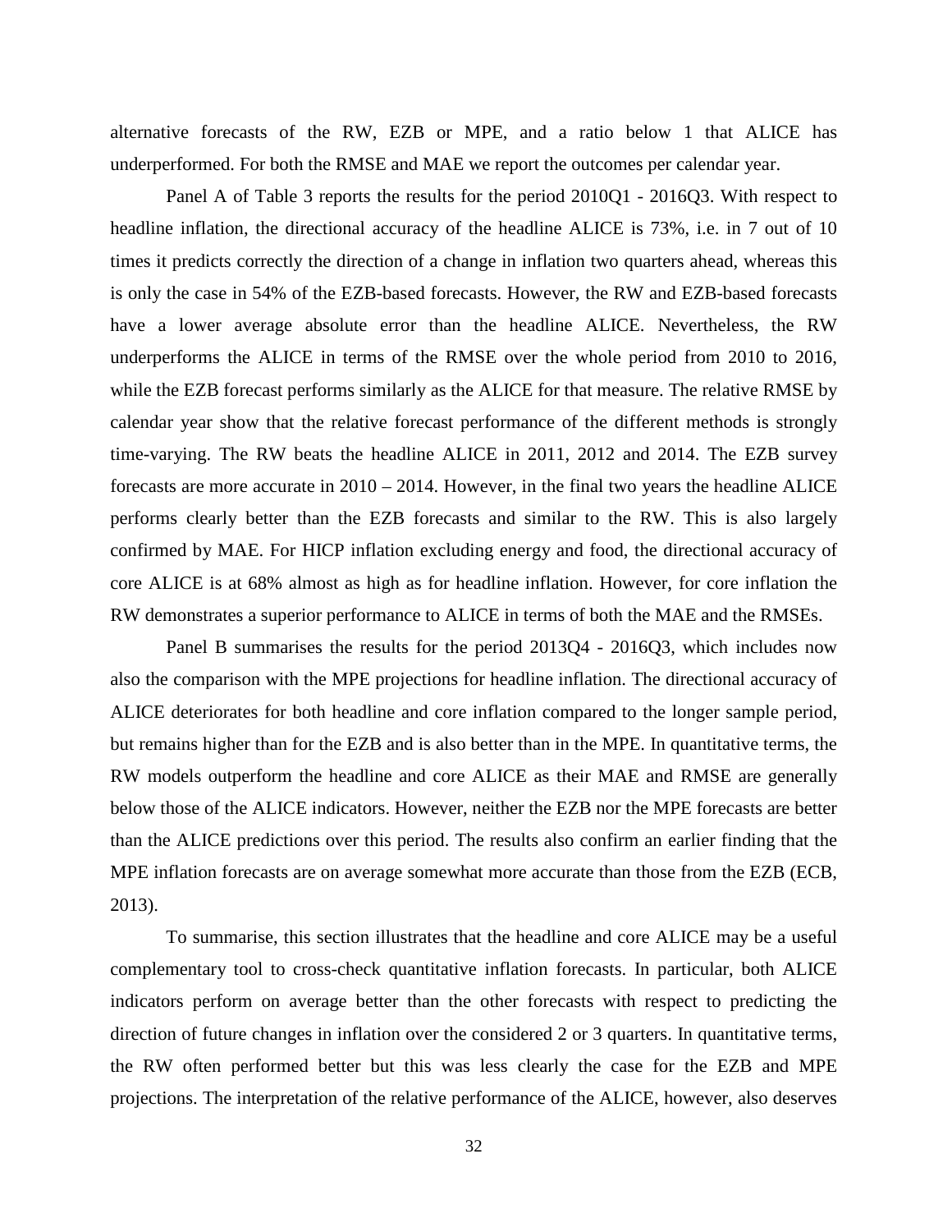alternative forecasts of the RW, EZB or MPE, and a ratio below 1 that ALICE has underperformed. For both the RMSE and MAE we report the outcomes per calendar year.

Panel A of Table 3 reports the results for the period 2010Q1 - 2016Q3. With respect to headline inflation, the directional accuracy of the headline ALICE is 73%, i.e. in 7 out of 10 times it predicts correctly the direction of a change in inflation two quarters ahead, whereas this is only the case in 54% of the EZB-based forecasts. However, the RW and EZB-based forecasts have a lower average absolute error than the headline ALICE. Nevertheless, the RW underperforms the ALICE in terms of the RMSE over the whole period from 2010 to 2016, while the EZB forecast performs similarly as the ALICE for that measure. The relative RMSE by calendar year show that the relative forecast performance of the different methods is strongly time-varying. The RW beats the headline ALICE in 2011, 2012 and 2014. The EZB survey forecasts are more accurate in 2010 – 2014. However, in the final two years the headline ALICE performs clearly better than the EZB forecasts and similar to the RW. This is also largely confirmed by MAE. For HICP inflation excluding energy and food, the directional accuracy of core ALICE is at 68% almost as high as for headline inflation. However, for core inflation the RW demonstrates a superior performance to ALICE in terms of both the MAE and the RMSEs.

Panel B summarises the results for the period 2013Q4 - 2016Q3, which includes now also the comparison with the MPE projections for headline inflation. The directional accuracy of ALICE deteriorates for both headline and core inflation compared to the longer sample period, but remains higher than for the EZB and is also better than in the MPE. In quantitative terms, the RW models outperform the headline and core ALICE as their MAE and RMSE are generally below those of the ALICE indicators. However, neither the EZB nor the MPE forecasts are better than the ALICE predictions over this period. The results also confirm an earlier finding that the MPE inflation forecasts are on average somewhat more accurate than those from the EZB (ECB, 2013).

To summarise, this section illustrates that the headline and core ALICE may be a useful complementary tool to cross-check quantitative inflation forecasts. In particular, both ALICE indicators perform on average better than the other forecasts with respect to predicting the direction of future changes in inflation over the considered 2 or 3 quarters. In quantitative terms, the RW often performed better but this was less clearly the case for the EZB and MPE projections. The interpretation of the relative performance of the ALICE, however, also deserves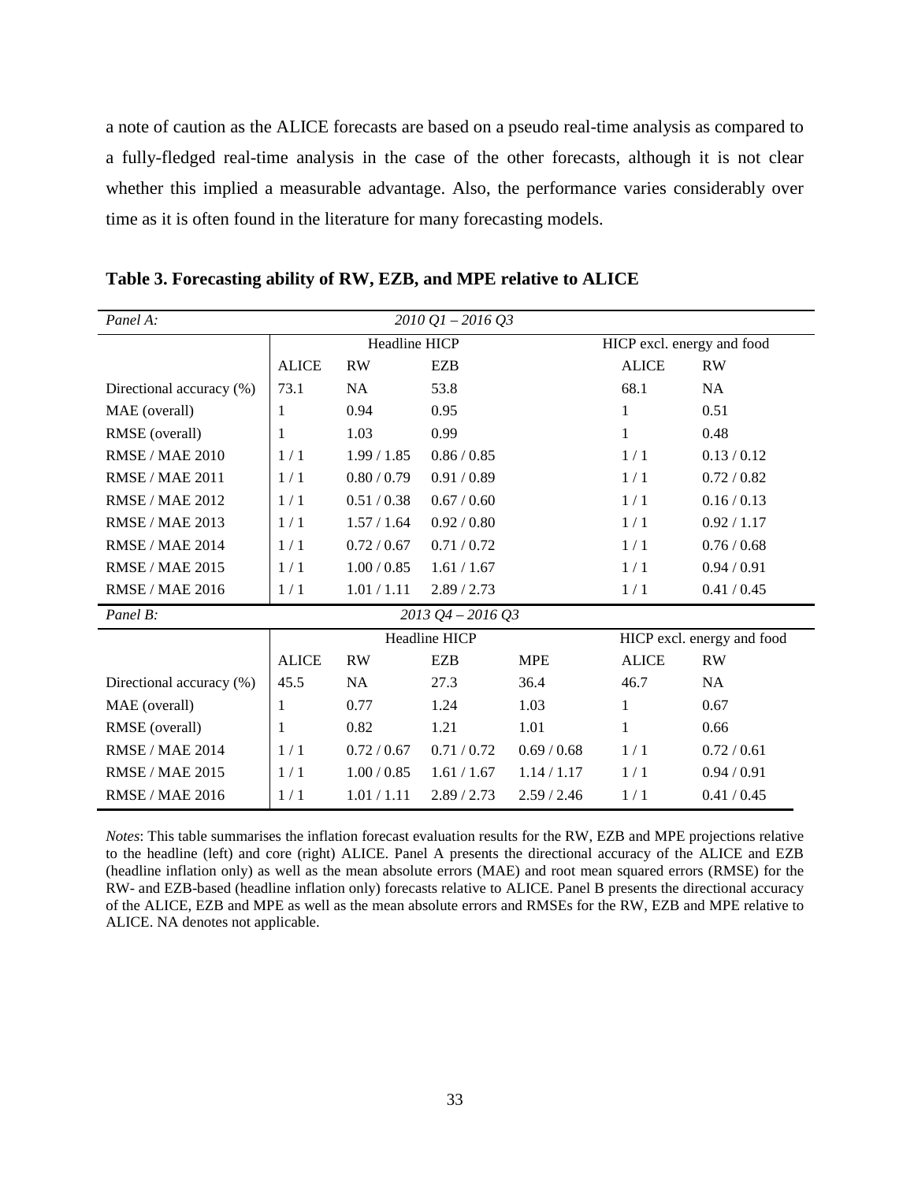a note of caution as the ALICE forecasts are based on a pseudo real-time analysis as compared to a fully-fledged real-time analysis in the case of the other forecasts, although it is not clear whether this implied a measurable advantage. Also, the performance varies considerably over time as it is often found in the literature for many forecasting models.

**Table 3. Forecasting ability of RW, EZB, and MPE relative to ALICE**

| *Panel A:* | *2010 Q1 – 2016 Q3* | | | | | |
|---|---|---|---|---|---|---|
| | Headline HICP | | | | HICP excl. energy and food | |
| | ALICE | RW | EZB | | ALICE | RW |
| Directional accuracy (%) | 73.1 | NA | 53.8 | | 68.1 | NA |
| MAE (overall) | 1 | 0.94 | 0.95 | | 1 | 0.51 |
| RMSE (overall) | 1 | 1.03 | 0.99 | | 1 | 0.48 |
| RMSE / MAE 2010 | 1 / 1 | 1.99 / 1.85 | 0.86 / 0.85 | | 1 / 1 | 0.13 / 0.12 |
| RMSE / MAE 2011 | 1 / 1 | 0.80 / 0.79 | 0.91 / 0.89 | | 1 / 1 | 0.72 / 0.82 |
| RMSE / MAE 2012 | 1 / 1 | 0.51 / 0.38 | 0.67 / 0.60 | | 1 / 1 | 0.16 / 0.13 |
| RMSE / MAE 2013 | 1 / 1 | 1.57 / 1.64 | 0.92 / 0.80 | | 1 / 1 | 0.92 / 1.17 |
| RMSE / MAE 2014 | 1 / 1 | 0.72 / 0.67 | 0.71 / 0.72 | | 1 / 1 | 0.76 / 0.68 |
| RMSE / MAE 2015 | 1 / 1 | 1.00 / 0.85 | 1.61 / 1.67 | | 1 / 1 | 0.94 / 0.91 |
| RMSE / MAE 2016 | 1 / 1 | 1.01 / 1.11 | 2.89 / 2.73 | | 1 / 1 | 0.41 / 0.45 |
| *Panel B:* | *2013 Q4 – 2016 Q3* | | | | | |
| | Headline HICP | | | | HICP excl. energy and food | |
| | ALICE | RW | EZB | MPE | ALICE | RW |
| Directional accuracy (%) | 45.5 | NA | 27.3 | 36.4 | 46.7 | NA |
| MAE (overall) | 1 | 0.77 | 1.24 | 1.03 | 1 | 0.67 |
| RMSE (overall) | 1 | 0.82 | 1.21 | 1.01 | 1 | 0.66 |
| RMSE / MAE 2014 | 1 / 1 | 0.72 / 0.67 | 0.71 / 0.72 | 0.69 / 0.68 | 1 / 1 | 0.72 / 0.61 |
| RMSE / MAE 2015 | 1 / 1 | 1.00 / 0.85 | 1.61 / 1.67 | 1.14 / 1.17 | 1 / 1 | 0.94 / 0.91 |
| RMSE / MAE 2016 | 1 / 1 | 1.01 / 1.11 | 2.89 / 2.73 | 2.59 / 2.46 | 1 / 1 | 0.41 / 0.45 |

*Notes*: This table summarises the inflation forecast evaluation results for the RW, EZB and MPE projections relative to the headline (left) and core (right) ALICE. Panel A presents the directional accuracy of the ALICE and EZB (headline inflation only) as well as the mean absolute errors (MAE) and root mean squared errors (RMSE) for the RW- and EZB-based (headline inflation only) forecasts relative to ALICE. Panel B presents the directional accuracy of the ALICE, EZB and MPE as well as the mean absolute errors and RMSEs for the RW, EZB and MPE relative to ALICE. NA denotes not applicable.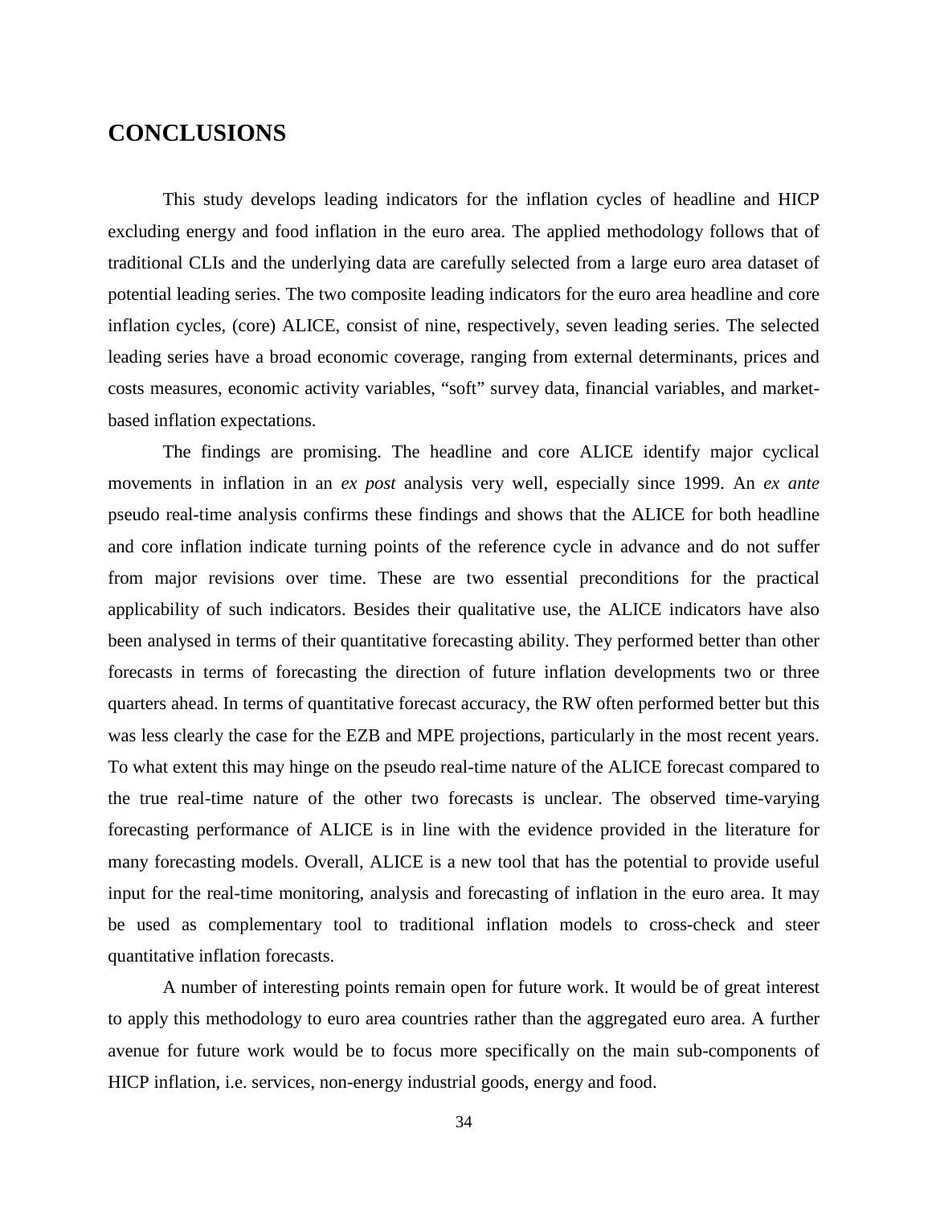## CONCLUSIONS

This study develops leading indicators for the inflation cycles of headline and HICP excluding energy and food inflation in the euro area. The applied methodology follows that of traditional CLIs and the underlying data are carefully selected from a large euro area dataset of potential leading series. The two composite leading indicators for the euro area headline and core inflation cycles, (core) ALICE, consist of nine, respectively, seven leading series. The selected leading series have a broad economic coverage, ranging from external determinants, prices and costs measures, economic activity variables, "soft" survey data, financial variables, and market-based inflation expectations.

The findings are promising. The headline and core ALICE identify major cyclical movements in inflation in an *ex post* analysis very well, especially since 1999. An *ex ante* pseudo real-time analysis confirms these findings and shows that the ALICE for both headline and core inflation indicate turning points of the reference cycle in advance and do not suffer from major revisions over time. These are two essential preconditions for the practical applicability of such indicators. Besides their qualitative use, the ALICE indicators have also been analysed in terms of their quantitative forecasting ability. They performed better than other forecasts in terms of forecasting the direction of future inflation developments two or three quarters ahead. In terms of quantitative forecast accuracy, the RW often performed better but this was less clearly the case for the EZB and MPE projections, particularly in the most recent years. To what extent this may hinge on the pseudo real-time nature of the ALICE forecast compared to the true real-time nature of the other two forecasts is unclear. The observed time-varying forecasting performance of ALICE is in line with the evidence provided in the literature for many forecasting models. Overall, ALICE is a new tool that has the potential to provide useful input for the real-time monitoring, analysis and forecasting of inflation in the euro area. It may be used as complementary tool to traditional inflation models to cross-check and steer quantitative inflation forecasts.

A number of interesting points remain open for future work. It would be of great interest to apply this methodology to euro area countries rather than the aggregated euro area. A further avenue for future work would be to focus more specifically on the main sub-components of HICP inflation, i.e. services, non-energy industrial goods, energy and food.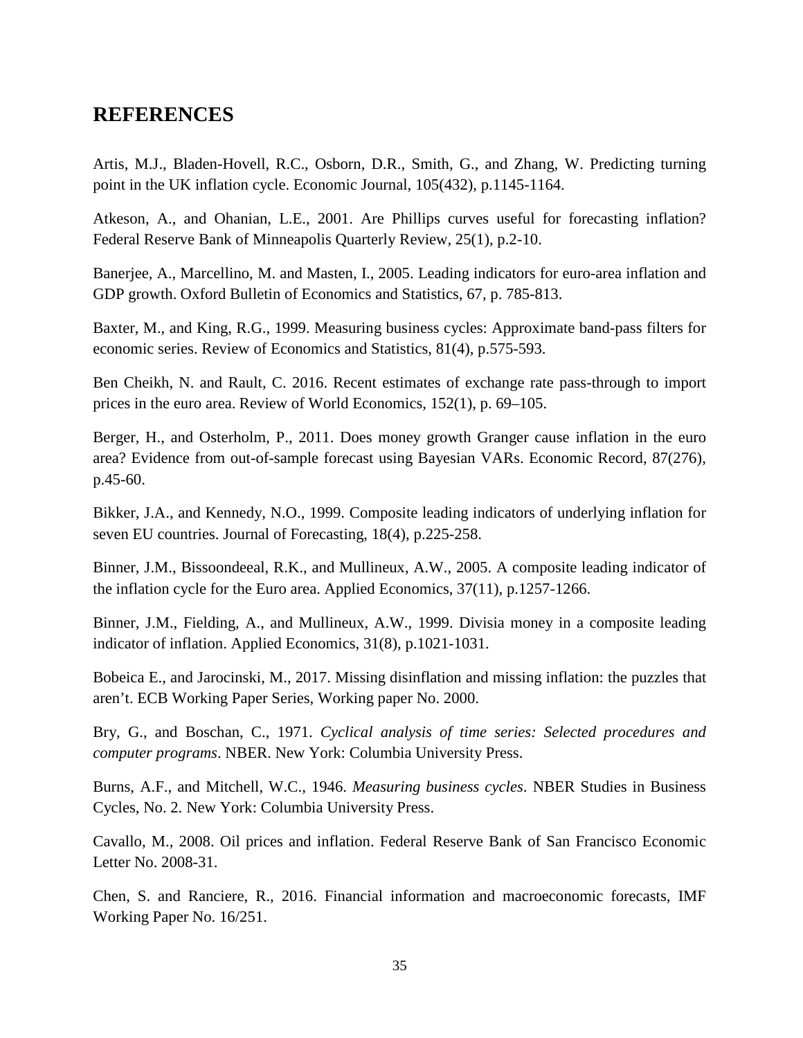## REFERENCES

Artis, M.J., Bladen-Hovell, R.C., Osborn, D.R., Smith, G., and Zhang, W. Predicting turning point in the UK inflation cycle. Economic Journal, 105(432), p.1145-1164.

Atkeson, A., and Ohanian, L.E., 2001. Are Phillips curves useful for forecasting inflation? Federal Reserve Bank of Minneapolis Quarterly Review, 25(1), p.2-10.

Banerjee, A., Marcellino, M. and Masten, I., 2005. Leading indicators for euro-area inflation and GDP growth. Oxford Bulletin of Economics and Statistics, 67, p. 785-813.

Baxter, M., and King, R.G., 1999. Measuring business cycles: Approximate band-pass filters for economic series. Review of Economics and Statistics, 81(4), p.575-593.

Ben Cheikh, N. and Rault, C. 2016. Recent estimates of exchange rate pass-through to import prices in the euro area. Review of World Economics, 152(1), p. 69–105.

Berger, H., and Osterholm, P., 2011. Does money growth Granger cause inflation in the euro area? Evidence from out-of-sample forecast using Bayesian VARs. Economic Record, 87(276), p.45-60.

Bikker, J.A., and Kennedy, N.O., 1999. Composite leading indicators of underlying inflation for seven EU countries. Journal of Forecasting, 18(4), p.225-258.

Binner, J.M., Bissoondeeal, R.K., and Mullineux, A.W., 2005. A composite leading indicator of the inflation cycle for the Euro area. Applied Economics, 37(11), p.1257-1266.

Binner, J.M., Fielding, A., and Mullineux, A.W., 1999. Divisia money in a composite leading indicator of inflation. Applied Economics, 31(8), p.1021-1031.

Bobeica E., and Jarocinski, M., 2017. Missing disinflation and missing inflation: the puzzles that aren't. ECB Working Paper Series, Working paper No. 2000.

Bry, G., and Boschan, C., 1971. *Cyclical analysis of time series: Selected procedures and computer programs*. NBER. New York: Columbia University Press.

Burns, A.F., and Mitchell, W.C., 1946. *Measuring business cycles*. NBER Studies in Business Cycles, No. 2. New York: Columbia University Press.

Cavallo, M., 2008. Oil prices and inflation. Federal Reserve Bank of San Francisco Economic Letter No. 2008-31.

Chen, S. and Ranciere, R., 2016. Financial information and macroeconomic forecasts, IMF Working Paper No. 16/251.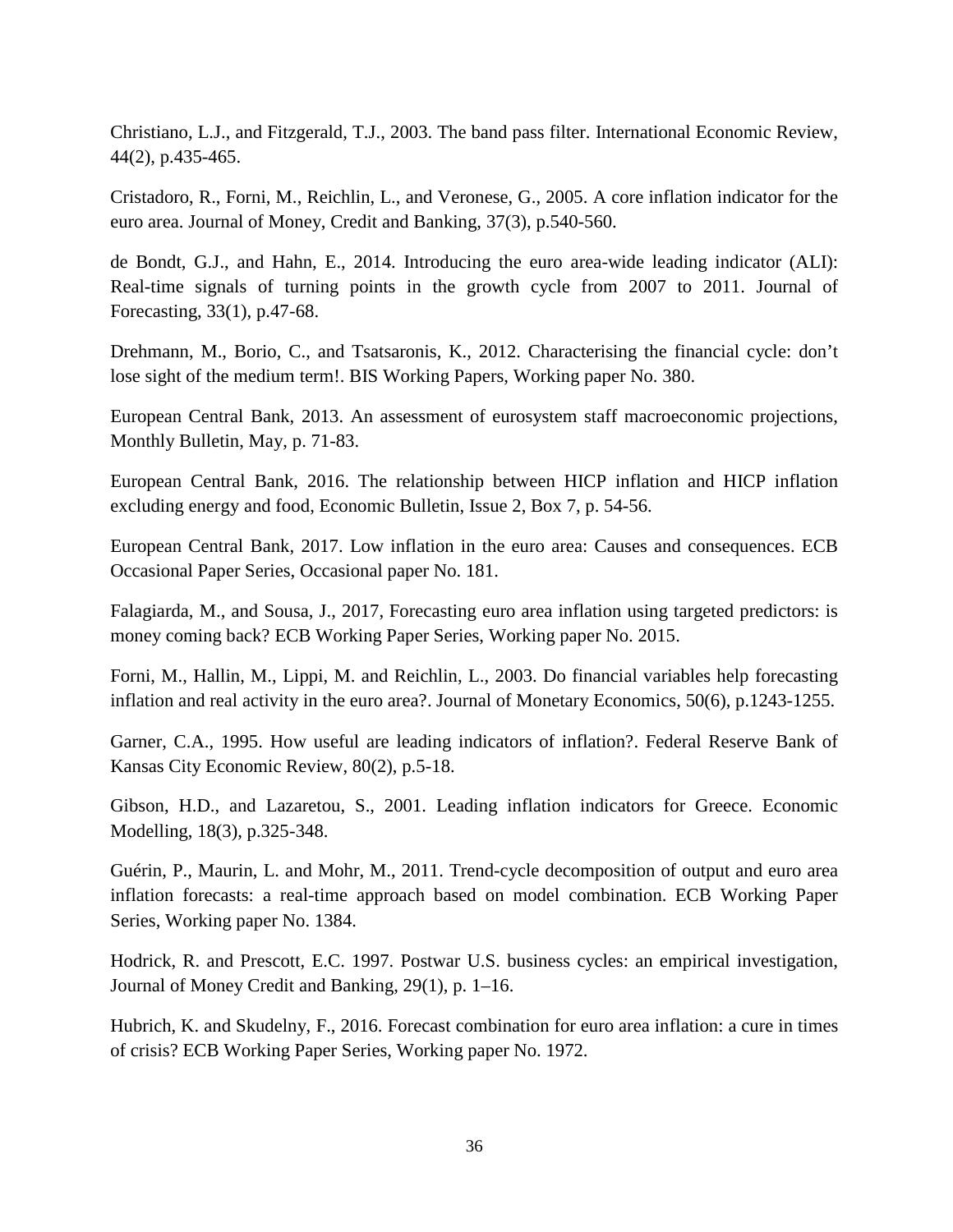Christiano, L.J., and Fitzgerald, T.J., 2003. The band pass filter. International Economic Review, 44(2), p.435-465.

Cristadoro, R., Forni, M., Reichlin, L., and Veronese, G., 2005. A core inflation indicator for the euro area. Journal of Money, Credit and Banking, 37(3), p.540-560.

de Bondt, G.J., and Hahn, E., 2014. Introducing the euro area-wide leading indicator (ALI): Real-time signals of turning points in the growth cycle from 2007 to 2011. Journal of Forecasting, 33(1), p.47-68.

Drehmann, M., Borio, C., and Tsatsaronis, K., 2012. Characterising the financial cycle: don't lose sight of the medium term!. BIS Working Papers, Working paper No. 380.

European Central Bank, 2013. An assessment of eurosystem staff macroeconomic projections, Monthly Bulletin, May, p. 71-83.

European Central Bank, 2016. The relationship between HICP inflation and HICP inflation excluding energy and food, Economic Bulletin, Issue 2, Box 7, p. 54-56.

European Central Bank, 2017. Low inflation in the euro area: Causes and consequences. ECB Occasional Paper Series, Occasional paper No. 181.

Falagiarda, M., and Sousa, J., 2017, Forecasting euro area inflation using targeted predictors: is money coming back? ECB Working Paper Series, Working paper No. 2015.

Forni, M., Hallin, M., Lippi, M. and Reichlin, L., 2003. Do financial variables help forecasting inflation and real activity in the euro area?. Journal of Monetary Economics, 50(6), p.1243-1255.

Garner, C.A., 1995. How useful are leading indicators of inflation?. Federal Reserve Bank of Kansas City Economic Review, 80(2), p.5-18.

Gibson, H.D., and Lazaretou, S., 2001. Leading inflation indicators for Greece. Economic Modelling, 18(3), p.325-348.

Guérin, P., Maurin, L. and Mohr, M., 2011. Trend-cycle decomposition of output and euro area inflation forecasts: a real-time approach based on model combination. ECB Working Paper Series, Working paper No. 1384.

Hodrick, R. and Prescott, E.C. 1997. Postwar U.S. business cycles: an empirical investigation, Journal of Money Credit and Banking, 29(1), p. 1–16.

Hubrich, K. and Skudelny, F., 2016. Forecast combination for euro area inflation: a cure in times of crisis? ECB Working Paper Series, Working paper No. 1972.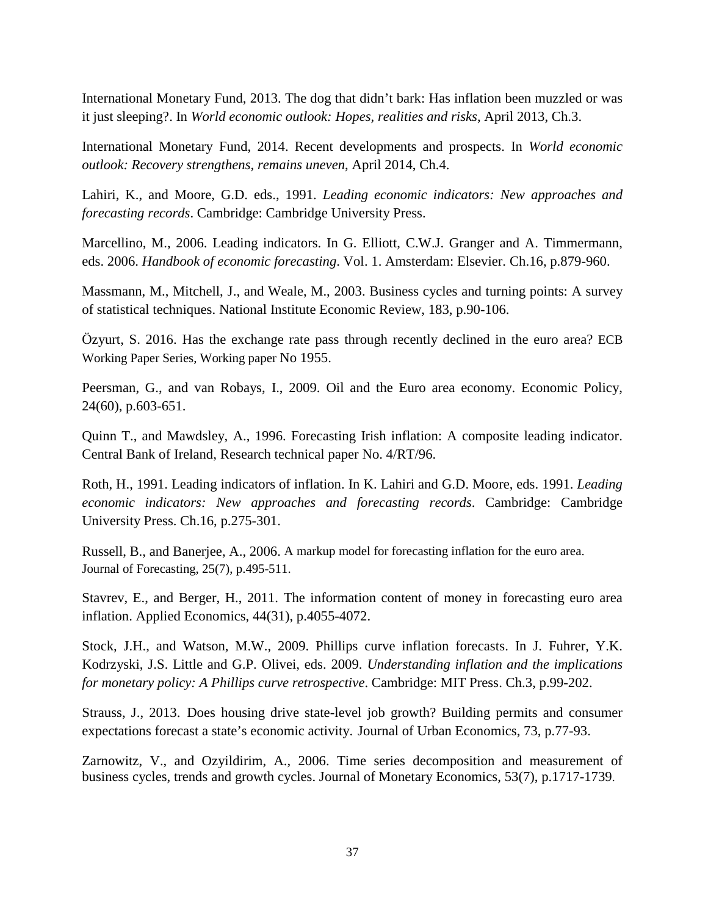International Monetary Fund, 2013. The dog that didn't bark: Has inflation been muzzled or was it just sleeping?. In *World economic outlook: Hopes, realities and risks*, April 2013, Ch.3.

International Monetary Fund, 2014. Recent developments and prospects. In *World economic outlook: Recovery strengthens, remains uneven*, April 2014, Ch.4.

Lahiri, K., and Moore, G.D. eds., 1991. *Leading economic indicators: New approaches and forecasting records*. Cambridge: Cambridge University Press.

Marcellino, M., 2006. Leading indicators. In G. Elliott, C.W.J. Granger and A. Timmermann, eds. 2006. *Handbook of economic forecasting*. Vol. 1. Amsterdam: Elsevier. Ch.16, p.879-960.

Massmann, M., Mitchell, J., and Weale, M., 2003. Business cycles and turning points: A survey of statistical techniques. National Institute Economic Review, 183, p.90-106.

Özyurt, S. 2016. Has the exchange rate pass through recently declined in the euro area? ECB Working Paper Series, Working paper No 1955.

Peersman, G., and van Robays, I., 2009. Oil and the Euro area economy. Economic Policy, 24(60), p.603-651.

Quinn T., and Mawdsley, A., 1996. Forecasting Irish inflation: A composite leading indicator. Central Bank of Ireland, Research technical paper No. 4/RT/96.

Roth, H., 1991. Leading indicators of inflation. In K. Lahiri and G.D. Moore, eds. 1991. *Leading economic indicators: New approaches and forecasting records*. Cambridge: Cambridge University Press. Ch.16, p.275-301.

Russell, B., and Banerjee, A., 2006. A markup model for forecasting inflation for the euro area. Journal of Forecasting, 25(7), p.495-511.

Stavrev, E., and Berger, H., 2011. The information content of money in forecasting euro area inflation. Applied Economics, 44(31), p.4055-4072.

Stock, J.H., and Watson, M.W., 2009. Phillips curve inflation forecasts. In J. Fuhrer, Y.K. Kodrzyski, J.S. Little and G.P. Olivei, eds. 2009. *Understanding inflation and the implications for monetary policy: A Phillips curve retrospective*. Cambridge: MIT Press. Ch.3, p.99-202.

Strauss, J., 2013. Does housing drive state-level job growth? Building permits and consumer expectations forecast a state's economic activity. Journal of Urban Economics, 73, p.77-93.

Zarnowitz, V., and Ozyildirim, A., 2006. Time series decomposition and measurement of business cycles, trends and growth cycles. Journal of Monetary Economics, 53(7), p.1717-1739.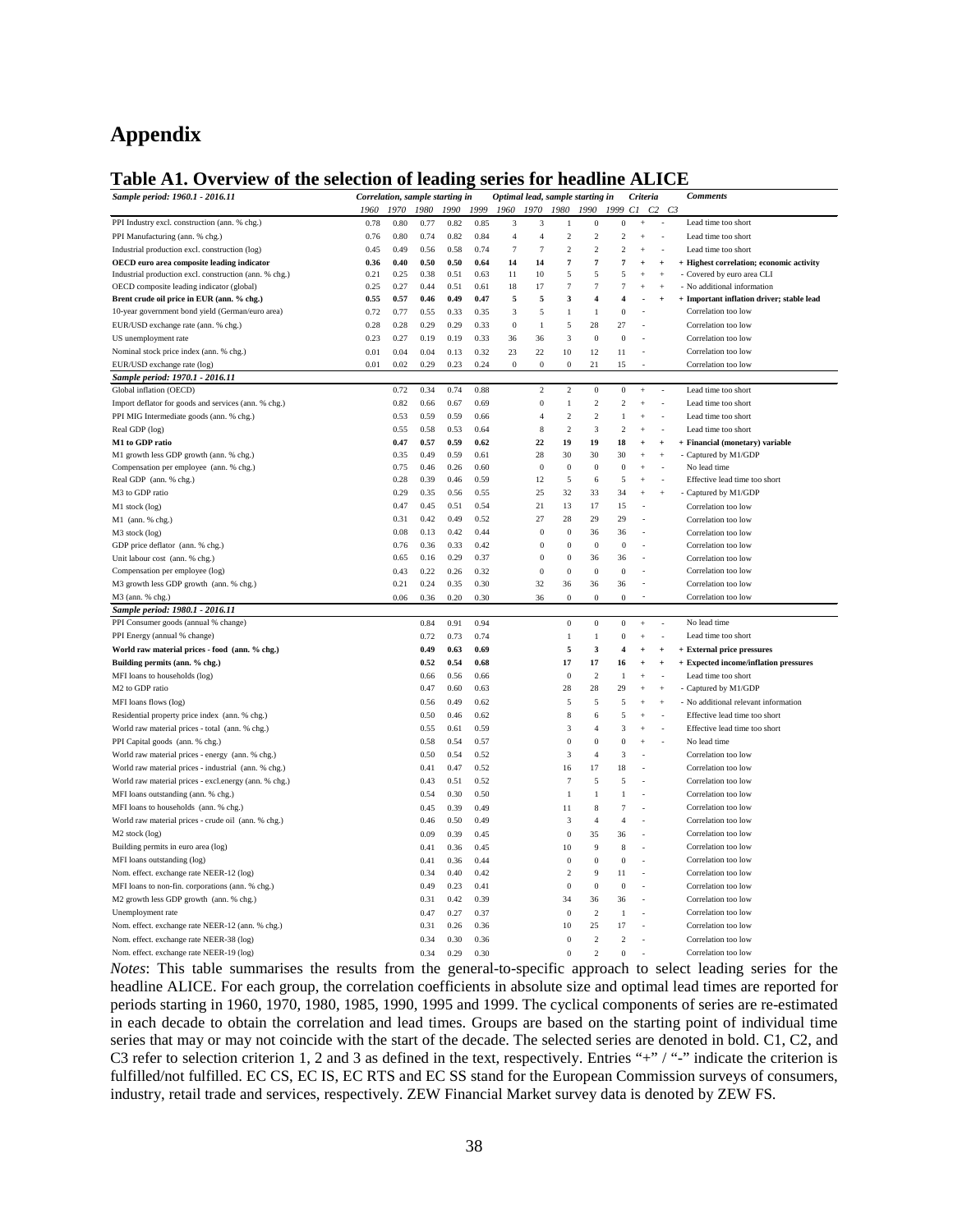# Appendix

## Table A1. Overview of the selection of leading series for headline ALICE

| *Sample period: 1960.1 - 2016.11* | Correlation, sample starting in | | | | | Optimal lead, sample starting in | | | | | Criteria | | | Comments |
|---|---|---|---|---|---|---|---|---|---|---|---|---|---|---|
| | 1960 | 1970 | 1980 | 1990 | 1999 | 1960 | 1970 | 1980 | 1990 | 1999 | C1 | C2 | C3 | |
| PPI Industry excl. construction (ann. % chg.) | 0.78 | 0.80 | 0.77 | 0.82 | 0.85 | 3 | 3 | 1 | 0 | 0 | + | - | | Lead time too short |
| PPI Manufacturing (ann. % chg.) | 0.76 | 0.80 | 0.74 | 0.82 | 0.84 | 4 | 4 | 2 | 2 | 2 | + | - | | Lead time too short |
| Industrial production excl. construction (log) | 0.45 | 0.49 | 0.56 | 0.58 | 0.74 | 7 | 7 | 2 | 2 | 2 | + | - | | Lead time too short |
| **OECD euro area composite leading indicator** | **0.36** | **0.40** | **0.50** | **0.50** | **0.64** | **14** | **14** | **7** | **7** | **7** | **+** | **+** | | **+ Highest correlation; economic activity** |
| Industrial production excl. construction (ann. % chg.) | 0.21 | 0.25 | 0.38 | 0.51 | 0.63 | 11 | 10 | 5 | 5 | 5 | + | + | | - Covered by euro area CLI |
| OECD composite leading indicator (global) | 0.25 | 0.27 | 0.44 | 0.51 | 0.61 | 18 | 17 | 7 | 7 | 7 | + | + | | - No additional information |
| **Brent crude oil price in EUR (ann. % chg.)** | **0.55** | **0.57** | **0.46** | **0.49** | **0.47** | **5** | **5** | **3** | **4** | **4** | **-** | **+** | | **+ Important inflation driver; stable lead** |
| 10-year government bond yield (German/euro area) | 0.72 | 0.77 | 0.55 | 0.33 | 0.35 | 3 | 5 | 1 | 1 | 0 | - | | | Correlation too low |
| EUR/USD exchange rate (ann. % chg.) | 0.28 | 0.28 | 0.29 | 0.29 | 0.33 | 0 | 1 | 5 | 28 | 27 | - | | | Correlation too low |
| US unemployment rate | 0.23 | 0.27 | 0.19 | 0.19 | 0.33 | 36 | 36 | 3 | 0 | 0 | - | | | Correlation too low |
| Nominal stock price index (ann. % chg.) | 0.01 | 0.04 | 0.04 | 0.13 | 0.32 | 23 | 22 | 10 | 12 | 11 | - | | | Correlation too low |
| EUR/USD exchange rate (log) | 0.01 | 0.02 | 0.29 | 0.23 | 0.24 | 0 | 0 | 0 | 21 | 15 | - | | | Correlation too low |
| *Sample period: 1970.1 - 2016.11* | | | | | | | | | | | | | | |
| Global inflation (OECD) | | 0.72 | 0.34 | 0.74 | 0.88 | | 2 | 2 | 0 | 0 | + | - | | Lead time too short |
| Import deflator for goods and services (ann. % chg.) | | 0.82 | 0.66 | 0.67 | 0.69 | | 0 | 1 | 2 | 2 | + | - | | Lead time too short |
| PPI MIG Intermediate goods (ann. % chg.) | | 0.53 | 0.59 | 0.59 | 0.66 | | 4 | 2 | 2 | 1 | + | - | | Lead time too short |
| Real GDP (log) | | 0.55 | 0.58 | 0.53 | 0.64 | | 8 | 2 | 3 | 2 | + | - | | Lead time too short |
| **M1 to GDP ratio** | | **0.47** | **0.57** | **0.59** | **0.62** | | **22** | **19** | **19** | **18** | **+** | **+** | | **+ Financial (monetary) variable** |
| M1 growth less GDP growth (ann. % chg.) | | 0.35 | 0.49 | 0.59 | 0.61 | | 28 | 30 | 30 | 30 | + | + | | - Captured by M1/GDP |
| Compensation per employee (ann. % chg.) | | 0.75 | 0.46 | 0.26 | 0.60 | | 0 | 0 | 0 | 0 | + | - | | No lead time |
| Real GDP (ann. % chg.) | | 0.28 | 0.39 | 0.46 | 0.59 | | 12 | 5 | 6 | 5 | + | - | | Effective lead time too short |
| M3 to GDP ratio | | 0.29 | 0.35 | 0.56 | 0.55 | | 25 | 32 | 33 | 34 | + | + | | - Captured by M1/GDP |
| M1 stock (log) | | 0.47 | 0.45 | 0.51 | 0.54 | | 21 | 13 | 17 | 15 | - | | | Correlation too low |
| M1 (ann. % chg.) | | 0.31 | 0.42 | 0.49 | 0.52 | | 27 | 28 | 29 | 29 | - | | | Correlation too low |
| M3 stock (log) | | 0.08 | 0.13 | 0.42 | 0.44 | | 0 | 0 | 36 | 36 | - | | | Correlation too low |
| GDP price deflator (ann. % chg.) | | 0.76 | 0.36 | 0.33 | 0.42 | | 0 | 0 | 0 | 0 | - | | | Correlation too low |
| Unit labour cost (ann. % chg.) | | 0.65 | 0.16 | 0.29 | 0.37 | | 0 | 0 | 36 | 36 | - | | | Correlation too low |
| Compensation per employee (log) | | 0.43 | 0.22 | 0.26 | 0.32 | | 0 | 0 | 0 | 0 | - | | | Correlation too low |
| M3 growth less GDP growth (ann. % chg.) | | 0.21 | 0.24 | 0.35 | 0.30 | | 32 | 36 | 36 | 36 | - | | | Correlation too low |
| M3 (ann. % chg.) | | 0.06 | 0.36 | 0.20 | 0.30 | | 36 | 0 | 0 | 0 | - | | | Correlation too low |
| *Sample period: 1980.1 - 2016.11* | | | | | | | | | | | | | | |
| PPI Consumer goods (annual % change) | | | 0.84 | 0.91 | 0.94 | | | 0 | 0 | 0 | + | - | | No lead time |
| PPI Energy (annual % change) | | | 0.72 | 0.73 | 0.74 | | | 1 | 1 | 0 | + | - | | Lead time too short |
| **World raw material prices - food (ann. % chg.)** | | | **0.49** | **0.63** | **0.69** | | | **5** | **3** | **4** | **+** | **+** | | **+ External price pressures** |
| **Building permits (ann. % chg.)** | | | **0.52** | **0.54** | **0.68** | | | **17** | **17** | **16** | **+** | **+** | | **+ Expected income/inflation pressures** |
| MFI loans to households (log) | | | 0.66 | 0.56 | 0.66 | | | 0 | 2 | 1 | + | - | | Lead time too short |
| M2 to GDP ratio | | | 0.47 | 0.60 | 0.63 | | | 28 | 28 | 29 | + | + | | - Captured by M1/GDP |
| MFI loans flows (log) | | | 0.56 | 0.49 | 0.62 | | | 5 | 5 | 5 | + | + | | - No additional relevant information |
| Residential property price index (ann. % chg.) | | | 0.50 | 0.46 | 0.62 | | | 8 | 6 | 5 | + | - | | Effective lead time too short |
| World raw material prices - total (ann. % chg.) | | | 0.55 | 0.61 | 0.59 | | | 3 | 4 | 3 | + | - | | Effective lead time too short |
| PPI Capital goods (ann. % chg.) | | | 0.58 | 0.54 | 0.57 | | | 0 | 0 | 0 | + | - | | No lead time |
| World raw material prices - energy (ann. % chg.) | | | 0.50 | 0.54 | 0.52 | | | 3 | 4 | 3 | - | | | Correlation too low |
| World raw material prices - industrial (ann. % chg.) | | | 0.41 | 0.47 | 0.52 | | | 16 | 17 | 18 | - | | | Correlation too low |
| World raw material prices - excl.energy (ann. % chg.) | | | 0.43 | 0.51 | 0.52 | | | 7 | 5 | 5 | - | | | Correlation too low |
| MFI loans outstanding (ann. % chg.) | | | 0.54 | 0.30 | 0.50 | | | 1 | 1 | 1 | - | | | Correlation too low |
| MFI loans to households (ann. % chg.) | | | 0.45 | 0.39 | 0.49 | | | 11 | 8 | 7 | - | | | Correlation too low |
| World raw material prices - crude oil (ann. % chg.) | | | 0.46 | 0.50 | 0.49 | | | 3 | 4 | 4 | - | | | Correlation too low |
| M2 stock (log) | | | 0.09 | 0.39 | 0.45 | | | 0 | 35 | 36 | - | | | Correlation too low |
| Building permits in euro area (log) | | | 0.41 | 0.36 | 0.45 | | | 10 | 9 | 8 | - | | | Correlation too low |
| MFI loans outstanding (log) | | | 0.41 | 0.36 | 0.44 | | | 0 | 0 | 0 | - | | | Correlation too low |
| Nom. effect. exchange rate NEER-12 (log) | | | 0.34 | 0.40 | 0.42 | | | 2 | 9 | 11 | - | | | Correlation too low |
| MFI loans to non-fin. corporations (ann. % chg.) | | | 0.49 | 0.23 | 0.41 | | | 0 | 0 | 0 | - | | | Correlation too low |
| M2 growth less GDP growth (ann. % chg.) | | | 0.31 | 0.42 | 0.39 | | | 34 | 36 | 36 | - | | | Correlation too low |
| Unemployment rate | | | 0.47 | 0.27 | 0.37 | | | 0 | 2 | 1 | - | | | Correlation too low |
| Nom. effect. exchange rate NEER-12 (ann. % chg.) | | | 0.31 | 0.26 | 0.36 | | | 10 | 25 | 17 | - | | | Correlation too low |
| Nom. effect. exchange rate NEER-38 (log) | | | 0.34 | 0.30 | 0.36 | | | 0 | 2 | 2 | - | | | Correlation too low |
| Nom. effect. exchange rate NEER-19 (log) | | | 0.34 | 0.29 | 0.30 | | | 0 | 2 | 0 | - | | | Correlation too low |

*Notes*: This table summarises the results from the general-to-specific approach to select leading series for the headline ALICE. For each group, the correlation coefficients in absolute size and optimal lead times are reported for periods starting in 1960, 1970, 1980, 1985, 1990, 1995 and 1999. The cyclical components of series are re-estimated in each decade to obtain the correlation and lead times. Groups are based on the starting point of individual time series that may or may not coincide with the start of the decade. The selected series are denoted in bold. C1, C2, and C3 refer to selection criterion 1, 2 and 3 as defined in the text, respectively. Entries "+" / "-" indicate the criterion is fulfilled/not fulfilled. EC CS, EC IS, EC RTS and EC SS stand for the European Commission surveys of consumers, industry, retail trade and services, respectively. ZEW Financial Market survey data is denoted by ZEW FS.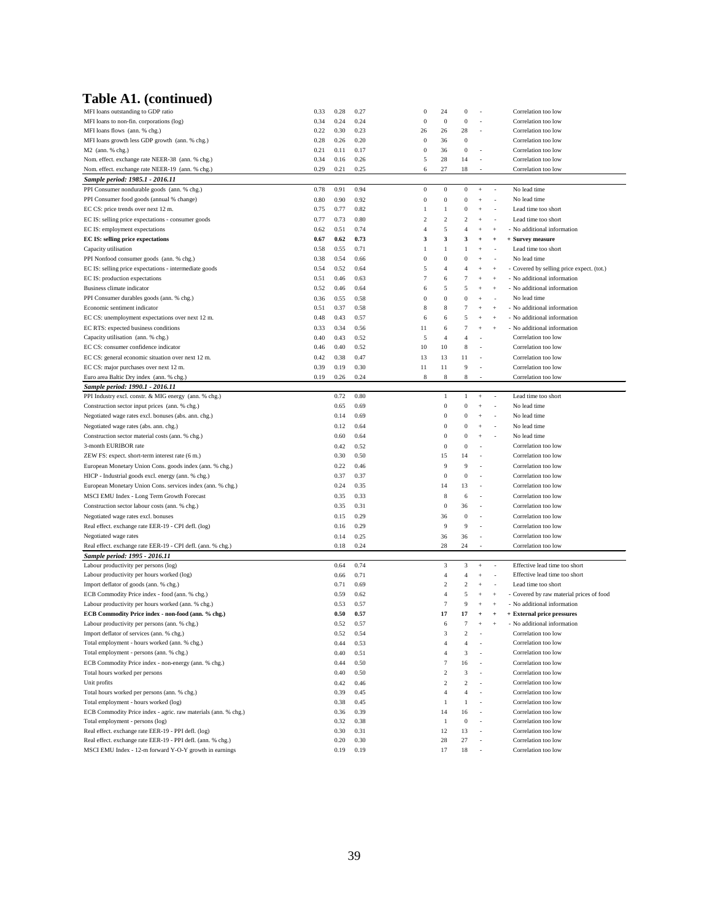# Table A1. (continued)

| | | | | | | | | | |
|---|---|---|---|---|---|---|---|---|---|
| MFI loans outstanding to GDP ratio | 0.33 | 0.28 | 0.27 | 0 | 24 | 0 | - | | Correlation too low |
| MFI loans to non-fin. corporations (log) | 0.34 | 0.24 | 0.24 | 0 | 0 | 0 | - | | Correlation too low |
| MFI loans flows (ann. % chg.) | 0.22 | 0.30 | 0.23 | 26 | 26 | 28 | - | | Correlation too low |
| MFI loans growth less GDP growth (ann. % chg.) | 0.28 | 0.26 | 0.20 | 0 | 36 | 0 | | | Correlation too low |
| M2 (ann. % chg.) | 0.21 | 0.11 | 0.17 | 0 | 36 | 0 | - | | Correlation too low |
| Nom. effect. exchange rate NEER-38 (ann. % chg.) | 0.34 | 0.16 | 0.26 | 5 | 28 | 14 | - | | Correlation too low |
| Nom. effect. exchange rate NEER-19 (ann. % chg.) | 0.29 | 0.21 | 0.25 | 6 | 27 | 18 | - | | Correlation too low |
| ***Sample period: 1985.1 - 2016.11*** | | | | | | | | | |
| PPI Consumer nondurable goods (ann. % chg.) | 0.78 | 0.91 | 0.94 | 0 | 0 | 0 | + | - | No lead time |
| PPI Consumer food goods (annual % change) | 0.80 | 0.90 | 0.92 | 0 | 0 | 0 | + | - | No lead time |
| EC CS: price trends over next 12 m. | 0.75 | 0.77 | 0.82 | 1 | 1 | 0 | + | - | Lead time too short |
| EC IS: selling price expectations - consumer goods | 0.77 | 0.73 | 0.80 | 2 | 2 | 2 | + | - | Lead time too short |
| EC IS: employment expectations | 0.62 | 0.51 | 0.74 | 4 | 5 | 4 | + | + | - No additional information |
| **EC IS: selling price expectations** | **0.67** | **0.62** | **0.73** | **3** | **3** | **3** | **+** | **+** | **+ Survey measure** |
| Capacity utilisation | 0.58 | 0.55 | 0.71 | 1 | 1 | 1 | + | - | Lead time too short |
| PPI Nonfood consumer goods (ann. % chg.) | 0.38 | 0.54 | 0.66 | 0 | 0 | 0 | + | - | No lead time |
| EC IS: selling price expectations - intermediate goods | 0.54 | 0.52 | 0.64 | 5 | 4 | 4 | + | + | - Covered by selling price expect. (tot.) |
| EC IS: production expectations | 0.51 | 0.46 | 0.63 | 7 | 6 | 7 | + | + | - No additional information |
| Business climate indicator | 0.52 | 0.46 | 0.64 | 6 | 5 | 5 | + | + | - No additional information |
| PPI Consumer durables goods (ann. % chg.) | 0.36 | 0.55 | 0.58 | 0 | 0 | 0 | + | - | No lead time |
| Economic sentiment indicator | 0.51 | 0.37 | 0.58 | 8 | 8 | 7 | + | + | - No additional information |
| EC CS: unemployment expectations over next 12 m. | 0.48 | 0.43 | 0.57 | 6 | 6 | 5 | + | + | - No additional information |
| EC RTS: expected business conditions | 0.33 | 0.34 | 0.56 | 11 | 6 | 7 | + | + | - No additional information |
| Capacity utilisation (ann. % chg.) | 0.40 | 0.43 | 0.52 | 5 | 4 | 4 | - | | Correlation too low |
| EC CS: consumer confidence indicator | 0.46 | 0.40 | 0.52 | 10 | 10 | 8 | - | | Correlation too low |
| EC CS: general economic situation over next 12 m. | 0.42 | 0.38 | 0.47 | 13 | 13 | 11 | - | | Correlation too low |
| EC CS: major purchases over next 12 m. | 0.39 | 0.19 | 0.30 | 11 | 11 | 9 | - | | Correlation too low |
| Euro area Baltic Dry index (ann. % chg.) | 0.19 | 0.26 | 0.24 | 8 | 8 | 8 | - | | Correlation too low |
| ***Sample period: 1990.1 - 2016.11*** | | | | | | | | | |
| PPI Industry excl. constr. & MIG energy (ann. % chg.) | | 0.72 | 0.80 | | 1 | 1 | + | - | Lead time too short |
| Construction sector input prices (ann. % chg.) | | 0.65 | 0.69 | | 0 | 0 | + | - | No lead time |
| Negotiated wage rates excl. bonuses (abs. ann. chg.) | | 0.14 | 0.69 | | 0 | 0 | + | - | No lead time |
| Negotiated wage rates (abs. ann. chg.) | | 0.12 | 0.64 | | 0 | 0 | + | - | No lead time |
| Construction sector material costs (ann. % chg.) | | 0.60 | 0.64 | | 0 | 0 | + | - | No lead time |
| 3-month EURIBOR rate | | 0.42 | 0.52 | | 0 | 0 | - | | Correlation too low |
| ZEW FS: expect. short-term interest rate (6 m.) | | 0.30 | 0.50 | | 15 | 14 | - | | Correlation too low |
| European Monetary Union Cons. goods index (ann. % chg.) | | 0.22 | 0.46 | | 9 | 9 | - | | Correlation too low |
| HICP - Industrial goods excl. energy (ann. % chg.) | | 0.37 | 0.37 | | 0 | 0 | - | | Correlation too low |
| European Monetary Union Cons. services index (ann. % chg.) | | 0.24 | 0.35 | | 14 | 13 | - | | Correlation too low |
| MSCI EMU Index - Long Term Growth Forecast | | 0.35 | 0.33 | | 8 | 6 | - | | Correlation too low |
| Construction sector labour costs (ann. % chg.) | | 0.35 | 0.31 | | 0 | 36 | - | | Correlation too low |
| Negotiated wage rates excl. bonuses | | 0.15 | 0.29 | | 36 | 0 | - | | Correlation too low |
| Real effect. exchange rate EER-19 - CPI defl. (log) | | 0.16 | 0.29 | | 9 | 9 | - | | Correlation too low |
| Negotiated wage rates | | 0.14 | 0.25 | | 36 | 36 | - | | Correlation too low |
| Real effect. exchange rate EER-19 - CPI defl. (ann. % chg.) | | 0.18 | 0.24 | | 28 | 24 | - | | Correlation too low |
| ***Sample period: 1995 - 2016.11*** | | | | | | | | | |
| Labour productivity per persons (log) | | 0.64 | 0.74 | | 3 | 3 | + | - | Effective lead time too short |
| Labour productivity per hours worked (log) | | 0.66 | 0.71 | | 4 | 4 | + | - | Effective lead time too short |
| Import deflator of goods (ann. % chg.) | | 0.71 | 0.69 | | 2 | 2 | + | - | Lead time too short |
| ECB Commodity Price index - food (ann. % chg.) | | 0.59 | 0.62 | | 4 | 5 | + | + | - Covered by raw material prices of food |
| Labour productivity per hours worked (ann. % chg.) | | 0.53 | 0.57 | | 7 | 9 | + | + | - No additional information |
| **ECB Commodity Price index - non-food (ann. % chg.)** | | **0.50** | **0.57** | | **17** | **17** | **+** | **+** | **+ External price pressures** |
| Labour productivity per persons (ann. % chg.) | | 0.52 | 0.57 | | 6 | 7 | + | + | - No additional information |
| Import deflator of services (ann. % chg.) | | 0.52 | 0.54 | | 3 | 2 | - | | Correlation too low |
| Total employment - hours worked (ann. % chg.) | | 0.44 | 0.53 | | 4 | 4 | - | | Correlation too low |
| Total employment - persons (ann. % chg.) | | 0.40 | 0.51 | | 4 | 3 | - | | Correlation too low |
| ECB Commodity Price index - non-energy (ann. % chg.) | | 0.44 | 0.50 | | 7 | 16 | - | | Correlation too low |
| Total hours worked per persons | | 0.40 | 0.50 | | 2 | 3 | - | | Correlation too low |
| Unit profits | | 0.42 | 0.46 | | 2 | 2 | - | | Correlation too low |
| Total hours worked per persons (ann. % chg.) | | 0.39 | 0.45 | | 4 | 4 | - | | Correlation too low |
| Total employment - hours worked (log) | | 0.38 | 0.45 | | 1 | 1 | - | | Correlation too low |
| ECB Commodity Price index - agric. raw materials (ann. % chg.) | | 0.36 | 0.39 | | 14 | 16 | - | | Correlation too low |
| Total employment - persons (log) | | 0.32 | 0.38 | | 1 | 0 | - | | Correlation too low |
| Real effect. exchange rate EER-19 - PPI defl. (log) | | 0.30 | 0.31 | | 12 | 13 | - | | Correlation too low |
| Real effect. exchange rate EER-19 - PPI defl. (ann. % chg.) | | 0.20 | 0.30 | | 28 | 27 | - | | Correlation too low |
| MSCI EMU Index - 12-m forward Y-O-Y growth in earnings | | 0.19 | 0.19 | | 17 | 18 | - | | Correlation too low |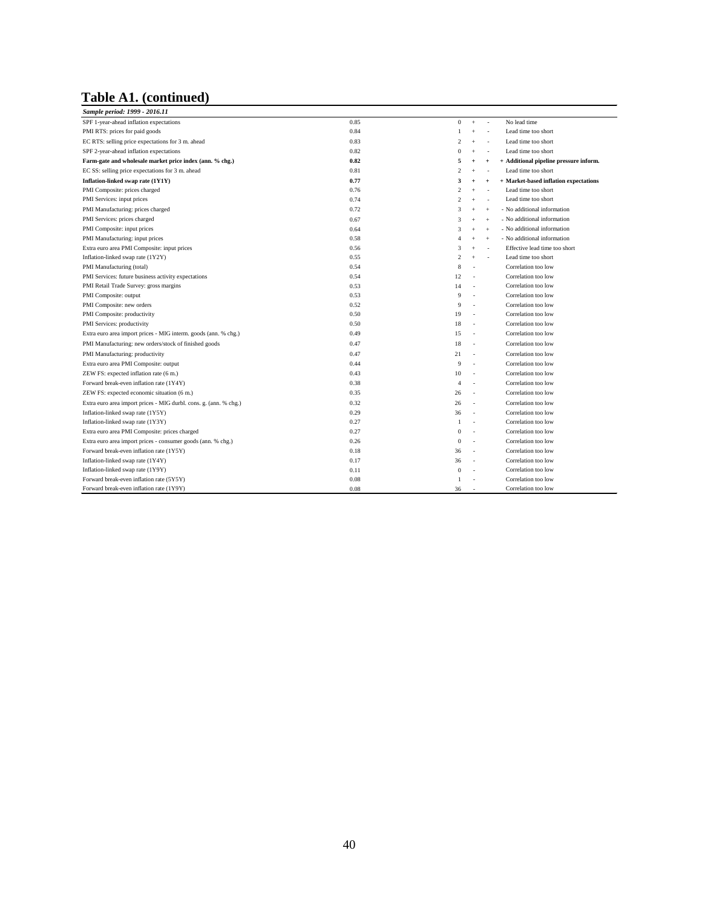# Table A1. (continued)

| *Sample period: 1999 - 2016.11* | | | | | |
|---|---|---|---|---|---|
| SPF 1-year-ahead inflation expectations | 0.85 | 0 | + | - | No lead time |
| PMI RTS: prices for paid goods | 0.84 | 1 | + | - | Lead time too short |
| EC RTS: selling price expectations for 3 m. ahead | 0.83 | 2 | + | - | Lead time too short |
| SPF 2-year-ahead inflation expectations | 0.82 | 0 | + | - | Lead time too short |
| **Farm-gate and wholesale market price index (ann. % chg.)** | **0.82** | **5** | **+** | **+** | **+ Additional pipeline pressure inform.** |
| EC SS: selling price expectations for 3 m. ahead | 0.81 | 2 | + | - | Lead time too short |
| **Inflation-linked swap rate (1Y1Y)** | **0.77** | **3** | **+** | **+** | **+ Market-based inflation expectations** |
| PMI Composite: prices charged | 0.76 | 2 | + | - | Lead time too short |
| PMI Services: input prices | 0.74 | 2 | + | - | Lead time too short |
| PMI Manufacturing: prices charged | 0.72 | 3 | + | + | - No additional information |
| PMI Services: prices charged | 0.67 | 3 | + | + | - No additional information |
| PMI Composite: input prices | 0.64 | 3 | + | + | - No additional information |
| PMI Manufacturing: input prices | 0.58 | 4 | + | + | - No additional information |
| Extra euro area PMI Composite: input prices | 0.56 | 3 | + | - | Effective lead time too short |
| Inflation-linked swap rate (1Y2Y) | 0.55 | 2 | + | - | Lead time too short |
| PMI Manufacturing (total) | 0.54 | 8 | - | | Correlation too low |
| PMI Services: future business activity expectations | 0.54 | 12 | - | | Correlation too low |
| PMI Retail Trade Survey: gross margins | 0.53 | 14 | - | | Correlation too low |
| PMI Composite: output | 0.53 | 9 | - | | Correlation too low |
| PMI Composite: new orders | 0.52 | 9 | - | | Correlation too low |
| PMI Composite: productivity | 0.50 | 19 | - | | Correlation too low |
| PMI Services: productivity | 0.50 | 18 | - | | Correlation too low |
| Extra euro area import prices - MIG interm. goods (ann. % chg.) | 0.49 | 15 | - | | Correlation too low |
| PMI Manufacturing: new orders/stock of finished goods | 0.47 | 18 | - | | Correlation too low |
| PMI Manufacturing: productivity | 0.47 | 21 | - | | Correlation too low |
| Extra euro area PMI Composite: output | 0.44 | 9 | - | | Correlation too low |
| ZEW FS: expected inflation rate (6 m.) | 0.43 | 10 | - | | Correlation too low |
| Forward break-even inflation rate (1Y4Y) | 0.38 | 4 | - | | Correlation too low |
| ZEW FS: expected economic situation (6 m.) | 0.35 | 26 | - | | Correlation too low |
| Extra euro area import prices - MIG durbl. cons. g. (ann. % chg.) | 0.32 | 26 | - | | Correlation too low |
| Inflation-linked swap rate (1Y5Y) | 0.29 | 36 | - | | Correlation too low |
| Inflation-linked swap rate (1Y3Y) | 0.27 | 1 | - | | Correlation too low |
| Extra euro area PMI Composite: prices charged | 0.27 | 0 | - | | Correlation too low |
| Extra euro area import prices - consumer goods (ann. % chg.) | 0.26 | 0 | - | | Correlation too low |
| Forward break-even inflation rate (1Y5Y) | 0.18 | 36 | - | | Correlation too low |
| Inflation-linked swap rate (1Y4Y) | 0.17 | 36 | - | | Correlation too low |
| Inflation-linked swap rate (1Y9Y) | 0.11 | 0 | - | | Correlation too low |
| Forward break-even inflation rate (5Y5Y) | 0.08 | 1 | - | | Correlation too low |
| Forward break-even inflation rate (1Y9Y) | 0.08 | 36 | - | | Correlation too low |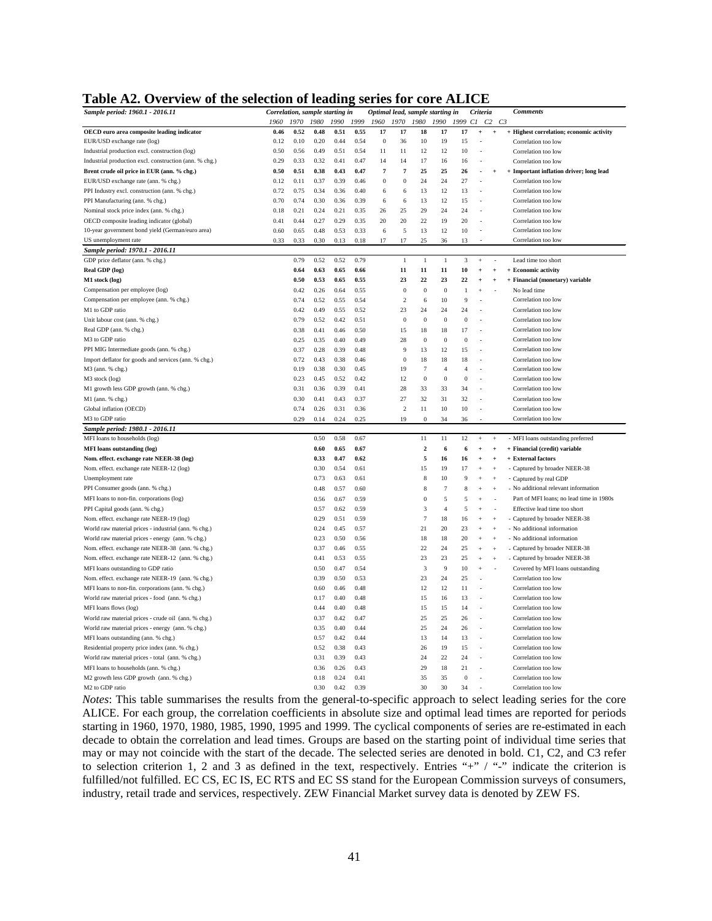## Table A2. Overview of the selection of leading series for core ALICE

| *Sample period: 1960.1 - 2016.11* | *Correlation, sample starting in* | | | | | *Optimal lead, sample starting in* | | | | | *Criteria* | | | *Comments* |
|---|---|---|---|---|---|---|---|---|---|---|---|---|---|---|
| | *1960* | *1970* | *1980* | *1990* | *1999* | *1960* | *1970* | *1980* | *1990* | *1999* | *C1* | *C2* | *C3* | |
| **OECD euro area composite leading indicator** | **0.46** | **0.52** | **0.48** | **0.51** | **0.55** | **17** | **17** | **18** | **17** | **17** | **+** | **+** | **+** | **Highest correlation; economic activity** |
| EUR/USD exchange rate (log) | 0.12 | 0.10 | 0.20 | 0.44 | 0.54 | 0 | 36 | 10 | 19 | 15 | - | | | Correlation too low |
| Industrial production excl. construction (log) | 0.50 | 0.56 | 0.49 | 0.51 | 0.54 | 11 | 11 | 12 | 12 | 10 | - | | | Correlation too low |
| Industrial production excl. construction (ann. % chg.) | 0.29 | 0.33 | 0.32 | 0.41 | 0.47 | 14 | 14 | 17 | 16 | 16 | - | | | Correlation too low |
| **Brent crude oil price in EUR (ann. % chg.)** | **0.50** | **0.51** | **0.38** | **0.43** | **0.47** | **7** | **7** | **25** | **25** | **26** | **-** | **+** | **+** | **Important inflation driver; long lead** |
| EUR/USD exchange rate (ann. % chg.) | 0.12 | 0.11 | 0.37 | 0.39 | 0.46 | 0 | 0 | 24 | 24 | 27 | - | | | Correlation too low |
| PPI Industry excl. construction (ann. % chg.) | 0.72 | 0.75 | 0.34 | 0.36 | 0.40 | 6 | 6 | 13 | 12 | 13 | - | | | Correlation too low |
| PPI Manufacturing (ann. % chg.) | 0.70 | 0.74 | 0.30 | 0.36 | 0.39 | 6 | 6 | 13 | 12 | 15 | - | | | Correlation too low |
| Nominal stock price index (ann. % chg.) | 0.18 | 0.21 | 0.24 | 0.21 | 0.35 | 26 | 25 | 29 | 24 | 24 | - | | | Correlation too low |
| OECD composite leading indicator (global) | 0.41 | 0.44 | 0.27 | 0.29 | 0.35 | 20 | 20 | 22 | 19 | 20 | - | | | Correlation too low |
| 10-year government bond yield (German/euro area) | 0.60 | 0.65 | 0.48 | 0.53 | 0.33 | 6 | 5 | 13 | 12 | 10 | - | | | Correlation too low |
| US unemployment rate | 0.33 | 0.33 | 0.30 | 0.13 | 0.18 | 17 | 17 | 25 | 36 | 13 | - | | | Correlation too low |
| ***Sample period: 1970.1 - 2016.11*** | | | | | | | | | | | | | | |
| GDP price deflator (ann. % chg.) | | 0.79 | 0.52 | 0.52 | 0.79 | | 1 | 1 | 1 | 3 | + | - | | Lead time too short |
| **Real GDP (log)** | | **0.64** | **0.63** | **0.65** | **0.66** | | **11** | **11** | **11** | **10** | **+** | **+** | **+** | **Economic activity** |
| **M1 stock (log)** | | **0.50** | **0.53** | **0.65** | **0.55** | | **23** | **22** | **23** | **22** | **+** | **+** | **+** | **Financial (monetary) variable** |
| Compensation per employee (log) | | 0.42 | 0.26 | 0.64 | 0.55 | | 0 | 0 | 0 | 1 | + | - | | No lead time |
| Compensation per employee (ann. % chg.) | | 0.74 | 0.52 | 0.55 | 0.54 | | 2 | 6 | 10 | 9 | - | | | Correlation too low |
| M1 to GDP ratio | | 0.42 | 0.49 | 0.55 | 0.52 | | 23 | 24 | 24 | 24 | - | | | Correlation too low |
| Unit labour cost (ann. % chg.) | | 0.79 | 0.52 | 0.42 | 0.51 | | 0 | 0 | 0 | 0 | - | | | Correlation too low |
| Real GDP (ann. % chg.) | | 0.38 | 0.41 | 0.46 | 0.50 | | 15 | 18 | 18 | 17 | - | | | Correlation too low |
| M3 to GDP ratio | | 0.25 | 0.35 | 0.40 | 0.49 | | 28 | 0 | 0 | 0 | - | | | Correlation too low |
| PPI MIG Intermediate goods (ann. % chg.) | | 0.37 | 0.28 | 0.39 | 0.48 | | 9 | 13 | 12 | 15 | - | | | Correlation too low |
| Import deflator for goods and services (ann. % chg.) | | 0.72 | 0.43 | 0.38 | 0.46 | | 0 | 18 | 18 | 18 | - | | | Correlation too low |
| M3 (ann. % chg.) | | 0.19 | 0.38 | 0.30 | 0.45 | | 19 | 7 | 4 | 4 | - | | | Correlation too low |
| M3 stock (log) | | 0.23 | 0.45 | 0.52 | 0.42 | | 12 | 0 | 0 | 0 | - | | | Correlation too low |
| M1 growth less GDP growth (ann. % chg.) | | 0.31 | 0.36 | 0.39 | 0.41 | | 28 | 33 | 33 | 34 | - | | | Correlation too low |
| M1 (ann. % chg.) | | 0.30 | 0.41 | 0.43 | 0.37 | | 27 | 32 | 31 | 32 | - | | | Correlation too low |
| Global inflation (OECD) | | 0.74 | 0.26 | 0.31 | 0.36 | | 2 | 11 | 10 | 10 | - | | | Correlation too low |
| M3 to GDP ratio | | 0.29 | 0.14 | 0.24 | 0.25 | | 19 | 0 | 34 | 36 | - | | | Correlation too low |
| ***Sample period: 1980.1 - 2016.11*** | | | | | | | | | | | | | | |
| MFI loans to households (log) | | | 0.50 | 0.58 | 0.67 | | | 11 | 11 | 12 | + | + | - | MFI loans outstanding preferred |
| **MFI loans outstanding (log)** | | | **0.60** | **0.65** | **0.67** | | | **2** | **6** | **6** | **+** | **+** | **+** | **Financial (credit) variable** |
| **Nom. effect. exchange rate NEER-38 (log)** | | | **0.33** | **0.47** | **0.62** | | | **5** | **16** | **16** | **+** | **+** | **+** | **External factors** |
| Nom. effect. exchange rate NEER-12 (log) | | | 0.30 | 0.54 | 0.61 | | | 15 | 19 | 17 | + | + | - | Captured by broader NEER-38 |
| Unemployment rate | | | 0.73 | 0.63 | 0.61 | | | 8 | 10 | 9 | + | + | - | Captured by real GDP |
| PPI Consumer goods (ann. % chg.) | | | 0.48 | 0.57 | 0.60 | | | 8 | 7 | 8 | + | + | - | No additional relevant information |
| MFI loans to non-fin. corporations (log) | | | 0.56 | 0.67 | 0.59 | | | 0 | 5 | 5 | + | - | | Part of MFI loans; no lead time in 1980s |
| PPI Capital goods (ann. % chg.) | | | 0.57 | 0.62 | 0.59 | | | 3 | 4 | 5 | + | - | | Effective lead time too short |
| Nom. effect. exchange rate NEER-19 (log) | | | 0.29 | 0.51 | 0.59 | | | 7 | 18 | 16 | + | + | - | Captured by broader NEER-38 |
| World raw material prices - industrial (ann. % chg.) | | | 0.24 | 0.45 | 0.57 | | | 21 | 20 | 23 | + | + | - | No additional information |
| World raw material prices - energy (ann. % chg.) | | | 0.23 | 0.50 | 0.56 | | | 18 | 18 | 20 | + | + | - | No additional information |
| Nom. effect. exchange rate NEER-38 (ann. % chg.) | | | 0.37 | 0.46 | 0.55 | | | 22 | 24 | 25 | + | + | - | Captured by broader NEER-38 |
| Nom. effect. exchange rate NEER-12 (ann. % chg.) | | | 0.41 | 0.53 | 0.55 | | | 23 | 23 | 25 | + | + | - | Captured by broader NEER-38 |
| MFI loans outstanding to GDP ratio | | | 0.50 | 0.47 | 0.54 | | | 3 | 9 | 10 | + | - | | Covered by MFI loans outstanding |
| Nom. effect. exchange rate NEER-19 (ann. % chg.) | | | 0.39 | 0.50 | 0.53 | | | 23 | 24 | 25 | - | | | Correlation too low |
| MFI loans to non-fin. corporations (ann. % chg.) | | | 0.60 | 0.46 | 0.48 | | | 12 | 12 | 11 | - | | | Correlation too low |
| World raw material prices - food (ann. % chg.) | | | 0.17 | 0.40 | 0.48 | | | 15 | 16 | 13 | - | | | Correlation too low |
| MFI loans flows (log) | | | 0.44 | 0.40 | 0.48 | | | 15 | 15 | 14 | - | | | Correlation too low |
| World raw material prices - crude oil (ann. % chg.) | | | 0.37 | 0.42 | 0.47 | | | 25 | 25 | 26 | - | | | Correlation too low |
| World raw material prices - energy (ann. % chg.) | | | 0.35 | 0.40 | 0.44 | | | 25 | 24 | 26 | - | | | Correlation too low |
| MFI loans outstanding (ann. % chg.) | | | 0.57 | 0.42 | 0.44 | | | 13 | 14 | 13 | - | | | Correlation too low |
| Residential property price index (ann. % chg.) | | | 0.52 | 0.38 | 0.43 | | | 26 | 19 | 15 | - | | | Correlation too low |
| World raw material prices - total (ann. % chg.) | | | 0.31 | 0.39 | 0.43 | | | 24 | 22 | 24 | - | | | Correlation too low |
| MFI loans to households (ann. % chg.) | | | 0.36 | 0.26 | 0.43 | | | 29 | 18 | 21 | - | | | Correlation too low |
| M2 growth less GDP growth (ann. % chg.) | | | 0.18 | 0.24 | 0.41 | | | 35 | 35 | 0 | - | | | Correlation too low |
| M2 to GDP ratio | | | 0.30 | 0.42 | 0.39 | | | 30 | 30 | 34 | - | | | Correlation too low |

*Notes*: This table summarises the results from the general-to-specific approach to select leading series for the core ALICE. For each group, the correlation coefficients in absolute size and optimal lead times are reported for periods starting in 1960, 1970, 1980, 1985, 1990, 1995 and 1999. The cyclical components of series are re-estimated in each decade to obtain the correlation and lead times. Groups are based on the starting point of individual time series that may or may not coincide with the start of the decade. The selected series are denoted in bold. C1, C2, and C3 refer to selection criterion 1, 2 and 3 as defined in the text, respectively. Entries "+" / "-" indicate the criterion is fulfilled/not fulfilled. EC CS, EC IS, EC RTS and EC SS stand for the European Commission surveys of consumers, industry, retail trade and services, respectively. ZEW Financial Market survey data is denoted by ZEW FS.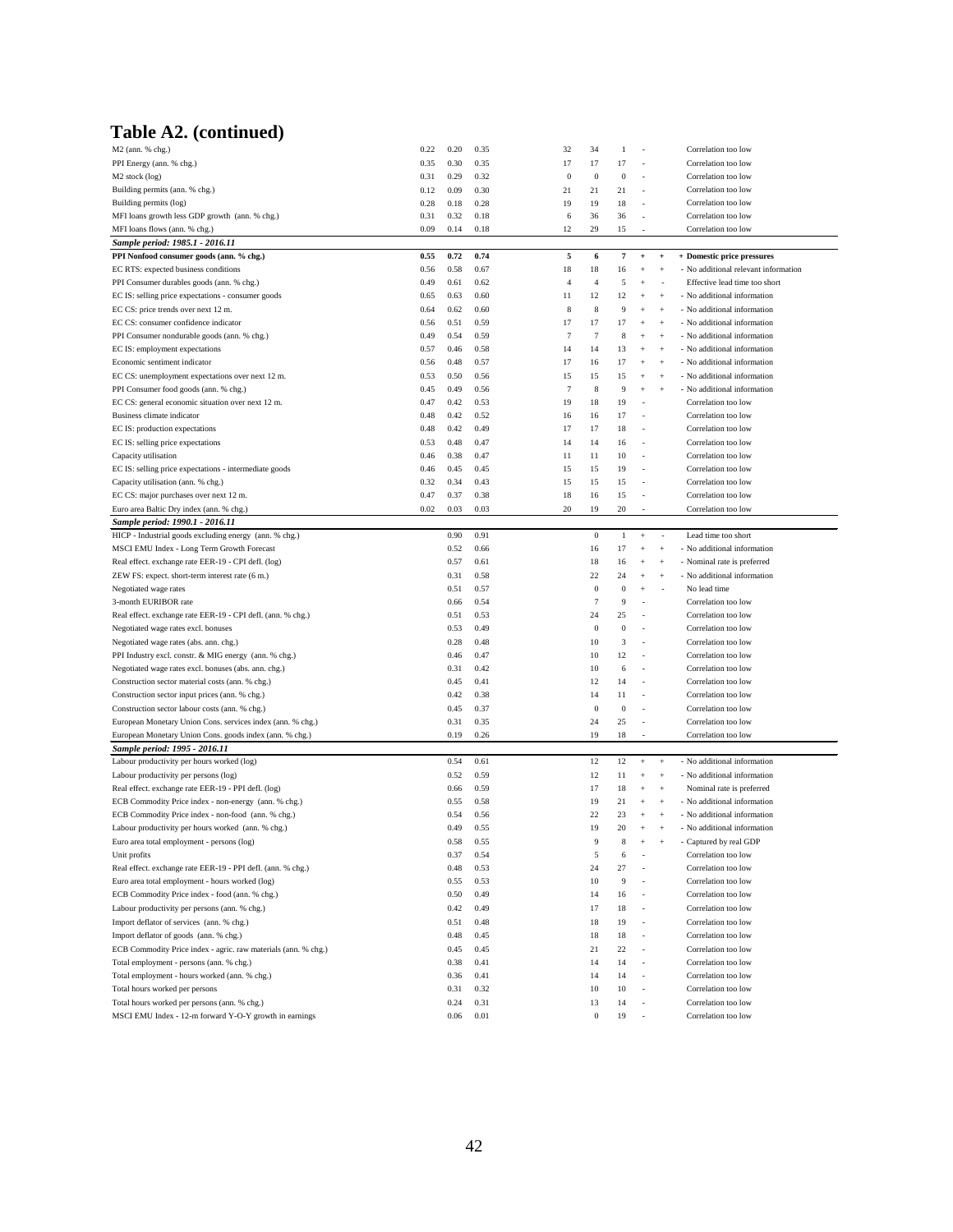# Table A2. (continued)

| | | | | | | | | | |
|---|---|---|---|---|---|---|---|---|---|
| M2 (ann. % chg.) | 0.22 | 0.20 | 0.35 | 32 | 34 | 1 | - | | Correlation too low |
| PPI Energy (ann. % chg.) | 0.35 | 0.30 | 0.35 | 17 | 17 | 17 | - | | Correlation too low |
| M2 stock (log) | 0.31 | 0.29 | 0.32 | 0 | 0 | 0 | - | | Correlation too low |
| Building permits (ann. % chg.) | 0.12 | 0.09 | 0.30 | 21 | 21 | 21 | - | | Correlation too low |
| Building permits (log) | 0.28 | 0.18 | 0.28 | 19 | 19 | 18 | - | | Correlation too low |
| MFI loans growth less GDP growth (ann. % chg.) | 0.31 | 0.32 | 0.18 | 6 | 36 | 36 | - | | Correlation too low |
| MFI loans flows (ann. % chg.) | 0.09 | 0.14 | 0.18 | 12 | 29 | 15 | - | | Correlation too low |
| ***Sample period: 1985.1 - 2016.11*** | | | | | | | | | |
| **PPI Nonfood consumer goods (ann. % chg.)** | **0.55** | **0.72** | **0.74** | **5** | **6** | **7** | **+** | **+** | **+ Domestic price pressures** |
| EC RTS: expected business conditions | 0.56 | 0.58 | 0.67 | 18 | 18 | 16 | + | + | - No additional relevant information |
| PPI Consumer durables goods (ann. % chg.) | 0.49 | 0.61 | 0.62 | 4 | 4 | 5 | + | - | Effective lead time too short |
| EC IS: selling price expectations - consumer goods | 0.65 | 0.63 | 0.60 | 11 | 12 | 12 | + | + | - No additional information |
| EC CS: price trends over next 12 m. | 0.64 | 0.62 | 0.60 | 8 | 8 | 9 | + | + | - No additional information |
| EC CS: consumer confidence indicator | 0.56 | 0.51 | 0.59 | 17 | 17 | 17 | + | + | - No additional information |
| PPI Consumer nondurable goods (ann. % chg.) | 0.49 | 0.54 | 0.59 | 7 | 7 | 8 | + | + | - No additional information |
| EC IS: employment expectations | 0.57 | 0.46 | 0.58 | 14 | 14 | 13 | + | + | - No additional information |
| Economic sentiment indicator | 0.56 | 0.48 | 0.57 | 17 | 16 | 17 | + | + | - No additional information |
| EC CS: unemployment expectations over next 12 m. | 0.53 | 0.50 | 0.56 | 15 | 15 | 15 | + | + | - No additional information |
| PPI Consumer food goods (ann. % chg.) | 0.45 | 0.49 | 0.56 | 7 | 8 | 9 | + | + | - No additional information |
| EC CS: general economic situation over next 12 m. | 0.47 | 0.42 | 0.53 | 19 | 18 | 19 | - | | Correlation too low |
| Business climate indicator | 0.48 | 0.42 | 0.52 | 16 | 16 | 17 | - | | Correlation too low |
| EC IS: production expectations | 0.48 | 0.42 | 0.49 | 17 | 17 | 18 | - | | Correlation too low |
| EC IS: selling price expectations | 0.53 | 0.48 | 0.47 | 14 | 14 | 16 | - | | Correlation too low |
| Capacity utilisation | 0.46 | 0.38 | 0.47 | 11 | 11 | 10 | - | | Correlation too low |
| EC IS: selling price expectations - intermediate goods | 0.46 | 0.45 | 0.45 | 15 | 15 | 19 | - | | Correlation too low |
| Capacity utilisation (ann. % chg.) | 0.32 | 0.34 | 0.43 | 15 | 15 | 15 | - | | Correlation too low |
| EC CS: major purchases over next 12 m. | 0.47 | 0.37 | 0.38 | 18 | 16 | 15 | - | | Correlation too low |
| Euro area Baltic Dry index (ann. % chg.) | 0.02 | 0.03 | 0.03 | 20 | 19 | 20 | - | | Correlation too low |
| ***Sample period: 1990.1 - 2016.11*** | | | | | | | | | |
| HICP - Industrial goods excluding energy (ann. % chg.) | | 0.90 | 0.91 | | 0 | 1 | + | - | Lead time too short |
| MSCI EMU Index - Long Term Growth Forecast | | 0.52 | 0.66 | | 16 | 17 | + | + | - No additional information |
| Real effect. exchange rate EER-19 - CPI defl. (log) | | 0.57 | 0.61 | | 18 | 16 | + | + | - Nominal rate is preferred |
| ZEW FS: expect. short-term interest rate (6 m.) | | 0.31 | 0.58 | | 22 | 24 | + | + | - No additional information |
| Negotiated wage rates | | 0.51 | 0.57 | | 0 | 0 | + | - | No lead time |
| 3-month EURIBOR rate | | 0.66 | 0.54 | | 7 | 9 | - | | Correlation too low |
| Real effect. exchange rate EER-19 - CPI defl. (ann. % chg.) | | 0.51 | 0.53 | | 24 | 25 | - | | Correlation too low |
| Negotiated wage rates excl. bonuses | | 0.53 | 0.49 | | 0 | 0 | - | | Correlation too low |
| Negotiated wage rates (abs. ann. chg.) | | 0.28 | 0.48 | | 10 | 3 | - | | Correlation too low |
| PPI Industry excl. constr. & MIG energy (ann. % chg.) | | 0.46 | 0.47 | | 10 | 12 | - | | Correlation too low |
| Negotiated wage rates excl. bonuses (abs. ann. chg.) | | 0.31 | 0.42 | | 10 | 6 | - | | Correlation too low |
| Construction sector material costs (ann. % chg.) | | 0.45 | 0.41 | | 12 | 14 | - | | Correlation too low |
| Construction sector input prices (ann. % chg.) | | 0.42 | 0.38 | | 14 | 11 | - | | Correlation too low |
| Construction sector labour costs (ann. % chg.) | | 0.45 | 0.37 | | 0 | 0 | - | | Correlation too low |
| European Monetary Union Cons. services index (ann. % chg.) | | 0.31 | 0.35 | | 24 | 25 | - | | Correlation too low |
| European Monetary Union Cons. goods index (ann. % chg.) | | 0.19 | 0.26 | | 19 | 18 | - | | Correlation too low |
| ***Sample period: 1995 - 2016.11*** | | | | | | | | | |
| Labour productivity per hours worked (log) | | 0.54 | 0.61 | | 12 | 12 | + | + | - No additional information |
| Labour productivity per persons (log) | | 0.52 | 0.59 | | 12 | 11 | + | + | - No additional information |
| Real effect. exchange rate EER-19 - PPI defl. (log) | | 0.66 | 0.59 | | 17 | 18 | + | + | Nominal rate is preferred |
| ECB Commodity Price index - non-energy (ann. % chg.) | | 0.55 | 0.58 | | 19 | 21 | + | + | - No additional information |
| ECB Commodity Price index - non-food (ann. % chg.) | | 0.54 | 0.56 | | 22 | 23 | + | + | - No additional information |
| Labour productivity per hours worked (ann. % chg.) | | 0.49 | 0.55 | | 19 | 20 | + | + | - No additional information |
| Euro area total employment - persons (log) | | 0.58 | 0.55 | | 9 | 8 | + | + | - Captured by real GDP |
| Unit profits | | 0.37 | 0.54 | | 5 | 6 | - | | Correlation too low |
| Real effect. exchange rate EER-19 - PPI defl. (ann. % chg.) | | 0.48 | 0.53 | | 24 | 27 | - | | Correlation too low |
| Euro area total employment - hours worked (log) | | 0.55 | 0.53 | | 10 | 9 | - | | Correlation too low |
| ECB Commodity Price index - food (ann. % chg.) | | 0.50 | 0.49 | | 14 | 16 | - | | Correlation too low |
| Labour productivity per persons (ann. % chg.) | | 0.42 | 0.49 | | 17 | 18 | - | | Correlation too low |
| Import deflator of services (ann. % chg.) | | 0.51 | 0.48 | | 18 | 19 | - | | Correlation too low |
| Import deflator of goods (ann. % chg.) | | 0.48 | 0.45 | | 18 | 18 | - | | Correlation too low |
| ECB Commodity Price index - agric. raw materials (ann. % chg.) | | 0.45 | 0.45 | | 21 | 22 | - | | Correlation too low |
| Total employment - persons (ann. % chg.) | | 0.38 | 0.41 | | 14 | 14 | - | | Correlation too low |
| Total employment - hours worked (ann. % chg.) | | 0.36 | 0.41 | | 14 | 14 | - | | Correlation too low |
| Total hours worked per persons | | 0.31 | 0.32 | | 10 | 10 | - | | Correlation too low |
| Total hours worked per persons (ann. % chg.) | | 0.24 | 0.31 | | 13 | 14 | - | | Correlation too low |
| MSCI EMU Index - 12-m forward Y-O-Y growth in earnings | | 0.06 | 0.01 | | 0 | 19 | - | | Correlation too low |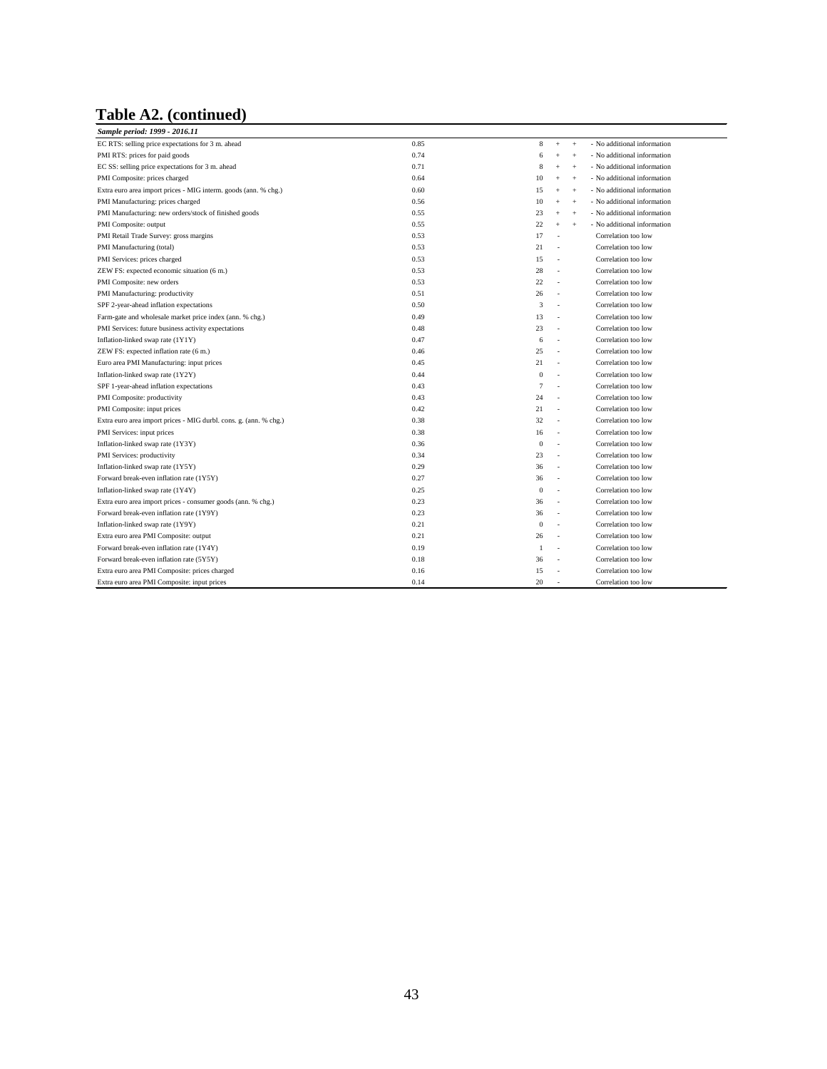# Table A2. (continued)

| *Sample period: 1999 - 2016.11* | | | | | | |
|---|---|---|---|---|---|---|
| EC RTS: selling price expectations for 3 m. ahead | 0.85 | 8 | + | + | - | No additional information |
| PMI RTS: prices for paid goods | 0.74 | 6 | + | + | - | No additional information |
| EC SS: selling price expectations for 3 m. ahead | 0.71 | 8 | + | + | - | No additional information |
| PMI Composite: prices charged | 0.64 | 10 | + | + | - | No additional information |
| Extra euro area import prices - MIG interm. goods (ann. % chg.) | 0.60 | 15 | + | + | - | No additional information |
| PMI Manufacturing: prices charged | 0.56 | 10 | + | + | - | No additional information |
| PMI Manufacturing: new orders/stock of finished goods | 0.55 | 23 | + | + | - | No additional information |
| PMI Composite: output | 0.55 | 22 | + | + | - | No additional information |
| PMI Retail Trade Survey: gross margins | 0.53 | 17 | - | | | Correlation too low |
| PMI Manufacturing (total) | 0.53 | 21 | - | | | Correlation too low |
| PMI Services: prices charged | 0.53 | 15 | - | | | Correlation too low |
| ZEW FS: expected economic situation (6 m.) | 0.53 | 28 | - | | | Correlation too low |
| PMI Composite: new orders | 0.53 | 22 | - | | | Correlation too low |
| PMI Manufacturing: productivity | 0.51 | 26 | - | | | Correlation too low |
| SPF 2-year-ahead inflation expectations | 0.50 | 3 | - | | | Correlation too low |
| Farm-gate and wholesale market price index (ann. % chg.) | 0.49 | 13 | - | | | Correlation too low |
| PMI Services: future business activity expectations | 0.48 | 23 | - | | | Correlation too low |
| Inflation-linked swap rate (1Y1Y) | 0.47 | 6 | - | | | Correlation too low |
| ZEW FS: expected inflation rate (6 m.) | 0.46 | 25 | - | | | Correlation too low |
| Euro area PMI Manufacturing: input prices | 0.45 | 21 | - | | | Correlation too low |
| Inflation-linked swap rate (1Y2Y) | 0.44 | 0 | - | | | Correlation too low |
| SPF 1-year-ahead inflation expectations | 0.43 | 7 | - | | | Correlation too low |
| PMI Composite: productivity | 0.43 | 24 | - | | | Correlation too low |
| PMI Composite: input prices | 0.42 | 21 | - | | | Correlation too low |
| Extra euro area import prices - MIG durbl. cons. g. (ann. % chg.) | 0.38 | 32 | - | | | Correlation too low |
| PMI Services: input prices | 0.38 | 16 | - | | | Correlation too low |
| Inflation-linked swap rate (1Y3Y) | 0.36 | 0 | - | | | Correlation too low |
| PMI Services: productivity | 0.34 | 23 | - | | | Correlation too low |
| Inflation-linked swap rate (1Y5Y) | 0.29 | 36 | - | | | Correlation too low |
| Forward break-even inflation rate (1Y5Y) | 0.27 | 36 | - | | | Correlation too low |
| Inflation-linked swap rate (1Y4Y) | 0.25 | 0 | - | | | Correlation too low |
| Extra euro area import prices - consumer goods (ann. % chg.) | 0.23 | 36 | - | | | Correlation too low |
| Forward break-even inflation rate (1Y9Y) | 0.23 | 36 | - | | | Correlation too low |
| Inflation-linked swap rate (1Y9Y) | 0.21 | 0 | - | | | Correlation too low |
| Extra euro area PMI Composite: output | 0.21 | 26 | - | | | Correlation too low |
| Forward break-even inflation rate (1Y4Y) | 0.19 | 1 | - | | | Correlation too low |
| Forward break-even inflation rate (5Y5Y) | 0.18 | 36 | - | | | Correlation too low |
| Extra euro area PMI Composite: prices charged | 0.16 | 15 | - | | | Correlation too low |
| Extra euro area PMI Composite: input prices | 0.14 | 20 | - | | | Correlation too low |